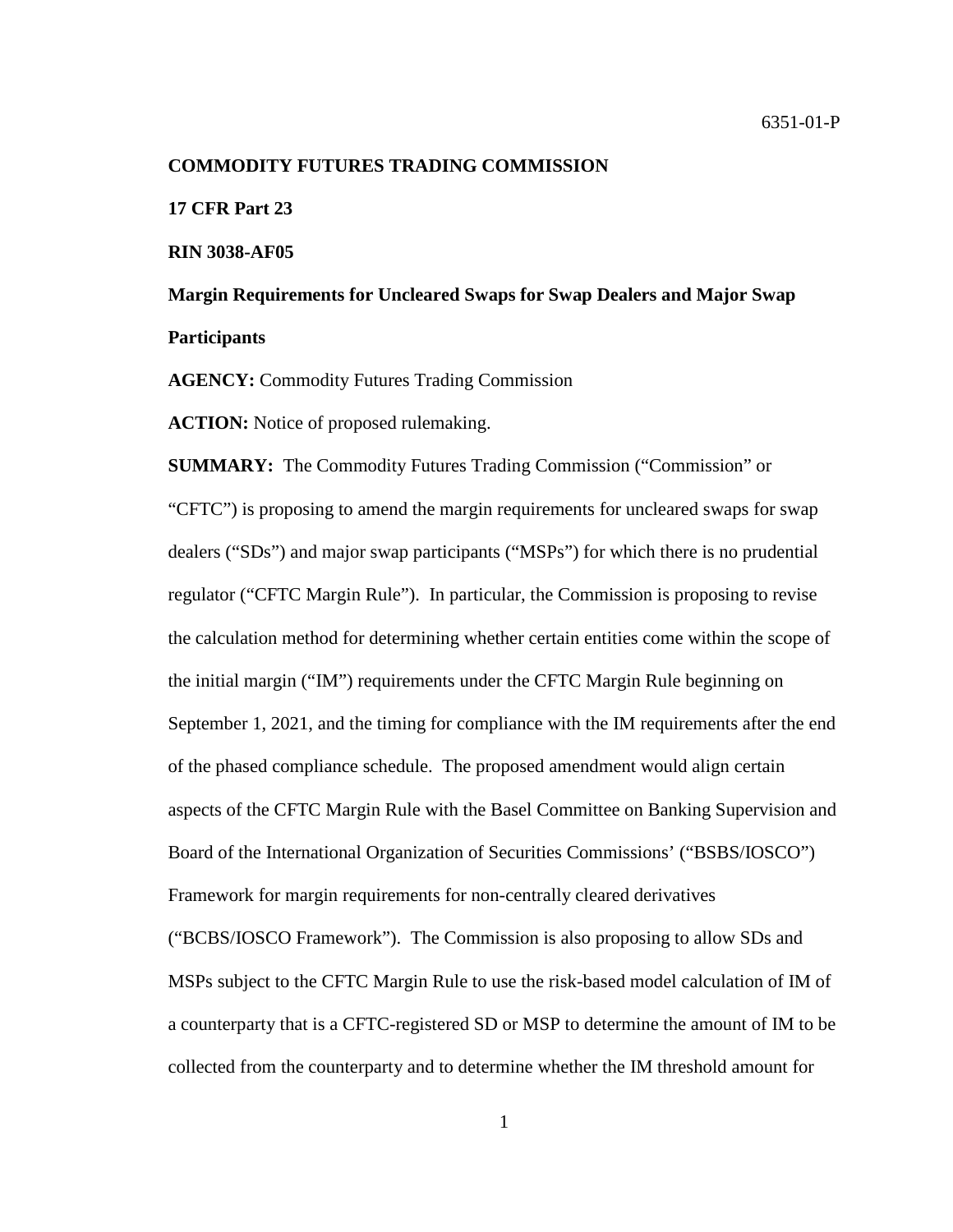6351-01-P

**COMMODITY FUTURES TRADING COMMISSION**

**17 CFR Part 23**

**RIN 3038-AF05**

**Margin Requirements for Uncleared Swaps for Swap Dealers and Major Swap Participants**

**AGENCY:** Commodity Futures Trading Commission

**ACTION:** Notice of proposed rulemaking.

**SUMMARY:** The Commodity Futures Trading Commission ("Commission" or "CFTC") is proposing to amend the margin requirements for uncleared swaps for swap dealers ("SDs") and major swap participants ("MSPs") for which there is no prudential regulator ("CFTC Margin Rule"). In particular, the Commission is proposing to revise the calculation method for determining whether certain entities come within the scope of the initial margin ("IM") requirements under the CFTC Margin Rule beginning on September 1, 2021, and the timing for compliance with the IM requirements after the end of the phased compliance schedule. The proposed amendment would align certain aspects of the CFTC Margin Rule with the Basel Committee on Banking Supervision and Board of the International Organization of Securities Commissions' ("BSBS/IOSCO") Framework for margin requirements for non-centrally cleared derivatives ("BCBS/IOSCO Framework"). The Commission is also proposing to allow SDs and MSPs subject to the CFTC Margin Rule to use the risk-based model calculation of IM of a counterparty that is a CFTC-registered SD or MSP to determine the amount of IM to be collected from the counterparty and to determine whether the IM threshold amount for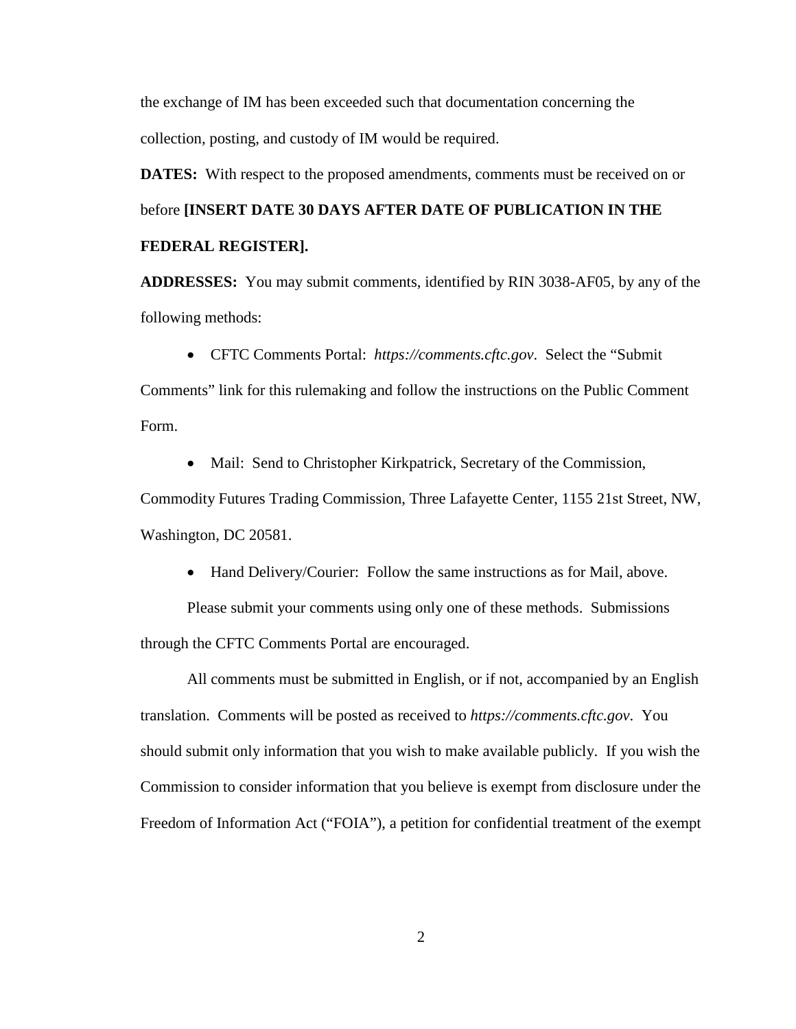the exchange of IM has been exceeded such that documentation concerning the collection, posting, and custody of IM would be required.

**DATES:** With respect to the proposed amendments, comments must be received on or before **[INSERT DATE 30 DAYS AFTER DATE OF PUBLICATION IN THE FEDERAL REGISTER].**

**ADDRESSES:** You may submit comments, identified by RIN 3038-AF05, by any of the following methods:

- CFTC Comments Portal: *https://comments.cftc.gov*. Select the "Submit Comments" link for this rulemaking and follow the instructions on the Public Comment Form.
- Mail: Send to Christopher Kirkpatrick, Secretary of the Commission, Commodity Futures Trading Commission, Three Lafayette Center, 1155 21st Street, NW, Washington, DC 20581.
- Hand Delivery/Courier: Follow the same instructions as for Mail, above.

Please submit your comments using only one of these methods. Submissions through the CFTC Comments Portal are encouraged.

All comments must be submitted in English, or if not, accompanied by an English translation. Comments will be posted as received to *https://comments.cftc.gov*. You should submit only information that you wish to make available publicly. If you wish the Commission to consider information that you believe is exempt from disclosure under the Freedom of Information Act ("FOIA"), a petition for confidential treatment of the exempt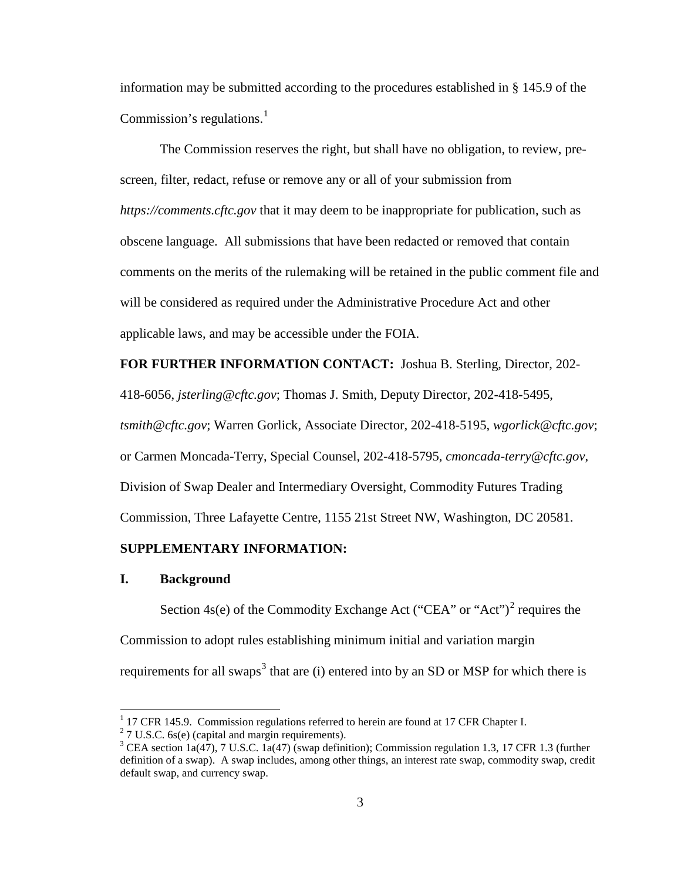information may be submitted according to the procedures established in § 145.9 of the Commission's regulations.[1]

The Commission reserves the right, but shall have no obligation, to review, pre-screen, filter, redact, refuse or remove any or all of your submission from *https://comments.cftc.gov* that it may deem to be inappropriate for publication, such as obscene language. All submissions that have been redacted or removed that contain comments on the merits of the rulemaking will be retained in the public comment file and will be considered as required under the Administrative Procedure Act and other applicable laws, and may be accessible under the FOIA.

**FOR FURTHER INFORMATION CONTACT:** Joshua B. Sterling, Director, 202-418-6056, *jsterling@cftc.gov*; Thomas J. Smith, Deputy Director, 202-418-5495, *tsmith@cftc.gov*; Warren Gorlick, Associate Director, 202-418-5195, *wgorlick@cftc.gov*; or Carmen Moncada-Terry, Special Counsel, 202-418-5795, *cmoncada-terry@cftc.gov*, Division of Swap Dealer and Intermediary Oversight, Commodity Futures Trading Commission, Three Lafayette Centre, 1155 21st Street NW, Washington, DC 20581.

**SUPPLEMENTARY INFORMATION:**

## I. Background

Section 4s(e) of the Commodity Exchange Act ("CEA" or "Act")[2] requires the Commission to adopt rules establishing minimum initial and variation margin requirements for all swaps[3] that are (i) entered into by an SD or MSP for which there is

---

[1] 17 CFR 145.9. Commission regulations referred to herein are found at 17 CFR Chapter I.

[2] 7 U.S.C. 6s(e) (capital and margin requirements).

[3] CEA section 1a(47), 7 U.S.C. 1a(47) (swap definition); Commission regulation 1.3, 17 CFR 1.3 (further definition of a swap). A swap includes, among other things, an interest rate swap, commodity swap, credit default swap, and currency swap.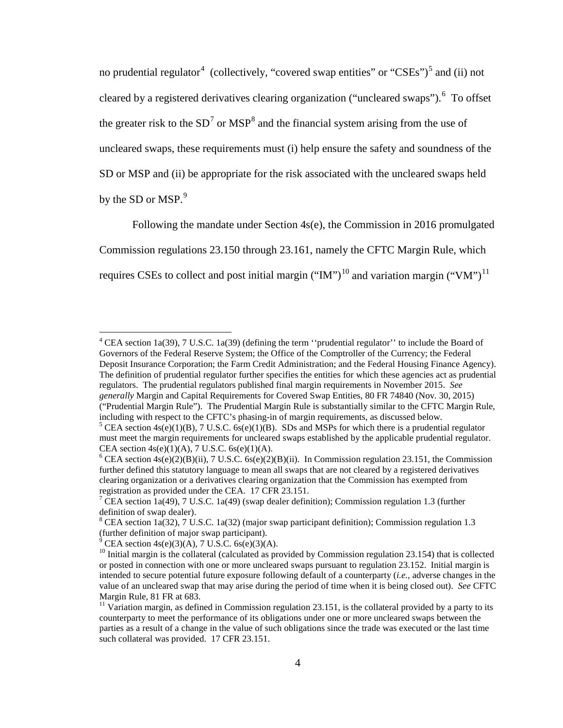no prudential regulator[4] (collectively, "covered swap entities" or "CSEs")[5] and (ii) not cleared by a registered derivatives clearing organization ("uncleared swaps").[6] To offset the greater risk to the SD[7] or MSP[8] and the financial system arising from the use of uncleared swaps, these requirements must (i) help ensure the safety and soundness of the SD or MSP and (ii) be appropriate for the risk associated with the uncleared swaps held by the SD or MSP.[9]

Following the mandate under Section 4s(e), the Commission in 2016 promulgated Commission regulations 23.150 through 23.161, namely the CFTC Margin Rule, which requires CSEs to collect and post initial margin ("IM")[10] and variation margin ("VM")[11]

---

[4] CEA section 1a(39), 7 U.S.C. 1a(39) (defining the term ''prudential regulator'' to include the Board of Governors of the Federal Reserve System; the Office of the Comptroller of the Currency; the Federal Deposit Insurance Corporation; the Farm Credit Administration; and the Federal Housing Finance Agency). The definition of prudential regulator further specifies the entities for which these agencies act as prudential regulators. The prudential regulators published final margin requirements in November 2015. *See generally* Margin and Capital Requirements for Covered Swap Entities, 80 FR 74840 (Nov. 30, 2015) ("Prudential Margin Rule"). The Prudential Margin Rule is substantially similar to the CFTC Margin Rule, including with respect to the CFTC's phasing-in of margin requirements, as discussed below.

[5] CEA section 4s(e)(1)(B), 7 U.S.C. 6s(e)(1)(B). SDs and MSPs for which there is a prudential regulator must meet the margin requirements for uncleared swaps established by the applicable prudential regulator. CEA section 4s(e)(1)(A), 7 U.S.C. 6s(e)(1)(A).

[6] CEA section 4s(e)(2)(B)(ii), 7 U.S.C. 6s(e)(2)(B)(ii). In Commission regulation 23.151, the Commission further defined this statutory language to mean all swaps that are not cleared by a registered derivatives clearing organization or a derivatives clearing organization that the Commission has exempted from registration as provided under the CEA. 17 CFR 23.151.

[7] CEA section 1a(49), 7 U.S.C. 1a(49) (swap dealer definition); Commission regulation 1.3 (further definition of swap dealer).

[8] CEA section 1a(32), 7 U.S.C. 1a(32) (major swap participant definition); Commission regulation 1.3 (further definition of major swap participant).

[9] CEA section 4s(e)(3)(A), 7 U.S.C. 6s(e)(3)(A).

[10] Initial margin is the collateral (calculated as provided by Commission regulation 23.154) that is collected or posted in connection with one or more uncleared swaps pursuant to regulation 23.152. Initial margin is intended to secure potential future exposure following default of a counterparty (*i.e.*, adverse changes in the value of an uncleared swap that may arise during the period of time when it is being closed out). *See* CFTC Margin Rule, 81 FR at 683.

[11] Variation margin, as defined in Commission regulation 23.151, is the collateral provided by a party to its counterparty to meet the performance of its obligations under one or more uncleared swaps between the parties as a result of a change in the value of such obligations since the trade was executed or the last time such collateral was provided. 17 CFR 23.151.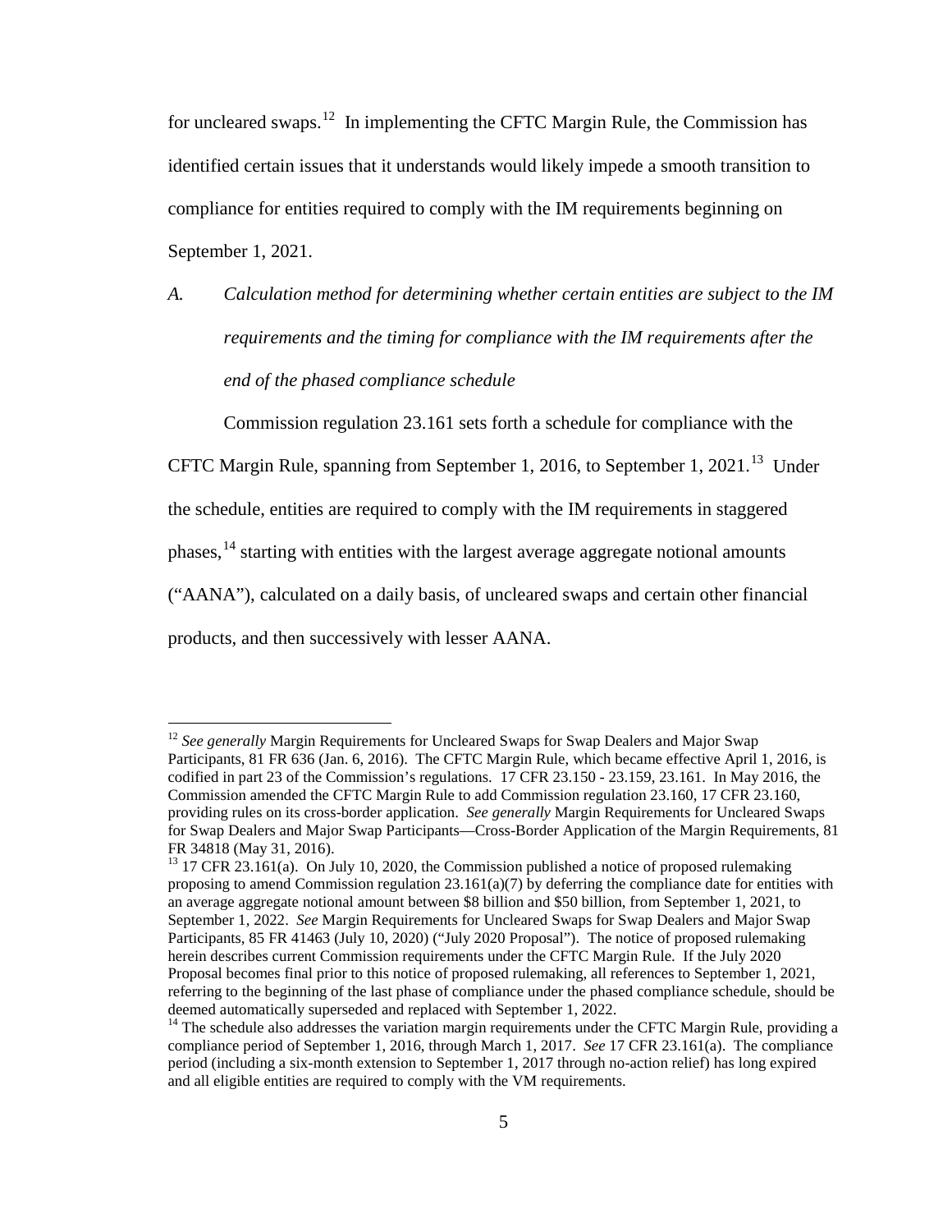for uncleared swaps.[12] In implementing the CFTC Margin Rule, the Commission has identified certain issues that it understands would likely impede a smooth transition to compliance for entities required to comply with the IM requirements beginning on September 1, 2021.

### *A. Calculation method for determining whether certain entities are subject to the IM requirements and the timing for compliance with the IM requirements after the end of the phased compliance schedule*

Commission regulation 23.161 sets forth a schedule for compliance with the CFTC Margin Rule, spanning from September 1, 2016, to September 1, 2021.[13] Under the schedule, entities are required to comply with the IM requirements in staggered phases,[14] starting with entities with the largest average aggregate notional amounts ("AANA"), calculated on a daily basis, of uncleared swaps and certain other financial products, and then successively with lesser AANA.

---

[12] *See generally* Margin Requirements for Uncleared Swaps for Swap Dealers and Major Swap Participants, 81 FR 636 (Jan. 6, 2016). The CFTC Margin Rule, which became effective April 1, 2016, is codified in part 23 of the Commission's regulations. 17 CFR 23.150 - 23.159, 23.161. In May 2016, the Commission amended the CFTC Margin Rule to add Commission regulation 23.160, 17 CFR 23.160, providing rules on its cross-border application. *See generally* Margin Requirements for Uncleared Swaps for Swap Dealers and Major Swap Participants—Cross-Border Application of the Margin Requirements, 81 FR 34818 (May 31, 2016).

[13] 17 CFR 23.161(a). On July 10, 2020, the Commission published a notice of proposed rulemaking proposing to amend Commission regulation 23.161(a)(7) by deferring the compliance date for entities with an average aggregate notional amount between $8 billion and $50 billion, from September 1, 2021, to September 1, 2022. *See* Margin Requirements for Uncleared Swaps for Swap Dealers and Major Swap Participants, 85 FR 41463 (July 10, 2020) ("July 2020 Proposal"). The notice of proposed rulemaking herein describes current Commission requirements under the CFTC Margin Rule. If the July 2020 Proposal becomes final prior to this notice of proposed rulemaking, all references to September 1, 2021, referring to the beginning of the last phase of compliance under the phased compliance schedule, should be deemed automatically superseded and replaced with September 1, 2022.

[14] The schedule also addresses the variation margin requirements under the CFTC Margin Rule, providing a compliance period of September 1, 2016, through March 1, 2017. *See* 17 CFR 23.161(a). The compliance period (including a six-month extension to September 1, 2017 through no-action relief) has long expired and all eligible entities are required to comply with the VM requirements.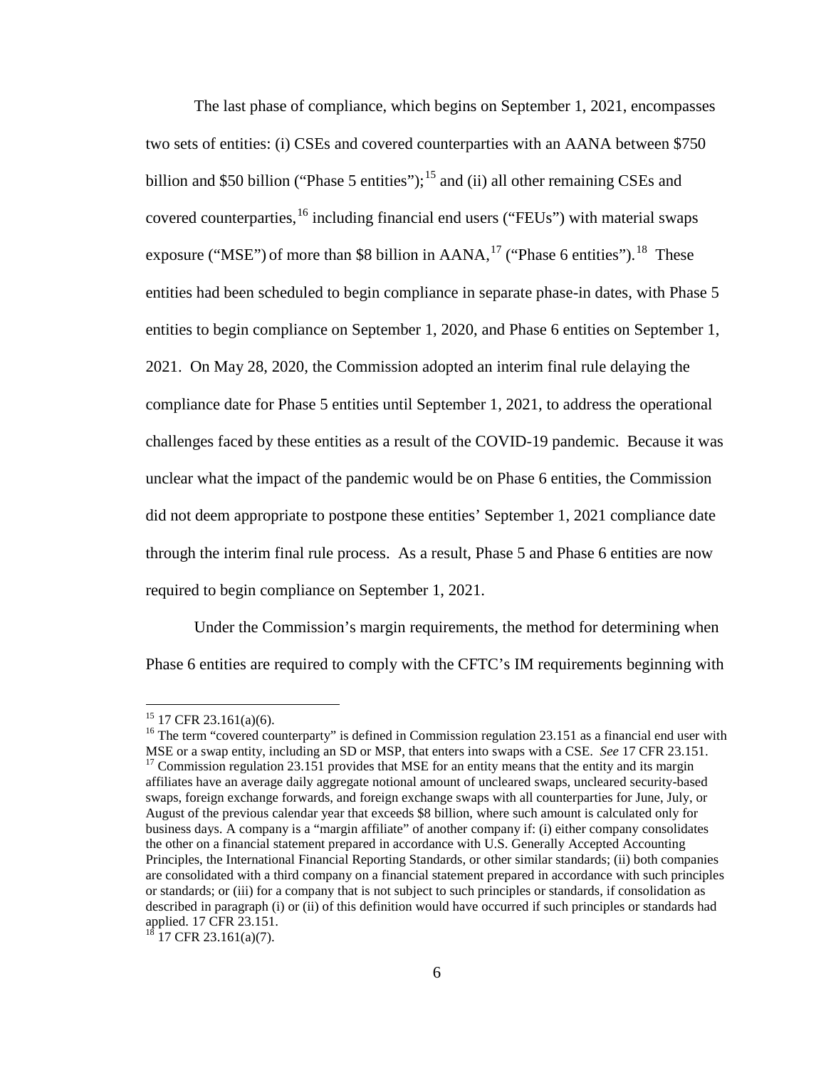The last phase of compliance, which begins on September 1, 2021, encompasses two sets of entities: (i) CSEs and covered counterparties with an AANA between $750 billion and $50 billion ("Phase 5 entities");[15] and (ii) all other remaining CSEs and covered counterparties,[16] including financial end users ("FEUs") with material swaps exposure ("MSE") of more than $8 billion in AANA,[17] ("Phase 6 entities").[18] These entities had been scheduled to begin compliance in separate phase-in dates, with Phase 5 entities to begin compliance on September 1, 2020, and Phase 6 entities on September 1, 2021. On May 28, 2020, the Commission adopted an interim final rule delaying the compliance date for Phase 5 entities until September 1, 2021, to address the operational challenges faced by these entities as a result of the COVID-19 pandemic. Because it was unclear what the impact of the pandemic would be on Phase 6 entities, the Commission did not deem appropriate to postpone these entities' September 1, 2021 compliance date through the interim final rule process. As a result, Phase 5 and Phase 6 entities are now required to begin compliance on September 1, 2021.

Under the Commission's margin requirements, the method for determining when Phase 6 entities are required to comply with the CFTC's IM requirements beginning with

---

[15] 17 CFR 23.161(a)(6).

[16] The term "covered counterparty" is defined in Commission regulation 23.151 as a financial end user with MSE or a swap entity, including an SD or MSP, that enters into swaps with a CSE. *See* 17 CFR 23.151.

[17] Commission regulation 23.151 provides that MSE for an entity means that the entity and its margin affiliates have an average daily aggregate notional amount of uncleared swaps, uncleared security-based swaps, foreign exchange forwards, and foreign exchange swaps with all counterparties for June, July, or August of the previous calendar year that exceeds $8 billion, where such amount is calculated only for business days. A company is a "margin affiliate" of another company if: (i) either company consolidates the other on a financial statement prepared in accordance with U.S. Generally Accepted Accounting Principles, the International Financial Reporting Standards, or other similar standards; (ii) both companies are consolidated with a third company on a financial statement prepared in accordance with such principles or standards; or (iii) for a company that is not subject to such principles or standards, if consolidation as described in paragraph (i) or (ii) of this definition would have occurred if such principles or standards had applied. 17 CFR 23.151.

[18] 17 CFR 23.161(a)(7).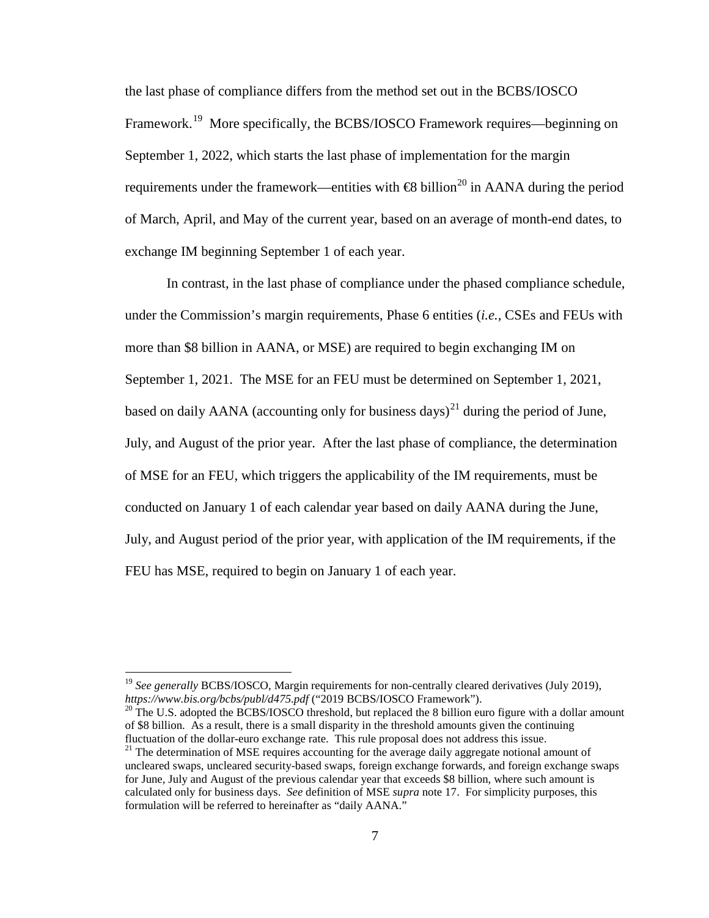the last phase of compliance differs from the method set out in the BCBS/IOSCO Framework.[19] More specifically, the BCBS/IOSCO Framework requires—beginning on September 1, 2022, which starts the last phase of implementation for the margin requirements under the framework—entities with €8 billion[20] in AANA during the period of March, April, and May of the current year, based on an average of month-end dates, to exchange IM beginning September 1 of each year.

In contrast, in the last phase of compliance under the phased compliance schedule, under the Commission's margin requirements, Phase 6 entities (*i.e.*, CSEs and FEUs with more than $8 billion in AANA, or MSE) are required to begin exchanging IM on September 1, 2021. The MSE for an FEU must be determined on September 1, 2021, based on daily AANA (accounting only for business days)[21] during the period of June, July, and August of the prior year. After the last phase of compliance, the determination of MSE for an FEU, which triggers the applicability of the IM requirements, must be conducted on January 1 of each calendar year based on daily AANA during the June, July, and August period of the prior year, with application of the IM requirements, if the FEU has MSE, required to begin on January 1 of each year.

---

[19] *See generally* BCBS/IOSCO, Margin requirements for non-centrally cleared derivatives (July 2019), *https://www.bis.org/bcbs/publ/d475.pdf* ("2019 BCBS/IOSCO Framework").

[20] The U.S. adopted the BCBS/IOSCO threshold, but replaced the 8 billion euro figure with a dollar amount of $8 billion. As a result, there is a small disparity in the threshold amounts given the continuing fluctuation of the dollar-euro exchange rate. This rule proposal does not address this issue.

[21] The determination of MSE requires accounting for the average daily aggregate notional amount of uncleared swaps, uncleared security-based swaps, foreign exchange forwards, and foreign exchange swaps for June, July and August of the previous calendar year that exceeds $8 billion, where such amount is calculated only for business days. *See* definition of MSE *supra* note 17. For simplicity purposes, this formulation will be referred to hereinafter as "daily AANA."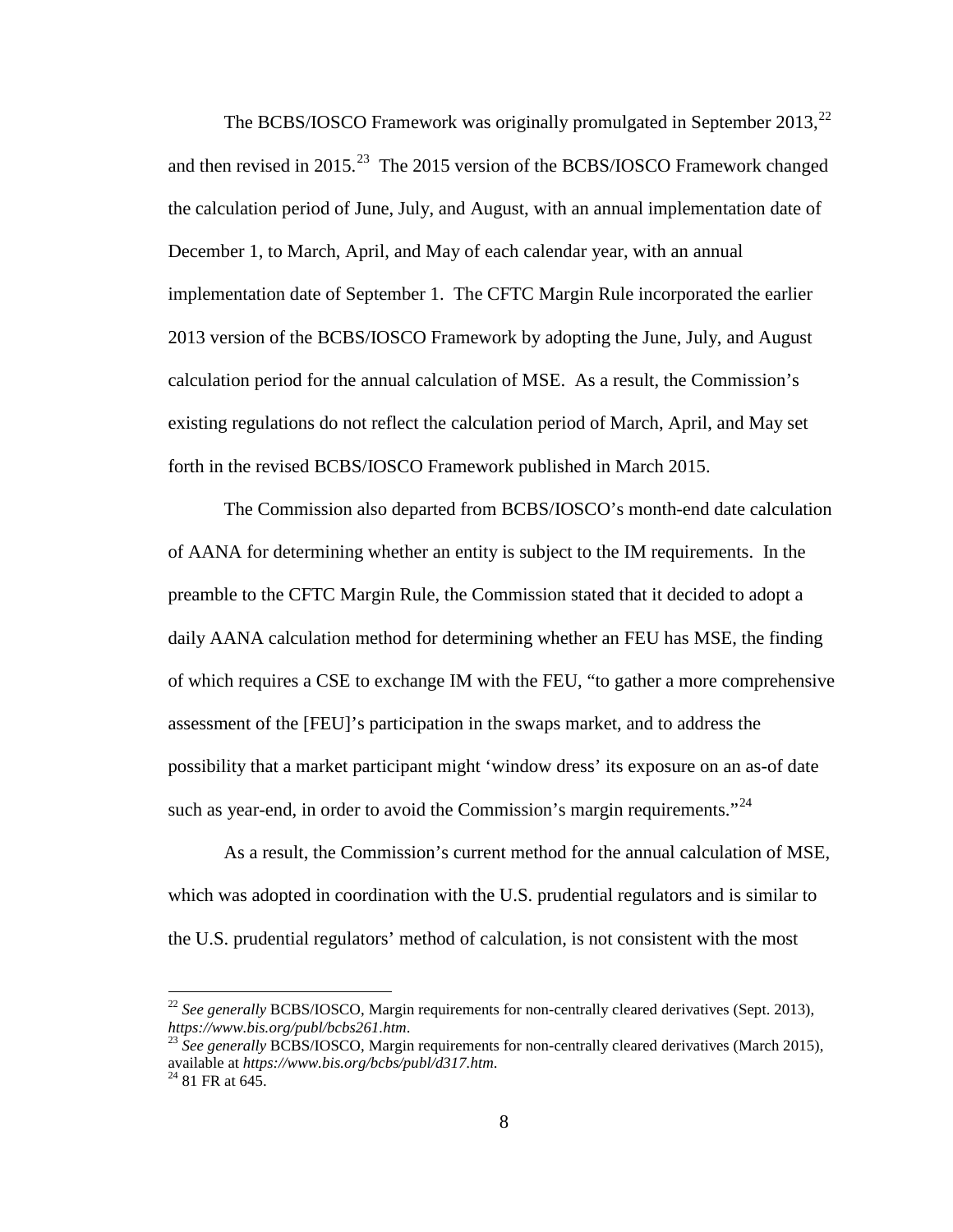The BCBS/IOSCO Framework was originally promulgated in September 2013,[22] and then revised in 2015.[23] The 2015 version of the BCBS/IOSCO Framework changed the calculation period of June, July, and August, with an annual implementation date of December 1, to March, April, and May of each calendar year, with an annual implementation date of September 1. The CFTC Margin Rule incorporated the earlier 2013 version of the BCBS/IOSCO Framework by adopting the June, July, and August calculation period for the annual calculation of MSE. As a result, the Commission's existing regulations do not reflect the calculation period of March, April, and May set forth in the revised BCBS/IOSCO Framework published in March 2015.

The Commission also departed from BCBS/IOSCO's month-end date calculation of AANA for determining whether an entity is subject to the IM requirements. In the preamble to the CFTC Margin Rule, the Commission stated that it decided to adopt a daily AANA calculation method for determining whether an FEU has MSE, the finding of which requires a CSE to exchange IM with the FEU, "to gather a more comprehensive assessment of the [FEU]'s participation in the swaps market, and to address the possibility that a market participant might 'window dress' its exposure on an as-of date such as year-end, in order to avoid the Commission's margin requirements."[24]

As a result, the Commission's current method for the annual calculation of MSE, which was adopted in coordination with the U.S. prudential regulators and is similar to the U.S. prudential regulators' method of calculation, is not consistent with the most

---

[22] *See generally* BCBS/IOSCO, Margin requirements for non-centrally cleared derivatives (Sept. 2013), *https://www.bis.org/publ/bcbs261.htm*.

[23] *See generally* BCBS/IOSCO, Margin requirements for non-centrally cleared derivatives (March 2015), available at *https://www.bis.org/bcbs/publ/d317.htm*.

[24] 81 FR at 645.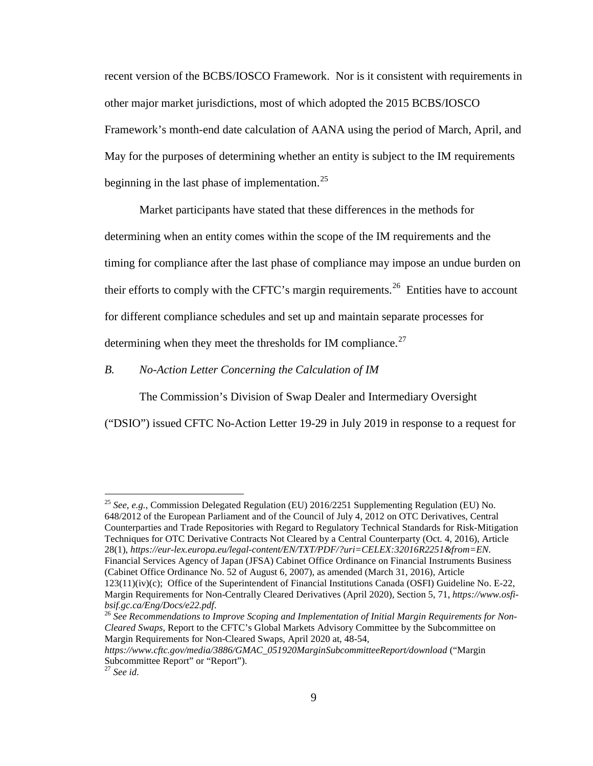recent version of the BCBS/IOSCO Framework. Nor is it consistent with requirements in other major market jurisdictions, most of which adopted the 2015 BCBS/IOSCO Framework's month-end date calculation of AANA using the period of March, April, and May for the purposes of determining whether an entity is subject to the IM requirements beginning in the last phase of implementation.[25]

Market participants have stated that these differences in the methods for determining when an entity comes within the scope of the IM requirements and the timing for compliance after the last phase of compliance may impose an undue burden on their efforts to comply with the CFTC's margin requirements.[26] Entities have to account for different compliance schedules and set up and maintain separate processes for determining when they meet the thresholds for IM compliance.[27]

### *B. No-Action Letter Concerning the Calculation of IM*

The Commission's Division of Swap Dealer and Intermediary Oversight ("DSIO") issued CFTC No-Action Letter 19-29 in July 2019 in response to a request for

---

[25] *See, e.g.*, Commission Delegated Regulation (EU) 2016/2251 Supplementing Regulation (EU) No. 648/2012 of the European Parliament and of the Council of July 4, 2012 on OTC Derivatives, Central Counterparties and Trade Repositories with Regard to Regulatory Technical Standards for Risk-Mitigation Techniques for OTC Derivative Contracts Not Cleared by a Central Counterparty (Oct. 4, 2016), Article 28(1), *https://eur-lex.europa.eu/legal-content/EN/TXT/PDF/?uri=CELEX:32016R2251&from=EN*. Financial Services Agency of Japan (JFSA) Cabinet Office Ordinance on Financial Instruments Business (Cabinet Office Ordinance No. 52 of August 6, 2007), as amended (March 31, 2016), Article 123(11)(iv)(c); Office of the Superintendent of Financial Institutions Canada (OSFI) Guideline No. E-22, Margin Requirements for Non-Centrally Cleared Derivatives (April 2020), Section 5, 71, *https://www.osfi-bsif.gc.ca/Eng/Docs/e22.pdf*.

[26] *See Recommendations to Improve Scoping and Implementation of Initial Margin Requirements for Non-Cleared Swaps*, Report to the CFTC's Global Markets Advisory Committee by the Subcommittee on Margin Requirements for Non-Cleared Swaps, April 2020 at, 48-54, *https://www.cftc.gov/media/3886/GMAC_051920MarginSubcommitteeReport/download* ("Margin Subcommittee Report" or "Report").

[27] *See id.*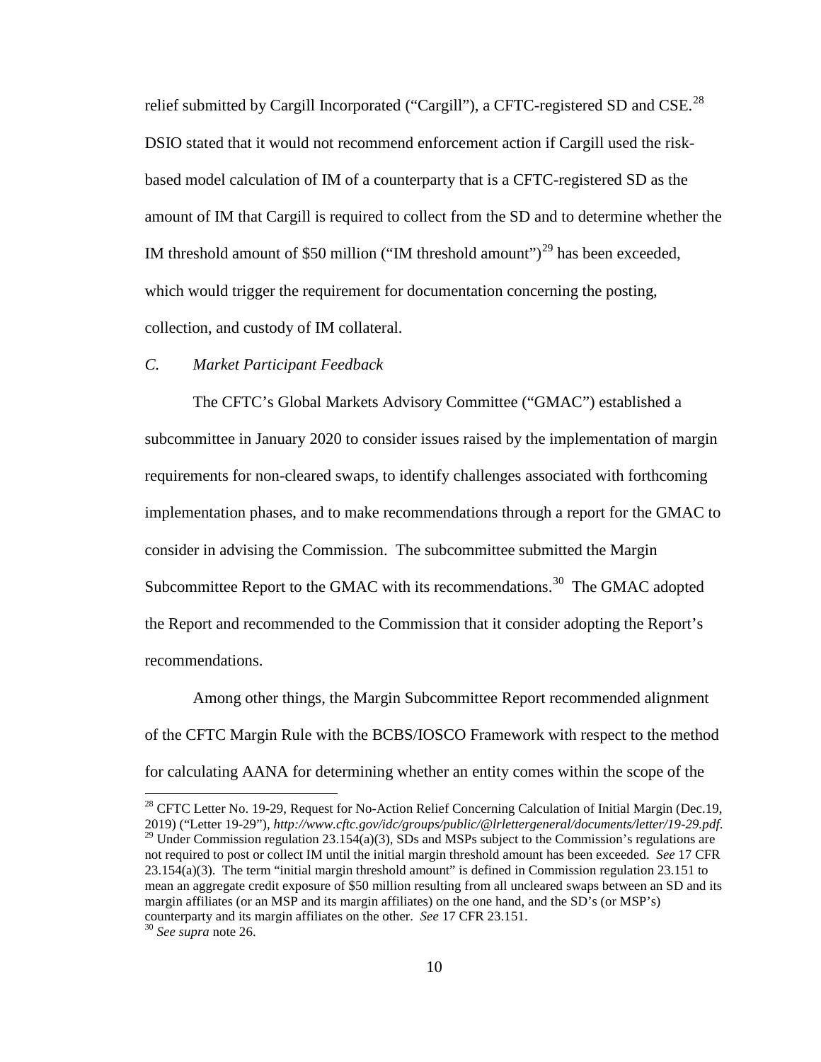relief submitted by Cargill Incorporated ("Cargill"), a CFTC-registered SD and CSE.[28] DSIO stated that it would not recommend enforcement action if Cargill used the risk-based model calculation of IM of a counterparty that is a CFTC-registered SD as the amount of IM that Cargill is required to collect from the SD and to determine whether the IM threshold amount of \$50 million ("IM threshold amount")[29] has been exceeded, which would trigger the requirement for documentation concerning the posting, collection, and custody of IM collateral.

### *C. Market Participant Feedback*

The CFTC's Global Markets Advisory Committee ("GMAC") established a subcommittee in January 2020 to consider issues raised by the implementation of margin requirements for non-cleared swaps, to identify challenges associated with forthcoming implementation phases, and to make recommendations through a report for the GMAC to consider in advising the Commission. The subcommittee submitted the Margin Subcommittee Report to the GMAC with its recommendations.[30] The GMAC adopted the Report and recommended to the Commission that it consider adopting the Report's recommendations.

Among other things, the Margin Subcommittee Report recommended alignment of the CFTC Margin Rule with the BCBS/IOSCO Framework with respect to the method for calculating AANA for determining whether an entity comes within the scope of the

---

[28] CFTC Letter No. 19-29, Request for No-Action Relief Concerning Calculation of Initial Margin (Dec.19, 2019) ("Letter 19-29"), *http://www.cftc.gov/idc/groups/public/@lrlettergeneral/documents/letter/19-29.pdf*.

[29] Under Commission regulation 23.154(a)(3), SDs and MSPs subject to the Commission's regulations are not required to post or collect IM until the initial margin threshold amount has been exceeded. *See* 17 CFR 23.154(a)(3). The term "initial margin threshold amount" is defined in Commission regulation 23.151 to mean an aggregate credit exposure of \$50 million resulting from all uncleared swaps between an SD and its margin affiliates (or an MSP and its margin affiliates) on the one hand, and the SD's (or MSP's) counterparty and its margin affiliates on the other. *See* 17 CFR 23.151.

[30] *See supra* note 26.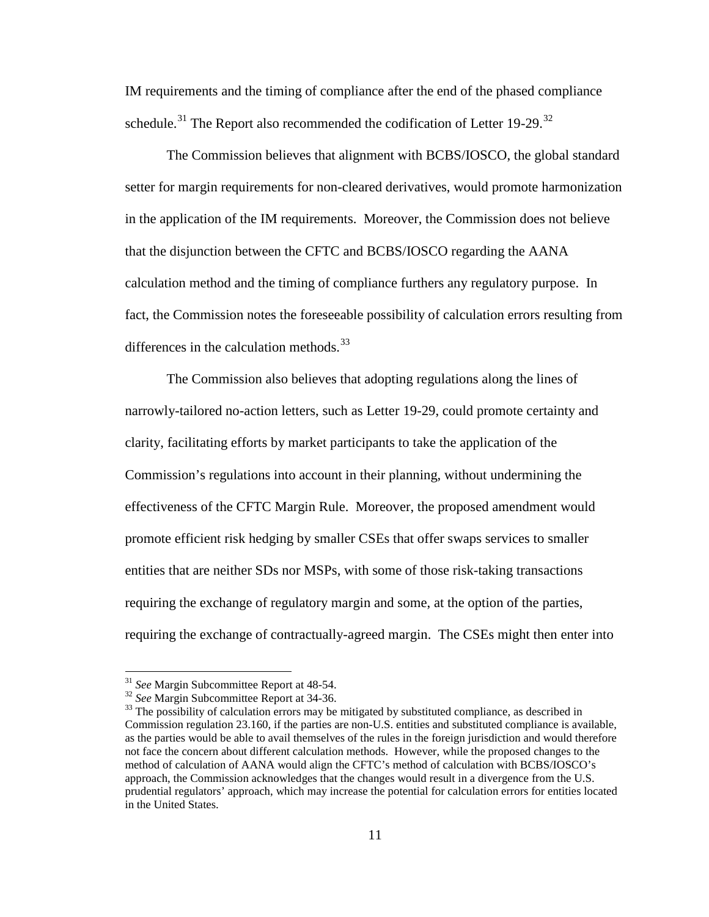IM requirements and the timing of compliance after the end of the phased compliance schedule.[31] The Report also recommended the codification of Letter 19-29.[32]

The Commission believes that alignment with BCBS/IOSCO, the global standard setter for margin requirements for non-cleared derivatives, would promote harmonization in the application of the IM requirements. Moreover, the Commission does not believe that the disjunction between the CFTC and BCBS/IOSCO regarding the AANA calculation method and the timing of compliance furthers any regulatory purpose. In fact, the Commission notes the foreseeable possibility of calculation errors resulting from differences in the calculation methods.[33]

The Commission also believes that adopting regulations along the lines of narrowly-tailored no-action letters, such as Letter 19-29, could promote certainty and clarity, facilitating efforts by market participants to take the application of the Commission's regulations into account in their planning, without undermining the effectiveness of the CFTC Margin Rule. Moreover, the proposed amendment would promote efficient risk hedging by smaller CSEs that offer swaps services to smaller entities that are neither SDs nor MSPs, with some of those risk-taking transactions requiring the exchange of regulatory margin and some, at the option of the parties, requiring the exchange of contractually-agreed margin. The CSEs might then enter into

---

[31] *See* Margin Subcommittee Report at 48-54.

[32] *See* Margin Subcommittee Report at 34-36.

[33] The possibility of calculation errors may be mitigated by substituted compliance, as described in Commission regulation 23.160, if the parties are non-U.S. entities and substituted compliance is available, as the parties would be able to avail themselves of the rules in the foreign jurisdiction and would therefore not face the concern about different calculation methods. However, while the proposed changes to the method of calculation of AANA would align the CFTC's method of calculation with BCBS/IOSCO's approach, the Commission acknowledges that the changes would result in a divergence from the U.S. prudential regulators' approach, which may increase the potential for calculation errors for entities located in the United States.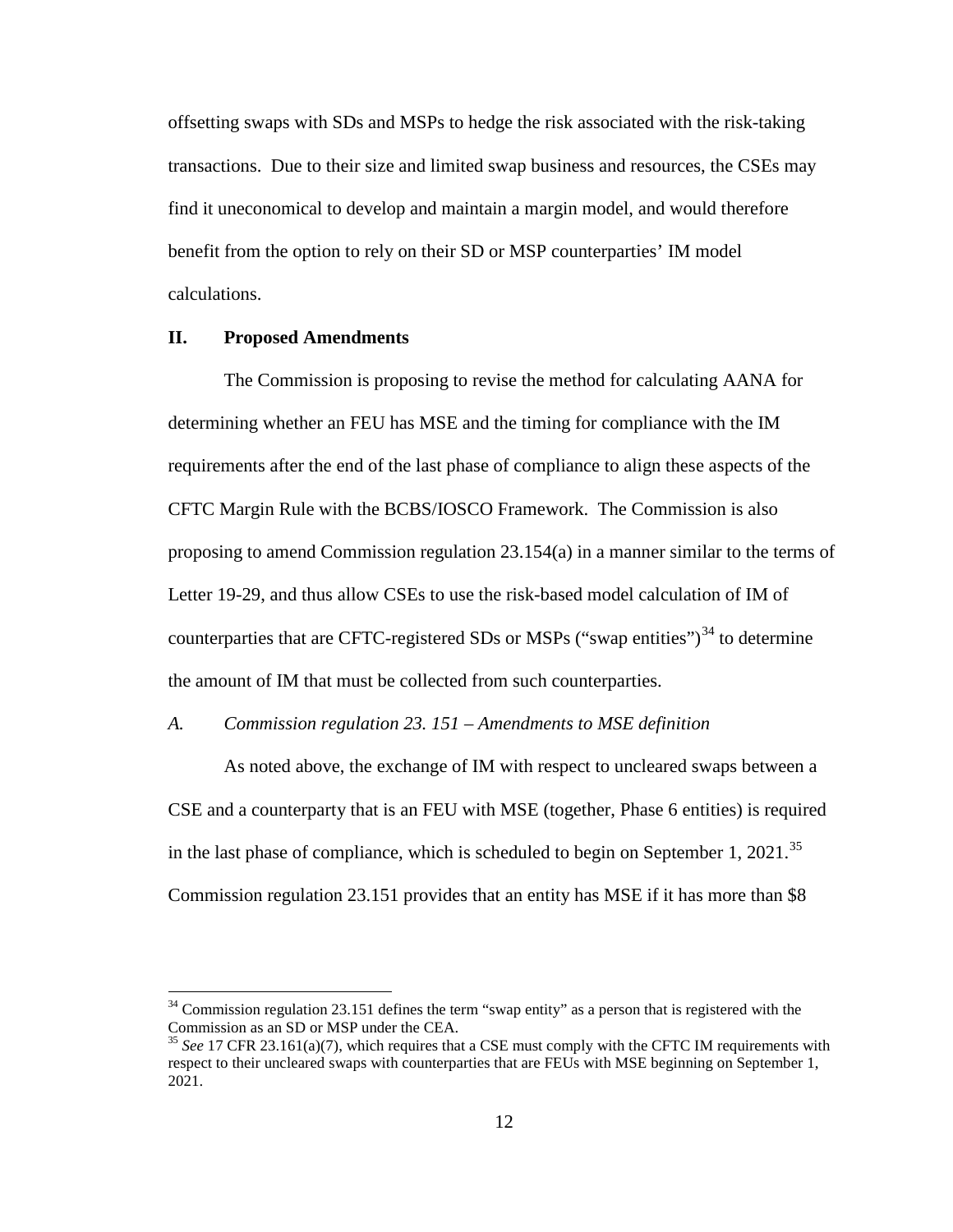offsetting swaps with SDs and MSPs to hedge the risk associated with the risk-taking transactions. Due to their size and limited swap business and resources, the CSEs may find it uneconomical to develop and maintain a margin model, and would therefore benefit from the option to rely on their SD or MSP counterparties' IM model calculations.

## II. Proposed Amendments

The Commission is proposing to revise the method for calculating AANA for determining whether an FEU has MSE and the timing for compliance with the IM requirements after the end of the last phase of compliance to align these aspects of the CFTC Margin Rule with the BCBS/IOSCO Framework. The Commission is also proposing to amend Commission regulation 23.154(a) in a manner similar to the terms of Letter 19-29, and thus allow CSEs to use the risk-based model calculation of IM of counterparties that are CFTC-registered SDs or MSPs ("swap entities")[34] to determine the amount of IM that must be collected from such counterparties.

### *A. Commission regulation 23. 151 – Amendments to MSE definition*

As noted above, the exchange of IM with respect to uncleared swaps between a CSE and a counterparty that is an FEU with MSE (together, Phase 6 entities) is required in the last phase of compliance, which is scheduled to begin on September 1, 2021.[35] Commission regulation 23.151 provides that an entity has MSE if it has more than $8

---

[34] Commission regulation 23.151 defines the term "swap entity" as a person that is registered with the Commission as an SD or MSP under the CEA.

[35] *See* 17 CFR 23.161(a)(7), which requires that a CSE must comply with the CFTC IM requirements with respect to their uncleared swaps with counterparties that are FEUs with MSE beginning on September 1, 2021.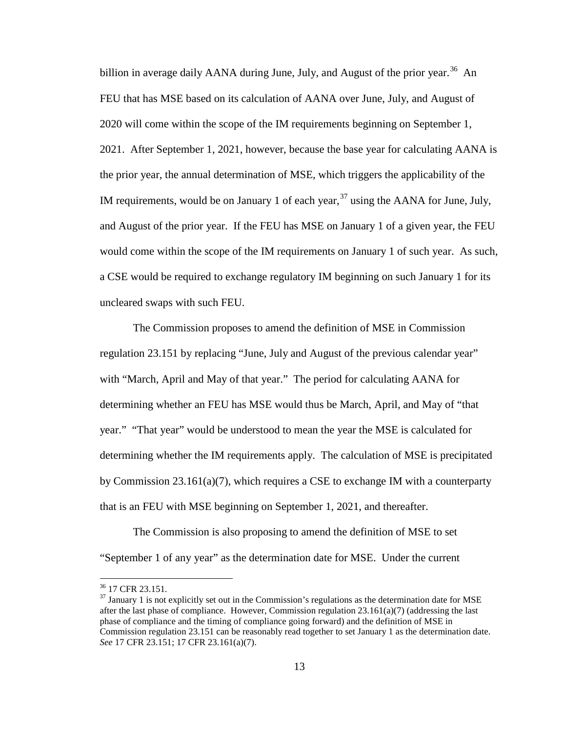billion in average daily AANA during June, July, and August of the prior year.[36] An FEU that has MSE based on its calculation of AANA over June, July, and August of 2020 will come within the scope of the IM requirements beginning on September 1, 2021. After September 1, 2021, however, because the base year for calculating AANA is the prior year, the annual determination of MSE, which triggers the applicability of the IM requirements, would be on January 1 of each year,[37] using the AANA for June, July, and August of the prior year. If the FEU has MSE on January 1 of a given year, the FEU would come within the scope of the IM requirements on January 1 of such year. As such, a CSE would be required to exchange regulatory IM beginning on such January 1 for its uncleared swaps with such FEU.

The Commission proposes to amend the definition of MSE in Commission regulation 23.151 by replacing "June, July and August of the previous calendar year" with "March, April and May of that year." The period for calculating AANA for determining whether an FEU has MSE would thus be March, April, and May of "that year." "That year" would be understood to mean the year the MSE is calculated for determining whether the IM requirements apply. The calculation of MSE is precipitated by Commission 23.161(a)(7), which requires a CSE to exchange IM with a counterparty that is an FEU with MSE beginning on September 1, 2021, and thereafter.

The Commission is also proposing to amend the definition of MSE to set "September 1 of any year" as the determination date for MSE. Under the current

---

[36] 17 CFR 23.151.

[37] January 1 is not explicitly set out in the Commission's regulations as the determination date for MSE after the last phase of compliance. However, Commission regulation 23.161(a)(7) (addressing the last phase of compliance and the timing of compliance going forward) and the definition of MSE in Commission regulation 23.151 can be reasonably read together to set January 1 as the determination date. *See* 17 CFR 23.151; 17 CFR 23.161(a)(7).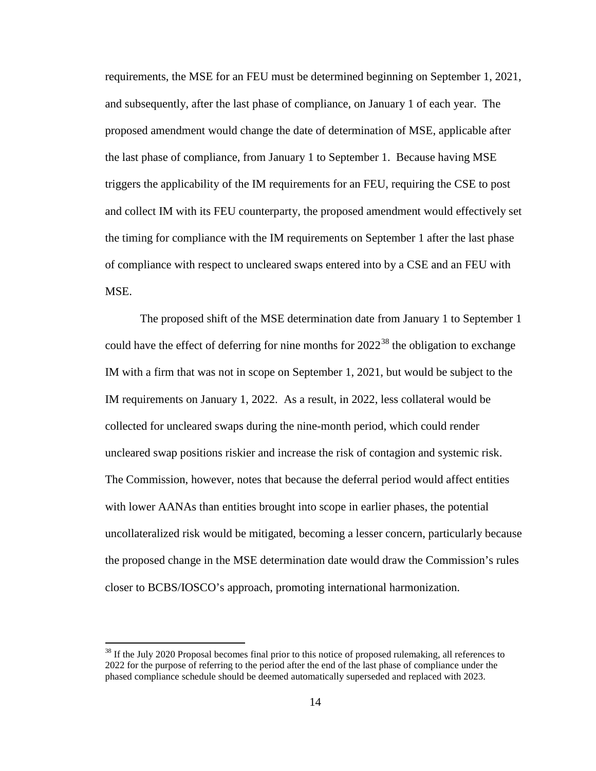requirements, the MSE for an FEU must be determined beginning on September 1, 2021, and subsequently, after the last phase of compliance, on January 1 of each year. The proposed amendment would change the date of determination of MSE, applicable after the last phase of compliance, from January 1 to September 1. Because having MSE triggers the applicability of the IM requirements for an FEU, requiring the CSE to post and collect IM with its FEU counterparty, the proposed amendment would effectively set the timing for compliance with the IM requirements on September 1 after the last phase of compliance with respect to uncleared swaps entered into by a CSE and an FEU with MSE.

The proposed shift of the MSE determination date from January 1 to September 1 could have the effect of deferring for nine months for 2022[38] the obligation to exchange IM with a firm that was not in scope on September 1, 2021, but would be subject to the IM requirements on January 1, 2022. As a result, in 2022, less collateral would be collected for uncleared swaps during the nine-month period, which could render uncleared swap positions riskier and increase the risk of contagion and systemic risk. The Commission, however, notes that because the deferral period would affect entities with lower AANAs than entities brought into scope in earlier phases, the potential uncollateralized risk would be mitigated, becoming a lesser concern, particularly because the proposed change in the MSE determination date would draw the Commission's rules closer to BCBS/IOSCO's approach, promoting international harmonization.

[38] If the July 2020 Proposal becomes final prior to this notice of proposed rulemaking, all references to 2022 for the purpose of referring to the period after the end of the last phase of compliance under the phased compliance schedule should be deemed automatically superseded and replaced with 2023.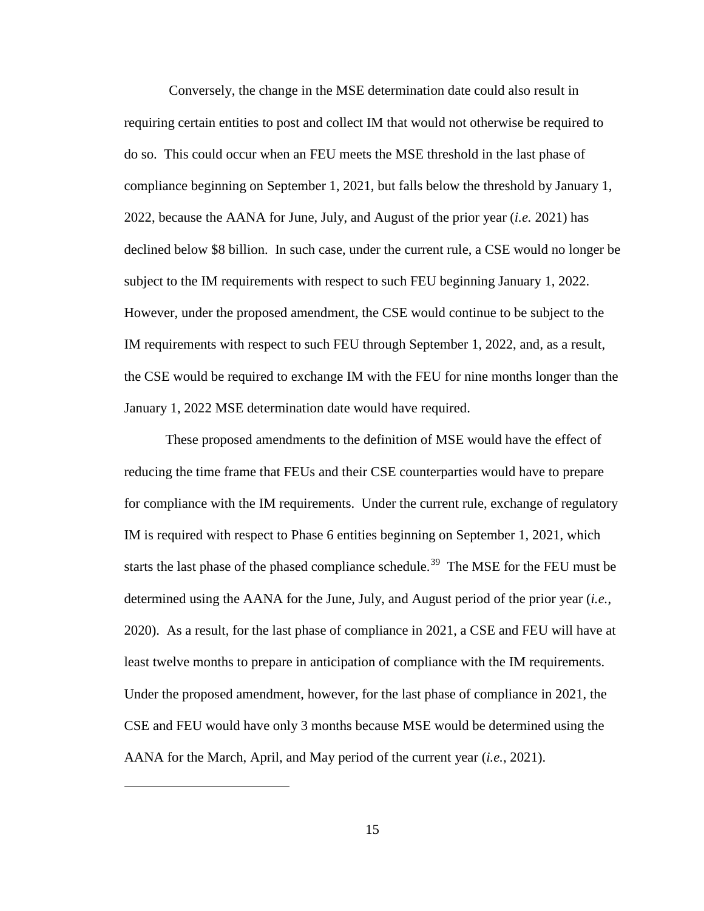Conversely, the change in the MSE determination date could also result in requiring certain entities to post and collect IM that would not otherwise be required to do so. This could occur when an FEU meets the MSE threshold in the last phase of compliance beginning on September 1, 2021, but falls below the threshold by January 1, 2022, because the AANA for June, July, and August of the prior year (*i.e.* 2021) has declined below $8 billion. In such case, under the current rule, a CSE would no longer be subject to the IM requirements with respect to such FEU beginning January 1, 2022. However, under the proposed amendment, the CSE would continue to be subject to the IM requirements with respect to such FEU through September 1, 2022, and, as a result, the CSE would be required to exchange IM with the FEU for nine months longer than the January 1, 2022 MSE determination date would have required.

These proposed amendments to the definition of MSE would have the effect of reducing the time frame that FEUs and their CSE counterparties would have to prepare for compliance with the IM requirements. Under the current rule, exchange of regulatory IM is required with respect to Phase 6 entities beginning on September 1, 2021, which starts the last phase of the phased compliance schedule.[39] The MSE for the FEU must be determined using the AANA for the June, July, and August period of the prior year (*i.e.*, 2020). As a result, for the last phase of compliance in 2021, a CSE and FEU will have at least twelve months to prepare in anticipation of compliance with the IM requirements. Under the proposed amendment, however, for the last phase of compliance in 2021, the CSE and FEU would have only 3 months because MSE would be determined using the AANA for the March, April, and May period of the current year (*i.e.*, 2021).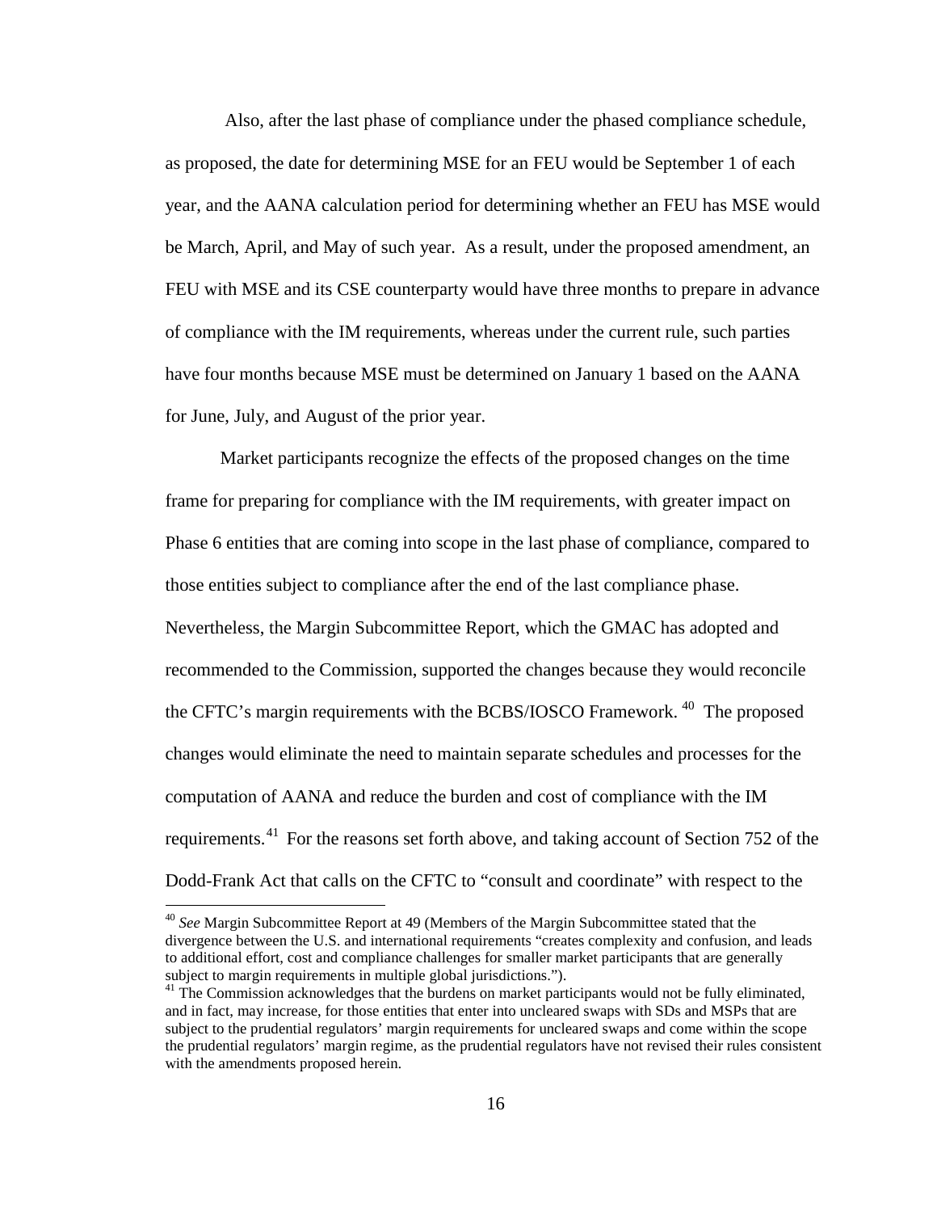Also, after the last phase of compliance under the phased compliance schedule, as proposed, the date for determining MSE for an FEU would be September 1 of each year, and the AANA calculation period for determining whether an FEU has MSE would be March, April, and May of such year. As a result, under the proposed amendment, an FEU with MSE and its CSE counterparty would have three months to prepare in advance of compliance with the IM requirements, whereas under the current rule, such parties have four months because MSE must be determined on January 1 based on the AANA for June, July, and August of the prior year.

Market participants recognize the effects of the proposed changes on the time frame for preparing for compliance with the IM requirements, with greater impact on Phase 6 entities that are coming into scope in the last phase of compliance, compared to those entities subject to compliance after the end of the last compliance phase. Nevertheless, the Margin Subcommittee Report, which the GMAC has adopted and recommended to the Commission, supported the changes because they would reconcile the CFTC's margin requirements with the BCBS/IOSCO Framework.[40] The proposed changes would eliminate the need to maintain separate schedules and processes for the computation of AANA and reduce the burden and cost of compliance with the IM requirements.[41] For the reasons set forth above, and taking account of Section 752 of the Dodd-Frank Act that calls on the CFTC to "consult and coordinate" with respect to the

---

[40] *See* Margin Subcommittee Report at 49 (Members of the Margin Subcommittee stated that the divergence between the U.S. and international requirements "creates complexity and confusion, and leads to additional effort, cost and compliance challenges for smaller market participants that are generally subject to margin requirements in multiple global jurisdictions.").

[41] The Commission acknowledges that the burdens on market participants would not be fully eliminated, and in fact, may increase, for those entities that enter into uncleared swaps with SDs and MSPs that are subject to the prudential regulators' margin requirements for uncleared swaps and come within the scope the prudential regulators' margin regime, as the prudential regulators have not revised their rules consistent with the amendments proposed herein.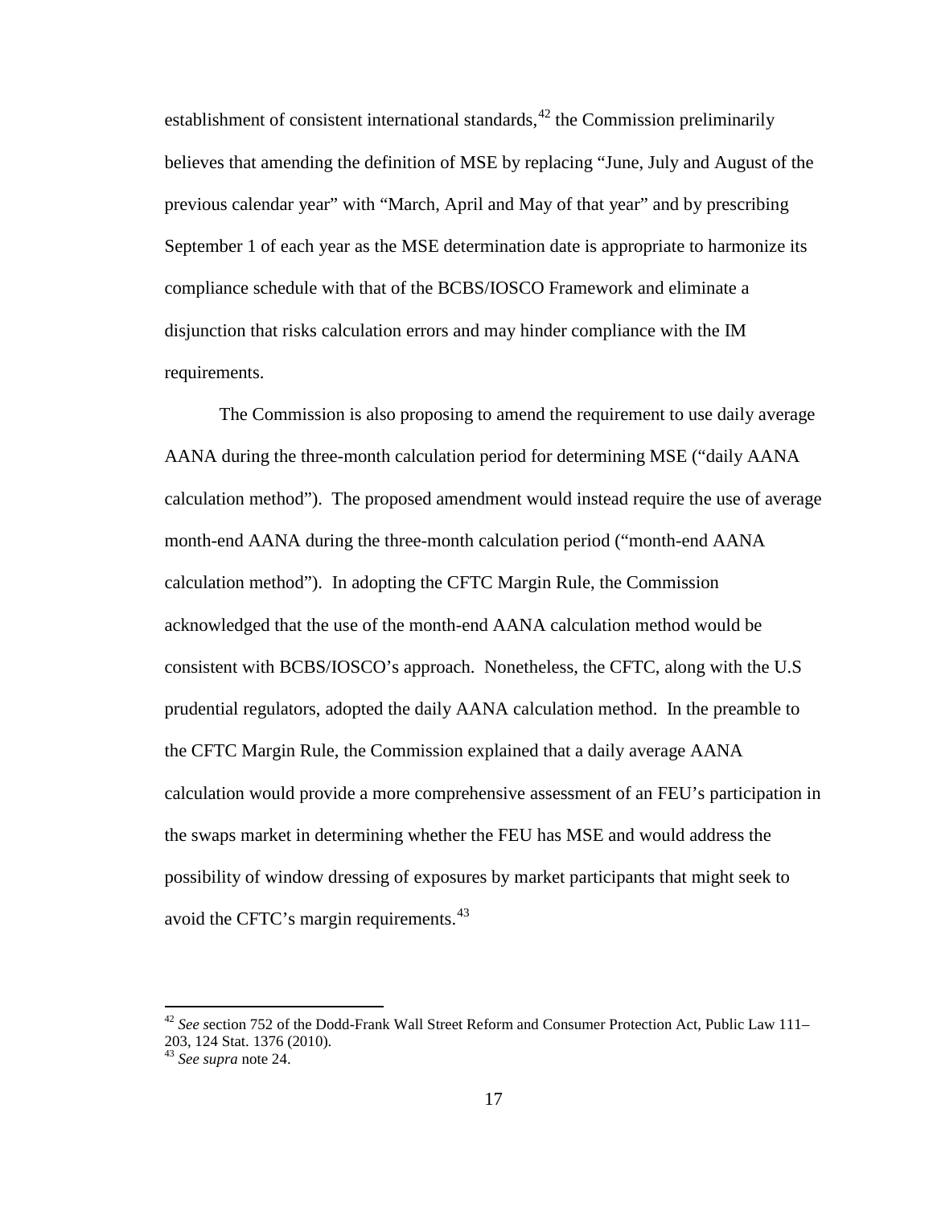establishment of consistent international standards,[42] the Commission preliminarily believes that amending the definition of MSE by replacing "June, July and August of the previous calendar year" with "March, April and May of that year" and by prescribing September 1 of each year as the MSE determination date is appropriate to harmonize its compliance schedule with that of the BCBS/IOSCO Framework and eliminate a disjunction that risks calculation errors and may hinder compliance with the IM requirements.

The Commission is also proposing to amend the requirement to use daily average AANA during the three-month calculation period for determining MSE ("daily AANA calculation method"). The proposed amendment would instead require the use of average month-end AANA during the three-month calculation period ("month-end AANA calculation method"). In adopting the CFTC Margin Rule, the Commission acknowledged that the use of the month-end AANA calculation method would be consistent with BCBS/IOSCO's approach. Nonetheless, the CFTC, along with the U.S prudential regulators, adopted the daily AANA calculation method. In the preamble to the CFTC Margin Rule, the Commission explained that a daily average AANA calculation would provide a more comprehensive assessment of an FEU's participation in the swaps market in determining whether the FEU has MSE and would address the possibility of window dressing of exposures by market participants that might seek to avoid the CFTC's margin requirements.[43]

---

[42] *See* section 752 of the Dodd-Frank Wall Street Reform and Consumer Protection Act, Public Law 111–203, 124 Stat. 1376 (2010).

[43] *See supra* note 24.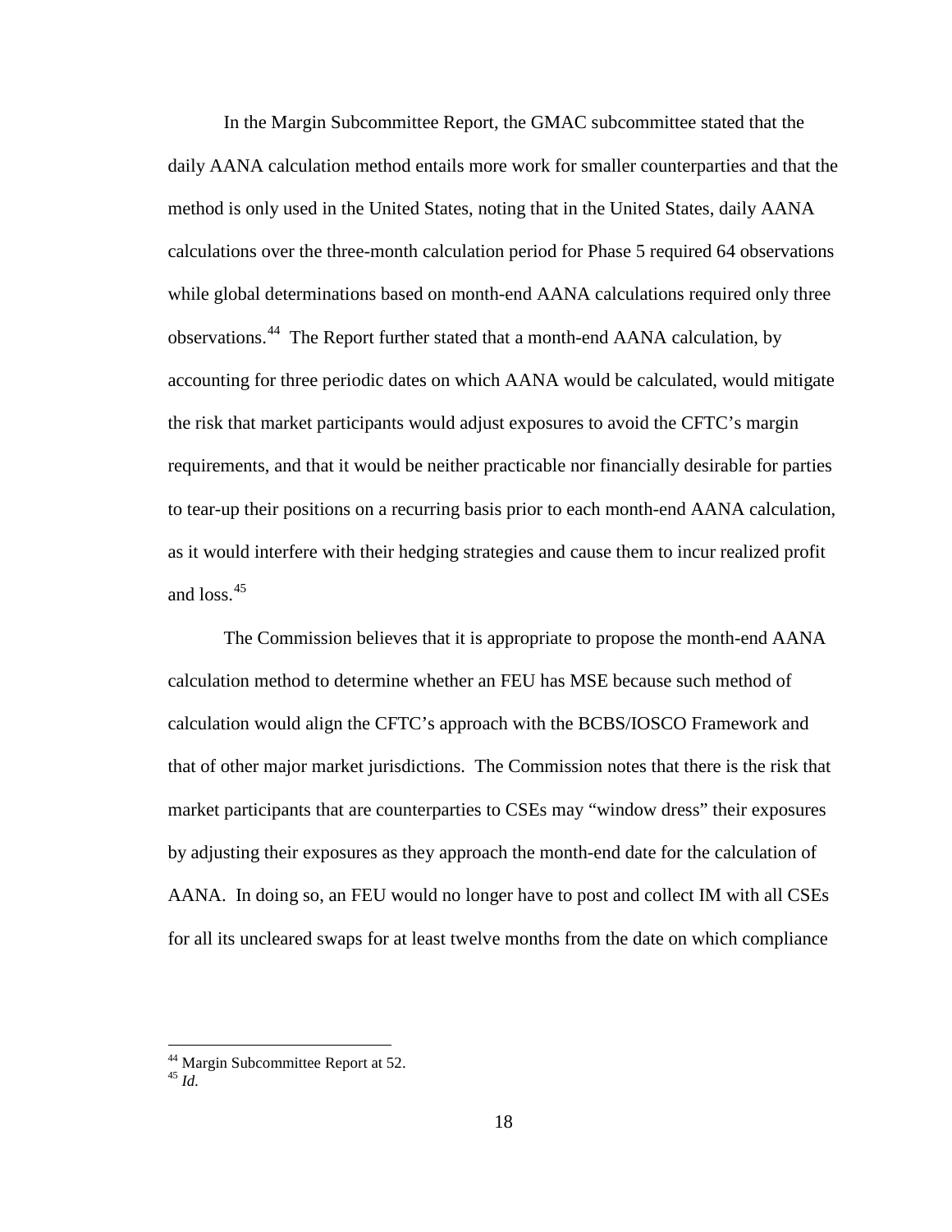In the Margin Subcommittee Report, the GMAC subcommittee stated that the daily AANA calculation method entails more work for smaller counterparties and that the method is only used in the United States, noting that in the United States, daily AANA calculations over the three-month calculation period for Phase 5 required 64 observations while global determinations based on month-end AANA calculations required only three observations.[44] The Report further stated that a month-end AANA calculation, by accounting for three periodic dates on which AANA would be calculated, would mitigate the risk that market participants would adjust exposures to avoid the CFTC's margin requirements, and that it would be neither practicable nor financially desirable for parties to tear-up their positions on a recurring basis prior to each month-end AANA calculation, as it would interfere with their hedging strategies and cause them to incur realized profit and loss.[45]

The Commission believes that it is appropriate to propose the month-end AANA calculation method to determine whether an FEU has MSE because such method of calculation would align the CFTC's approach with the BCBS/IOSCO Framework and that of other major market jurisdictions. The Commission notes that there is the risk that market participants that are counterparties to CSEs may "window dress" their exposures by adjusting their exposures as they approach the month-end date for the calculation of AANA. In doing so, an FEU would no longer have to post and collect IM with all CSEs for all its uncleared swaps for at least twelve months from the date on which compliance

[44] Margin Subcommittee Report at 52.

[45] *Id.*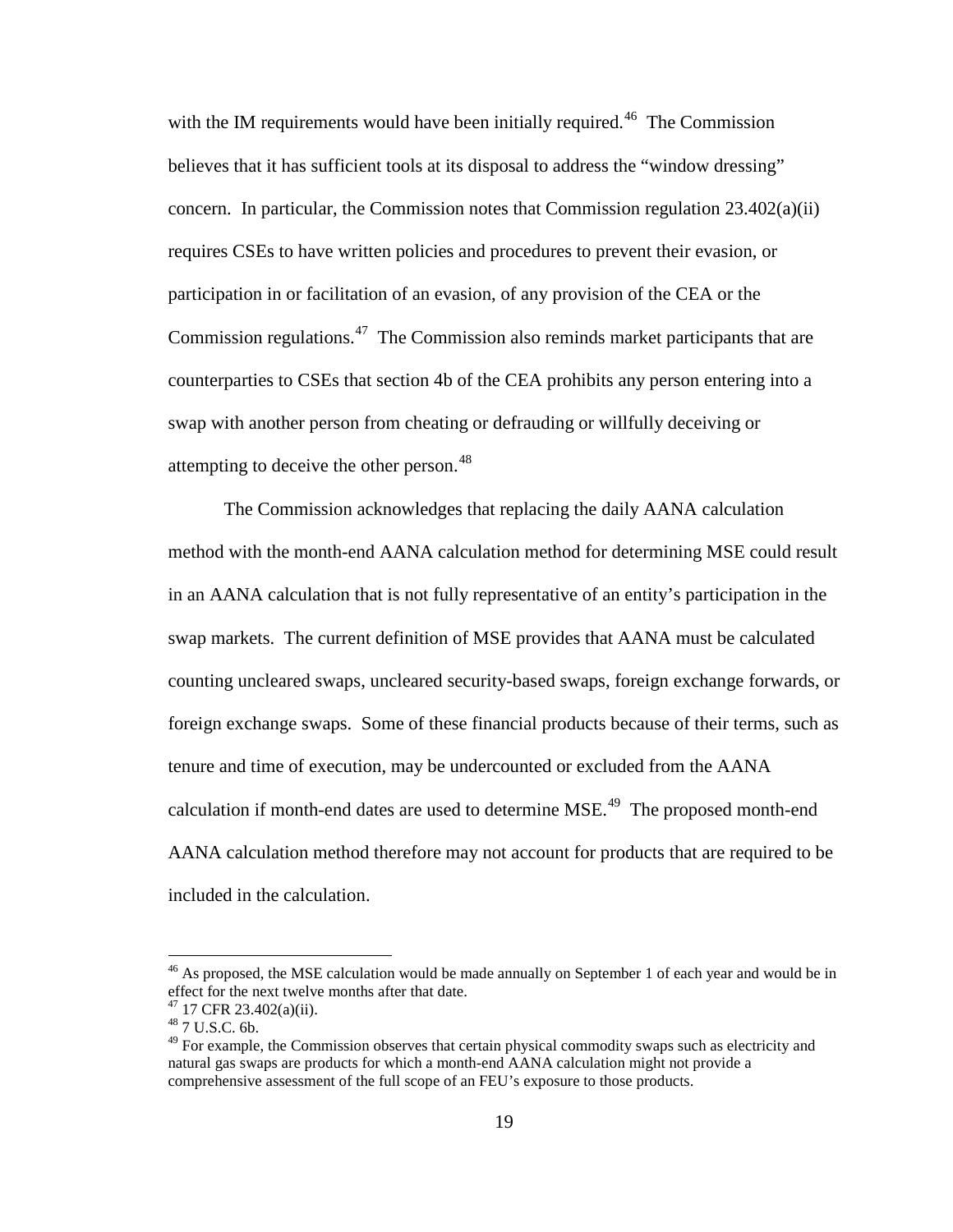with the IM requirements would have been initially required.[46] The Commission believes that it has sufficient tools at its disposal to address the "window dressing" concern. In particular, the Commission notes that Commission regulation 23.402(a)(ii) requires CSEs to have written policies and procedures to prevent their evasion, or participation in or facilitation of an evasion, of any provision of the CEA or the Commission regulations.[47] The Commission also reminds market participants that are counterparties to CSEs that section 4b of the CEA prohibits any person entering into a swap with another person from cheating or defrauding or willfully deceiving or attempting to deceive the other person.[48]

The Commission acknowledges that replacing the daily AANA calculation method with the month-end AANA calculation method for determining MSE could result in an AANA calculation that is not fully representative of an entity's participation in the swap markets. The current definition of MSE provides that AANA must be calculated counting uncleared swaps, uncleared security-based swaps, foreign exchange forwards, or foreign exchange swaps. Some of these financial products because of their terms, such as tenure and time of execution, may be undercounted or excluded from the AANA calculation if month-end dates are used to determine MSE.[49] The proposed month-end AANA calculation method therefore may not account for products that are required to be included in the calculation.

---

[46] As proposed, the MSE calculation would be made annually on September 1 of each year and would be in effect for the next twelve months after that date.

[47] 17 CFR 23.402(a)(ii).

[48] 7 U.S.C. 6b.

[49] For example, the Commission observes that certain physical commodity swaps such as electricity and natural gas swaps are products for which a month-end AANA calculation might not provide a comprehensive assessment of the full scope of an FEU's exposure to those products.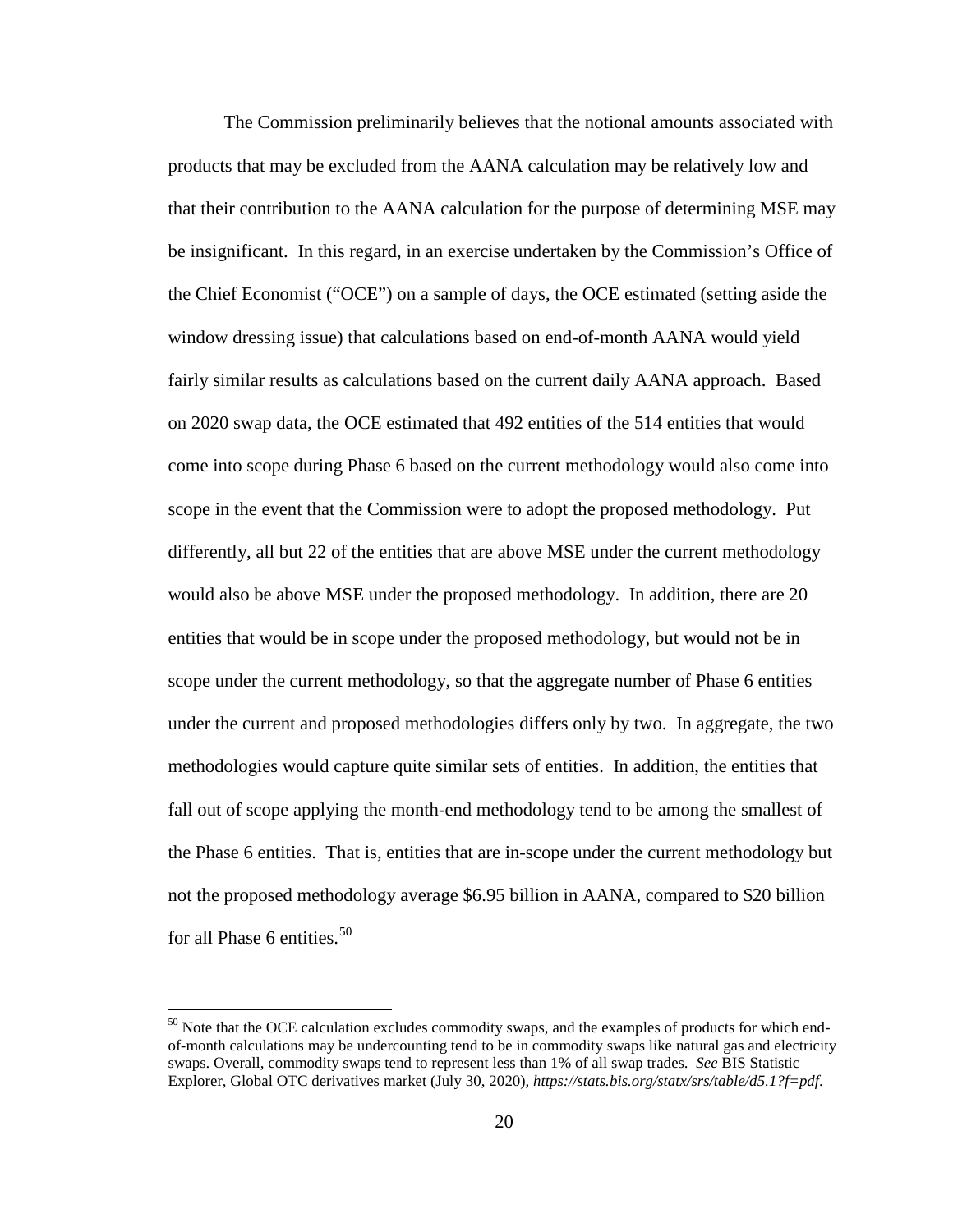The Commission preliminarily believes that the notional amounts associated with products that may be excluded from the AANA calculation may be relatively low and that their contribution to the AANA calculation for the purpose of determining MSE may be insignificant. In this regard, in an exercise undertaken by the Commission's Office of the Chief Economist ("OCE") on a sample of days, the OCE estimated (setting aside the window dressing issue) that calculations based on end-of-month AANA would yield fairly similar results as calculations based on the current daily AANA approach. Based on 2020 swap data, the OCE estimated that 492 entities of the 514 entities that would come into scope during Phase 6 based on the current methodology would also come into scope in the event that the Commission were to adopt the proposed methodology. Put differently, all but 22 of the entities that are above MSE under the current methodology would also be above MSE under the proposed methodology. In addition, there are 20 entities that would be in scope under the proposed methodology, but would not be in scope under the current methodology, so that the aggregate number of Phase 6 entities under the current and proposed methodologies differs only by two. In aggregate, the two methodologies would capture quite similar sets of entities. In addition, the entities that fall out of scope applying the month-end methodology tend to be among the smallest of the Phase 6 entities. That is, entities that are in-scope under the current methodology but not the proposed methodology average $6.95 billion in AANA, compared to $20 billion for all Phase 6 entities.[50]

---

[50] Note that the OCE calculation excludes commodity swaps, and the examples of products for which end-of-month calculations may be undercounting tend to be in commodity swaps like natural gas and electricity swaps. Overall, commodity swaps tend to represent less than 1% of all swap trades. *See* BIS Statistic Explorer, Global OTC derivatives market (July 30, 2020), *https://stats.bis.org/statx/srs/table/d5.1?f=pdf*.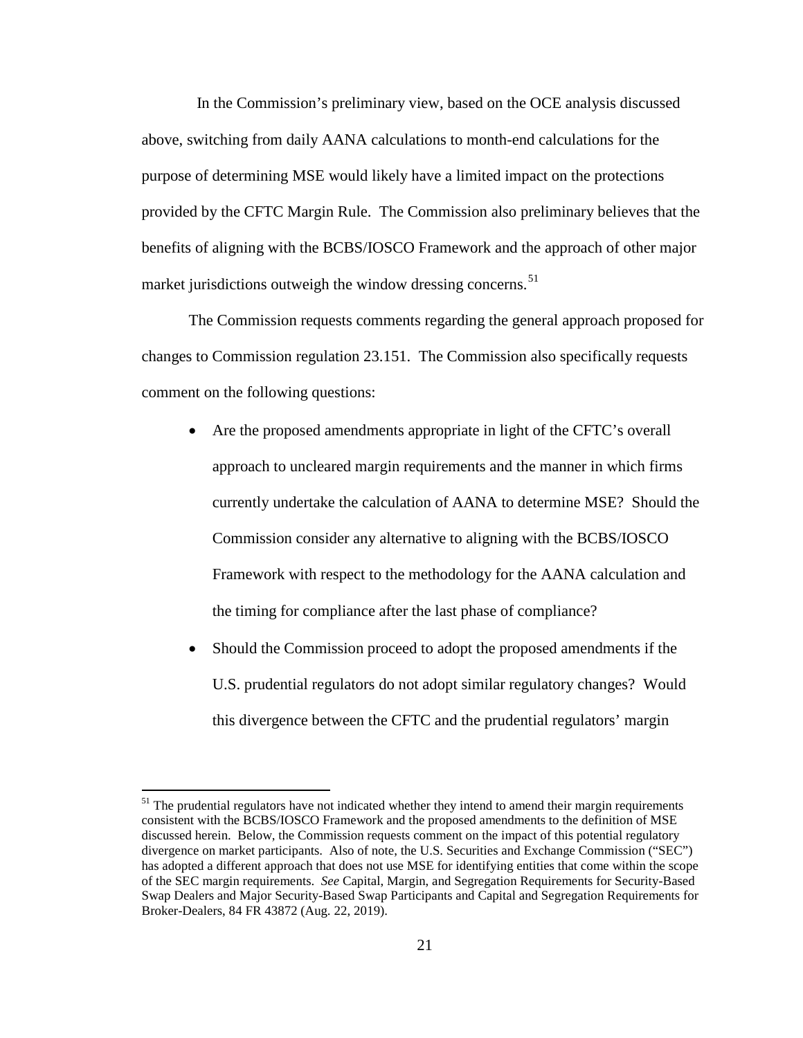In the Commission's preliminary view, based on the OCE analysis discussed above, switching from daily AANA calculations to month-end calculations for the purpose of determining MSE would likely have a limited impact on the protections provided by the CFTC Margin Rule. The Commission also preliminary believes that the benefits of aligning with the BCBS/IOSCO Framework and the approach of other major market jurisdictions outweigh the window dressing concerns.[51]

The Commission requests comments regarding the general approach proposed for changes to Commission regulation 23.151. The Commission also specifically requests comment on the following questions:

- Are the proposed amendments appropriate in light of the CFTC's overall approach to uncleared margin requirements and the manner in which firms currently undertake the calculation of AANA to determine MSE? Should the Commission consider any alternative to aligning with the BCBS/IOSCO Framework with respect to the methodology for the AANA calculation and the timing for compliance after the last phase of compliance?
- Should the Commission proceed to adopt the proposed amendments if the U.S. prudential regulators do not adopt similar regulatory changes? Would this divergence between the CFTC and the prudential regulators' margin

[51] The prudential regulators have not indicated whether they intend to amend their margin requirements consistent with the BCBS/IOSCO Framework and the proposed amendments to the definition of MSE discussed herein. Below, the Commission requests comment on the impact of this potential regulatory divergence on market participants. Also of note, the U.S. Securities and Exchange Commission ("SEC") has adopted a different approach that does not use MSE for identifying entities that come within the scope of the SEC margin requirements. *See* Capital, Margin, and Segregation Requirements for Security-Based Swap Dealers and Major Security-Based Swap Participants and Capital and Segregation Requirements for Broker-Dealers, 84 FR 43872 (Aug. 22, 2019).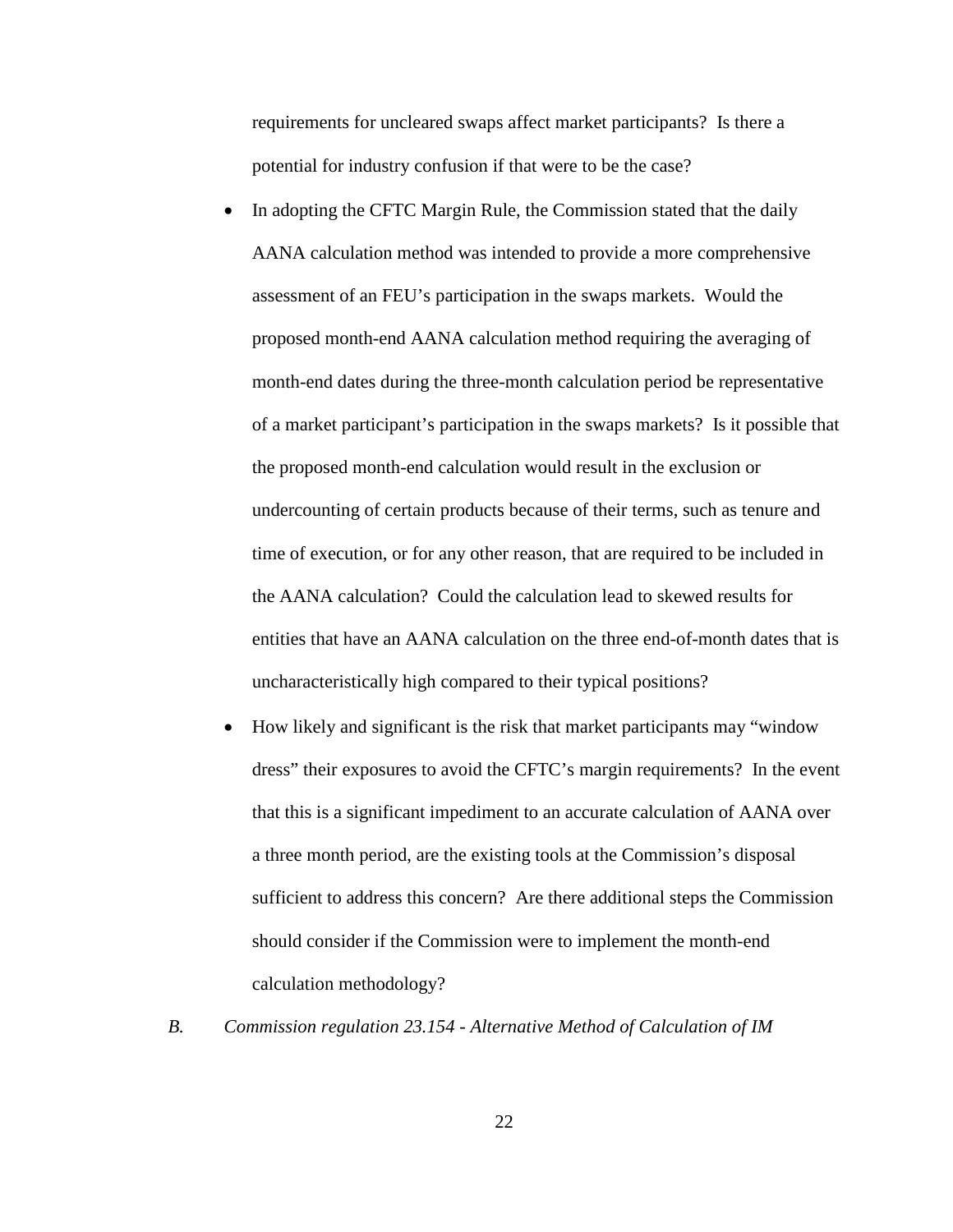requirements for uncleared swaps affect market participants? Is there a potential for industry confusion if that were to be the case?

- In adopting the CFTC Margin Rule, the Commission stated that the daily AANA calculation method was intended to provide a more comprehensive assessment of an FEU's participation in the swaps markets. Would the proposed month-end AANA calculation method requiring the averaging of month-end dates during the three-month calculation period be representative of a market participant's participation in the swaps markets? Is it possible that the proposed month-end calculation would result in the exclusion or undercounting of certain products because of their terms, such as tenure and time of execution, or for any other reason, that are required to be included in the AANA calculation? Could the calculation lead to skewed results for entities that have an AANA calculation on the three end-of-month dates that is uncharacteristically high compared to their typical positions?
- How likely and significant is the risk that market participants may "window dress" their exposures to avoid the CFTC's margin requirements? In the event that this is a significant impediment to an accurate calculation of AANA over a three month period, are the existing tools at the Commission's disposal sufficient to address this concern? Are there additional steps the Commission should consider if the Commission were to implement the month-end calculation methodology?

*B. Commission regulation 23.154 - Alternative Method of Calculation of IM*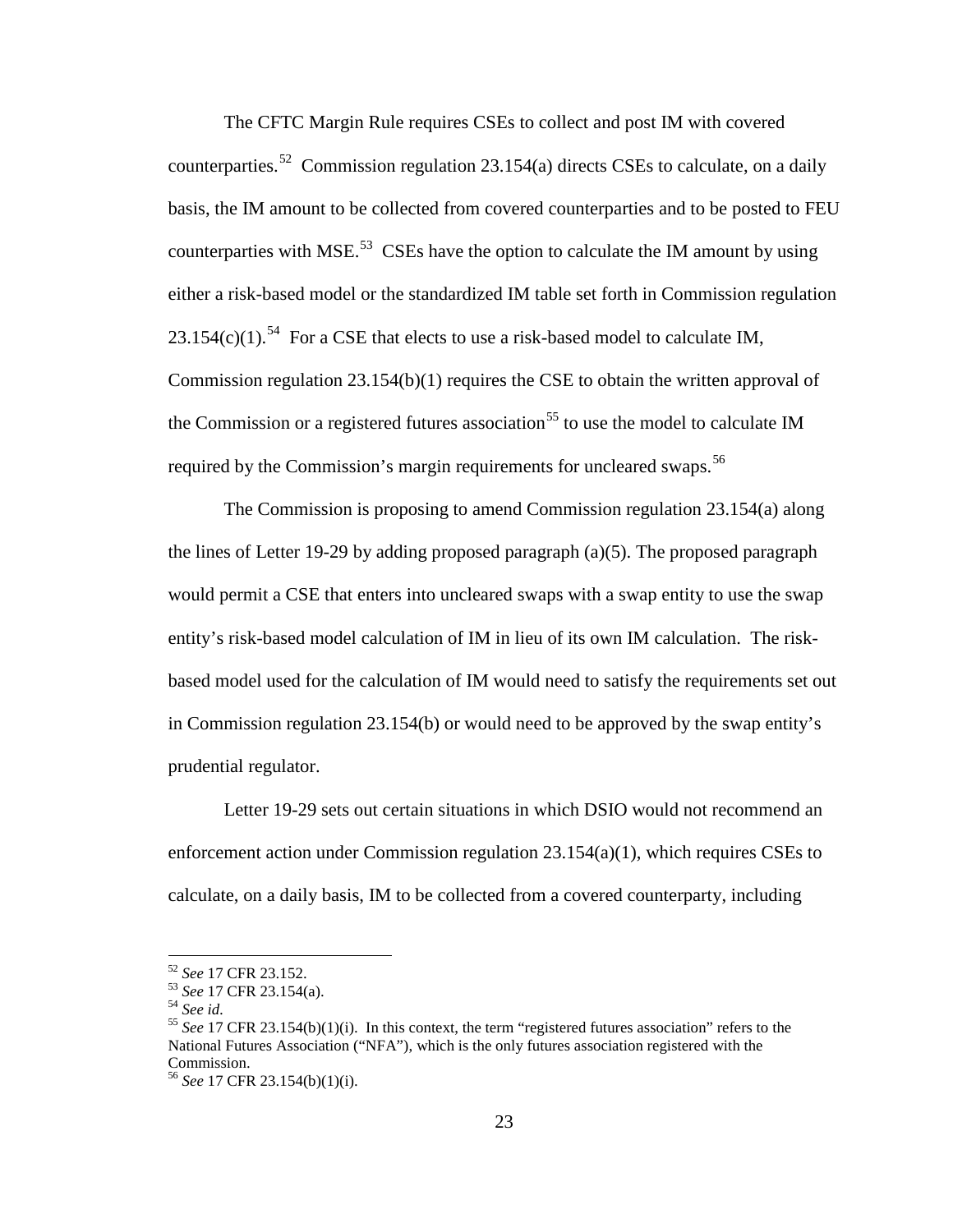The CFTC Margin Rule requires CSEs to collect and post IM with covered counterparties.[52] Commission regulation 23.154(a) directs CSEs to calculate, on a daily basis, the IM amount to be collected from covered counterparties and to be posted to FEU counterparties with MSE.[53] CSEs have the option to calculate the IM amount by using either a risk-based model or the standardized IM table set forth in Commission regulation 23.154(c)(1).[54] For a CSE that elects to use a risk-based model to calculate IM, Commission regulation 23.154(b)(1) requires the CSE to obtain the written approval of the Commission or a registered futures association[55] to use the model to calculate IM required by the Commission's margin requirements for uncleared swaps.[56]

The Commission is proposing to amend Commission regulation 23.154(a) along the lines of Letter 19-29 by adding proposed paragraph (a)(5). The proposed paragraph would permit a CSE that enters into uncleared swaps with a swap entity to use the swap entity's risk-based model calculation of IM in lieu of its own IM calculation. The risk-based model used for the calculation of IM would need to satisfy the requirements set out in Commission regulation 23.154(b) or would need to be approved by the swap entity's prudential regulator.

Letter 19-29 sets out certain situations in which DSIO would not recommend an enforcement action under Commission regulation 23.154(a)(1), which requires CSEs to calculate, on a daily basis, IM to be collected from a covered counterparty, including

---

[52] *See* 17 CFR 23.152.

[53] *See* 17 CFR 23.154(a).

[54] *See id*.

[55] *See* 17 CFR 23.154(b)(1)(i). In this context, the term "registered futures association" refers to the National Futures Association ("NFA"), which is the only futures association registered with the Commission.

[56] *See* 17 CFR 23.154(b)(1)(i).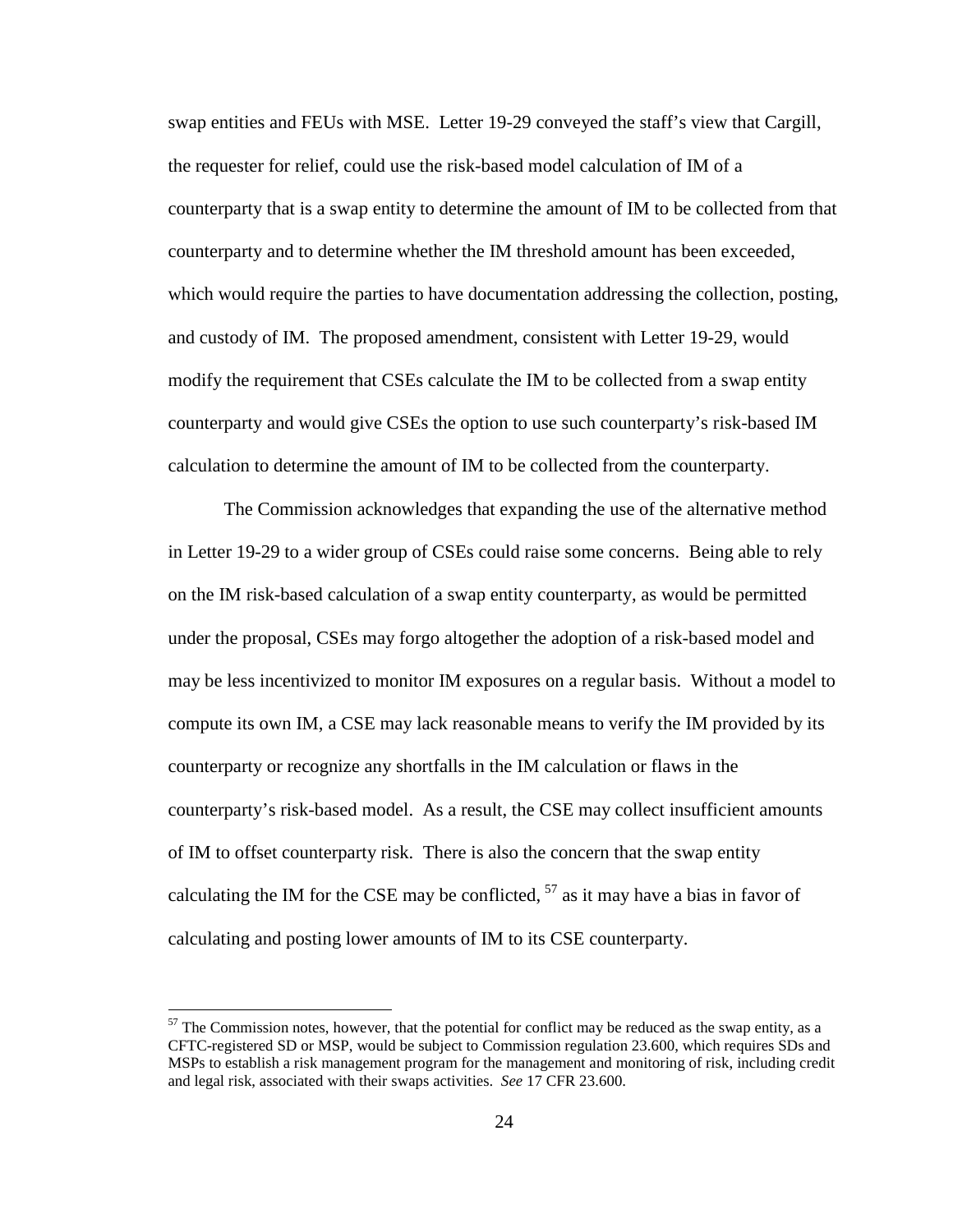swap entities and FEUs with MSE. Letter 19-29 conveyed the staff's view that Cargill, the requester for relief, could use the risk-based model calculation of IM of a counterparty that is a swap entity to determine the amount of IM to be collected from that counterparty and to determine whether the IM threshold amount has been exceeded, which would require the parties to have documentation addressing the collection, posting, and custody of IM. The proposed amendment, consistent with Letter 19-29, would modify the requirement that CSEs calculate the IM to be collected from a swap entity counterparty and would give CSEs the option to use such counterparty's risk-based IM calculation to determine the amount of IM to be collected from the counterparty.

The Commission acknowledges that expanding the use of the alternative method in Letter 19-29 to a wider group of CSEs could raise some concerns. Being able to rely on the IM risk-based calculation of a swap entity counterparty, as would be permitted under the proposal, CSEs may forgo altogether the adoption of a risk-based model and may be less incentivized to monitor IM exposures on a regular basis. Without a model to compute its own IM, a CSE may lack reasonable means to verify the IM provided by its counterparty or recognize any shortfalls in the IM calculation or flaws in the counterparty's risk-based model. As a result, the CSE may collect insufficient amounts of IM to offset counterparty risk. There is also the concern that the swap entity calculating the IM for the CSE may be conflicted, [57] as it may have a bias in favor of calculating and posting lower amounts of IM to its CSE counterparty.

---

[57] The Commission notes, however, that the potential for conflict may be reduced as the swap entity, as a CFTC-registered SD or MSP, would be subject to Commission regulation 23.600, which requires SDs and MSPs to establish a risk management program for the management and monitoring of risk, including credit and legal risk, associated with their swaps activities. *See* 17 CFR 23.600.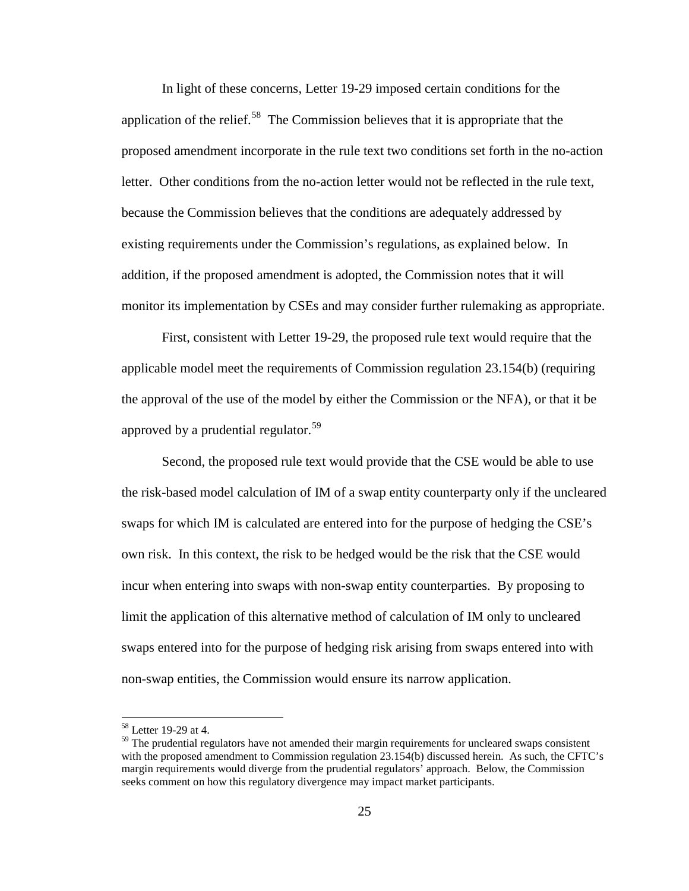In light of these concerns, Letter 19-29 imposed certain conditions for the application of the relief.[58] The Commission believes that it is appropriate that the proposed amendment incorporate in the rule text two conditions set forth in the no-action letter. Other conditions from the no-action letter would not be reflected in the rule text, because the Commission believes that the conditions are adequately addressed by existing requirements under the Commission's regulations, as explained below. In addition, if the proposed amendment is adopted, the Commission notes that it will monitor its implementation by CSEs and may consider further rulemaking as appropriate.

First, consistent with Letter 19-29, the proposed rule text would require that the applicable model meet the requirements of Commission regulation 23.154(b) (requiring the approval of the use of the model by either the Commission or the NFA), or that it be approved by a prudential regulator.[59]

Second, the proposed rule text would provide that the CSE would be able to use the risk-based model calculation of IM of a swap entity counterparty only if the uncleared swaps for which IM is calculated are entered into for the purpose of hedging the CSE's own risk. In this context, the risk to be hedged would be the risk that the CSE would incur when entering into swaps with non-swap entity counterparties. By proposing to limit the application of this alternative method of calculation of IM only to uncleared swaps entered into for the purpose of hedging risk arising from swaps entered into with non-swap entities, the Commission would ensure its narrow application.

---

[58] Letter 19-29 at 4.

[59] The prudential regulators have not amended their margin requirements for uncleared swaps consistent with the proposed amendment to Commission regulation 23.154(b) discussed herein. As such, the CFTC's margin requirements would diverge from the prudential regulators' approach. Below, the Commission seeks comment on how this regulatory divergence may impact market participants.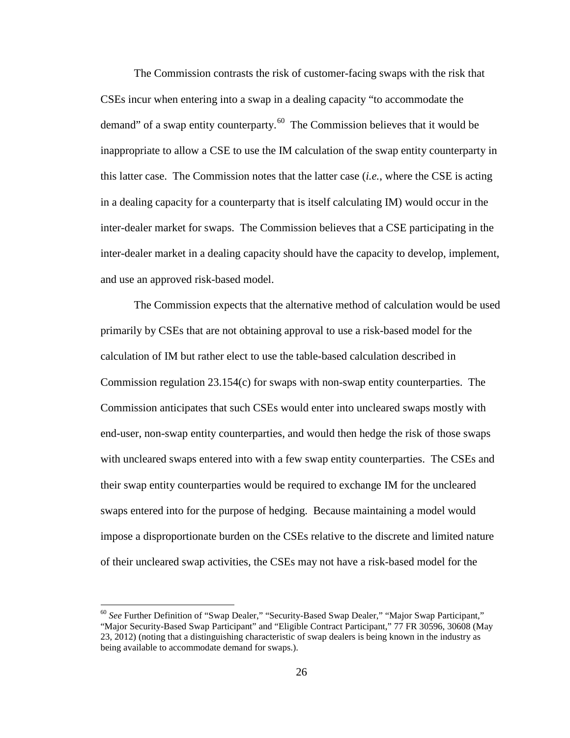The Commission contrasts the risk of customer-facing swaps with the risk that CSEs incur when entering into a swap in a dealing capacity "to accommodate the demand" of a swap entity counterparty.[60] The Commission believes that it would be inappropriate to allow a CSE to use the IM calculation of the swap entity counterparty in this latter case. The Commission notes that the latter case (*i.e.*, where the CSE is acting in a dealing capacity for a counterparty that is itself calculating IM) would occur in the inter-dealer market for swaps. The Commission believes that a CSE participating in the inter-dealer market in a dealing capacity should have the capacity to develop, implement, and use an approved risk-based model.

The Commission expects that the alternative method of calculation would be used primarily by CSEs that are not obtaining approval to use a risk-based model for the calculation of IM but rather elect to use the table-based calculation described in Commission regulation 23.154(c) for swaps with non-swap entity counterparties. The Commission anticipates that such CSEs would enter into uncleared swaps mostly with end-user, non-swap entity counterparties, and would then hedge the risk of those swaps with uncleared swaps entered into with a few swap entity counterparties. The CSEs and their swap entity counterparties would be required to exchange IM for the uncleared swaps entered into for the purpose of hedging. Because maintaining a model would impose a disproportionate burden on the CSEs relative to the discrete and limited nature of their uncleared swap activities, the CSEs may not have a risk-based model for the

---

[60] *See* Further Definition of "Swap Dealer," "Security-Based Swap Dealer," "Major Swap Participant," "Major Security-Based Swap Participant" and "Eligible Contract Participant," 77 FR 30596, 30608 (May 23, 2012) (noting that a distinguishing characteristic of swap dealers is being known in the industry as being available to accommodate demand for swaps.).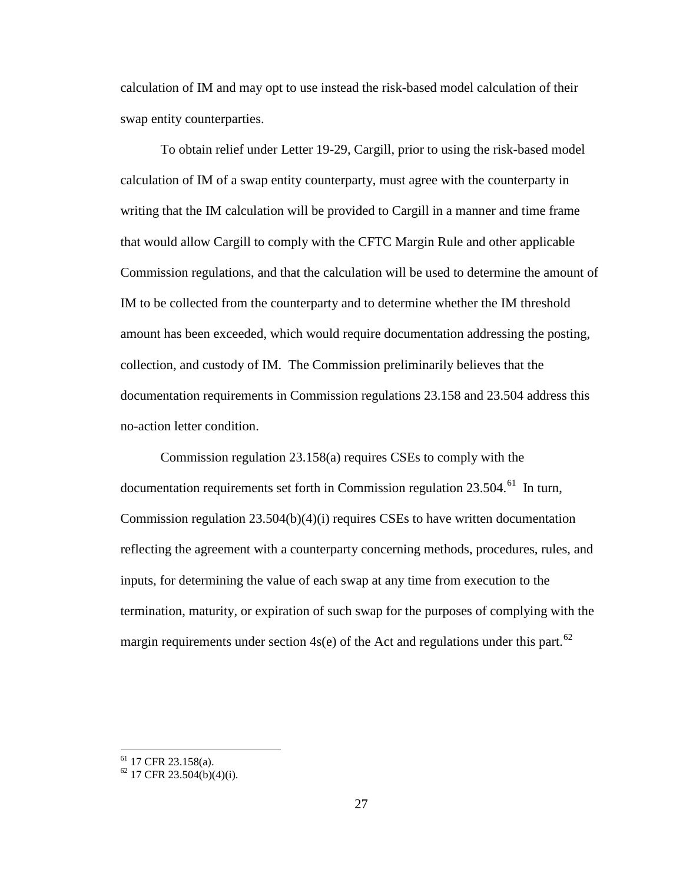calculation of IM and may opt to use instead the risk-based model calculation of their swap entity counterparties.

To obtain relief under Letter 19-29, Cargill, prior to using the risk-based model calculation of IM of a swap entity counterparty, must agree with the counterparty in writing that the IM calculation will be provided to Cargill in a manner and time frame that would allow Cargill to comply with the CFTC Margin Rule and other applicable Commission regulations, and that the calculation will be used to determine the amount of IM to be collected from the counterparty and to determine whether the IM threshold amount has been exceeded, which would require documentation addressing the posting, collection, and custody of IM. The Commission preliminarily believes that the documentation requirements in Commission regulations 23.158 and 23.504 address this no-action letter condition.

Commission regulation 23.158(a) requires CSEs to comply with the documentation requirements set forth in Commission regulation 23.504.[61] In turn, Commission regulation 23.504(b)(4)(i) requires CSEs to have written documentation reflecting the agreement with a counterparty concerning methods, procedures, rules, and inputs, for determining the value of each swap at any time from execution to the termination, maturity, or expiration of such swap for the purposes of complying with the margin requirements under section 4s(e) of the Act and regulations under this part.[62]

[61] 17 CFR 23.158(a).

[62] 17 CFR 23.504(b)(4)(i).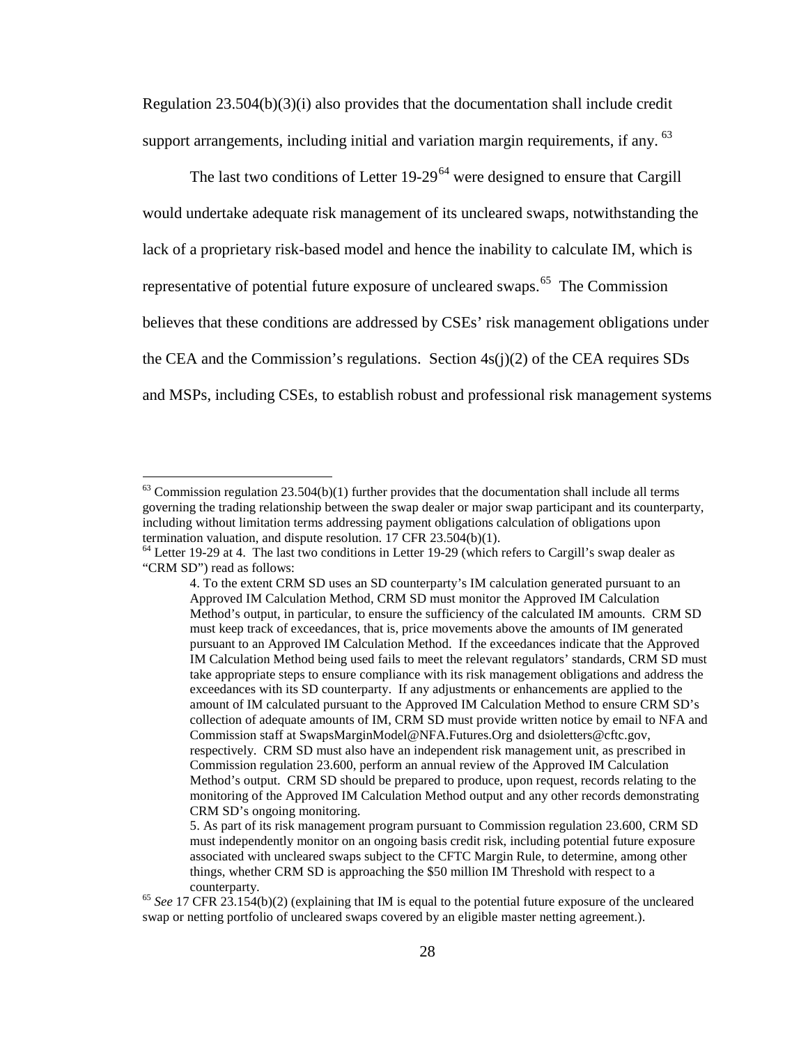Regulation 23.504(b)(3)(i) also provides that the documentation shall include credit support arrangements, including initial and variation margin requirements, if any. [63]

The last two conditions of Letter 19-29[64] were designed to ensure that Cargill would undertake adequate risk management of its uncleared swaps, notwithstanding the lack of a proprietary risk-based model and hence the inability to calculate IM, which is representative of potential future exposure of uncleared swaps.[65] The Commission believes that these conditions are addressed by CSEs' risk management obligations under the CEA and the Commission's regulations. Section 4s(j)(2) of the CEA requires SDs and MSPs, including CSEs, to establish robust and professional risk management systems

---

[63] Commission regulation 23.504(b)(1) further provides that the documentation shall include all terms governing the trading relationship between the swap dealer or major swap participant and its counterparty, including without limitation terms addressing payment obligations calculation of obligations upon termination valuation, and dispute resolution. 17 CFR 23.504(b)(1).

[64] Letter 19-29 at 4. The last two conditions in Letter 19-29 (which refers to Cargill's swap dealer as "CRM SD") read as follows:

> 4. To the extent CRM SD uses an SD counterparty's IM calculation generated pursuant to an Approved IM Calculation Method, CRM SD must monitor the Approved IM Calculation Method's output, in particular, to ensure the sufficiency of the calculated IM amounts. CRM SD must keep track of exceedances, that is, price movements above the amounts of IM generated pursuant to an Approved IM Calculation Method. If the exceedances indicate that the Approved IM Calculation Method being used fails to meet the relevant regulators' standards, CRM SD must take appropriate steps to ensure compliance with its risk management obligations and address the exceedances with its SD counterparty. If any adjustments or enhancements are applied to the amount of IM calculated pursuant to the Approved IM Calculation Method to ensure CRM SD's collection of adequate amounts of IM, CRM SD must provide written notice by email to NFA and Commission staff at SwapsMarginModel@NFA.Futures.Org and dsioletters@cftc.gov, respectively. CRM SD must also have an independent risk management unit, as prescribed in Commission regulation 23.600, perform an annual review of the Approved IM Calculation Method's output. CRM SD should be prepared to produce, upon request, records relating to the monitoring of the Approved IM Calculation Method output and any other records demonstrating CRM SD's ongoing monitoring.
>
> 5. As part of its risk management program pursuant to Commission regulation 23.600, CRM SD must independently monitor on an ongoing basis credit risk, including potential future exposure associated with uncleared swaps subject to the CFTC Margin Rule, to determine, among other things, whether CRM SD is approaching the $50 million IM Threshold with respect to a counterparty.

[65] *See* 17 CFR 23.154(b)(2) (explaining that IM is equal to the potential future exposure of the uncleared swap or netting portfolio of uncleared swaps covered by an eligible master netting agreement.).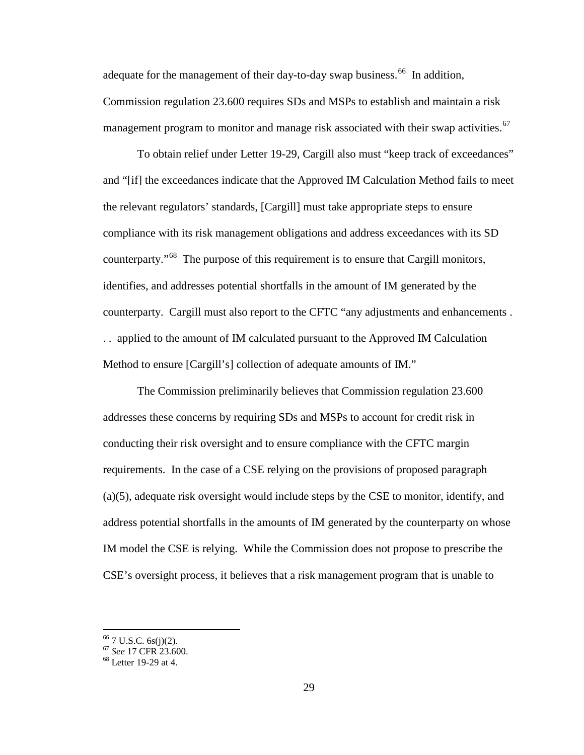adequate for the management of their day-to-day swap business.[66] In addition, Commission regulation 23.600 requires SDs and MSPs to establish and maintain a risk management program to monitor and manage risk associated with their swap activities.[67]

To obtain relief under Letter 19-29, Cargill also must "keep track of exceedances" and "[if] the exceedances indicate that the Approved IM Calculation Method fails to meet the relevant regulators' standards, [Cargill] must take appropriate steps to ensure compliance with its risk management obligations and address exceedances with its SD counterparty."[68] The purpose of this requirement is to ensure that Cargill monitors, identifies, and addresses potential shortfalls in the amount of IM generated by the counterparty. Cargill must also report to the CFTC "any adjustments and enhancements . . . applied to the amount of IM calculated pursuant to the Approved IM Calculation Method to ensure [Cargill's] collection of adequate amounts of IM."

The Commission preliminarily believes that Commission regulation 23.600 addresses these concerns by requiring SDs and MSPs to account for credit risk in conducting their risk oversight and to ensure compliance with the CFTC margin requirements. In the case of a CSE relying on the provisions of proposed paragraph (a)(5), adequate risk oversight would include steps by the CSE to monitor, identify, and address potential shortfalls in the amounts of IM generated by the counterparty on whose IM model the CSE is relying. While the Commission does not propose to prescribe the CSE's oversight process, it believes that a risk management program that is unable to

---

[66] 7 U.S.C. 6s(j)(2).

[67] *See* 17 CFR 23.600.

[68] Letter 19-29 at 4.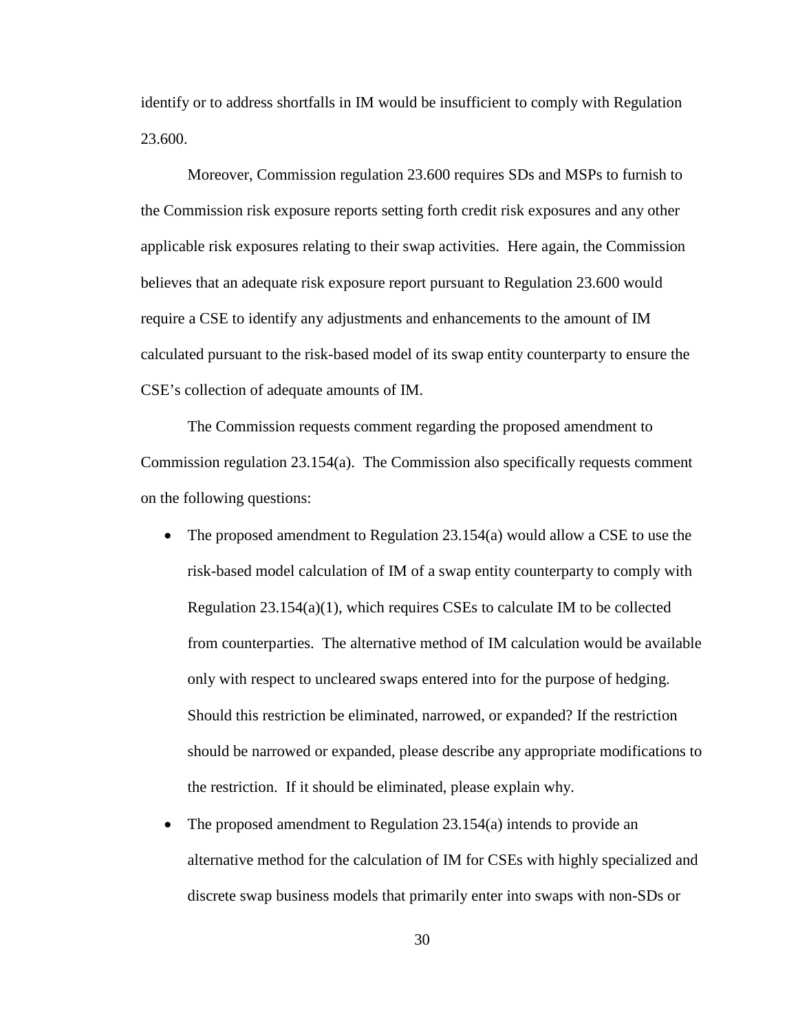identify or to address shortfalls in IM would be insufficient to comply with Regulation 23.600.

Moreover, Commission regulation 23.600 requires SDs and MSPs to furnish to the Commission risk exposure reports setting forth credit risk exposures and any other applicable risk exposures relating to their swap activities. Here again, the Commission believes that an adequate risk exposure report pursuant to Regulation 23.600 would require a CSE to identify any adjustments and enhancements to the amount of IM calculated pursuant to the risk-based model of its swap entity counterparty to ensure the CSE's collection of adequate amounts of IM.

The Commission requests comment regarding the proposed amendment to Commission regulation 23.154(a). The Commission also specifically requests comment on the following questions:

- The proposed amendment to Regulation 23.154(a) would allow a CSE to use the risk-based model calculation of IM of a swap entity counterparty to comply with Regulation 23.154(a)(1), which requires CSEs to calculate IM to be collected from counterparties. The alternative method of IM calculation would be available only with respect to uncleared swaps entered into for the purpose of hedging. Should this restriction be eliminated, narrowed, or expanded? If the restriction should be narrowed or expanded, please describe any appropriate modifications to the restriction. If it should be eliminated, please explain why.
- The proposed amendment to Regulation 23.154(a) intends to provide an alternative method for the calculation of IM for CSEs with highly specialized and discrete swap business models that primarily enter into swaps with non-SDs or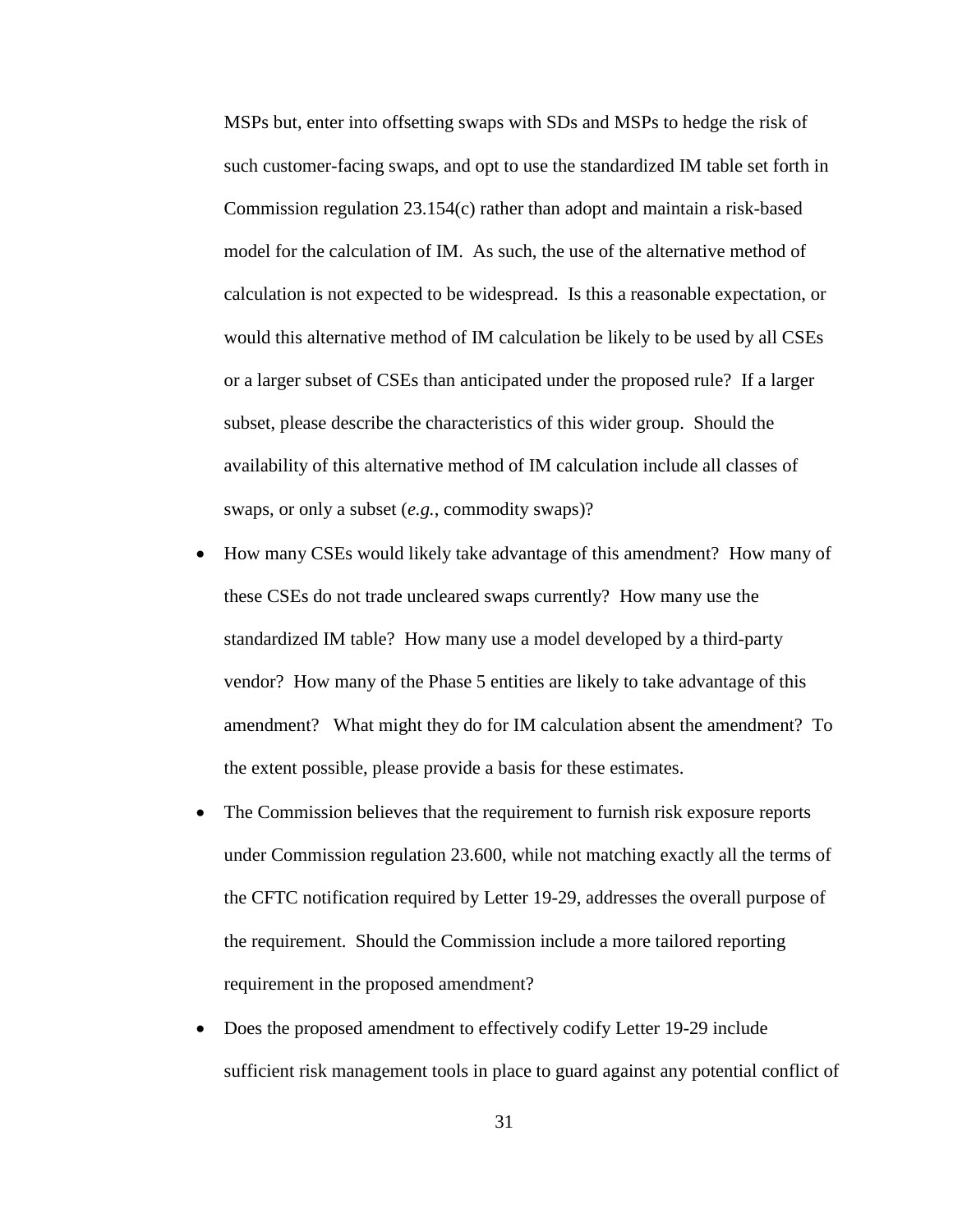MSPs but, enter into offsetting swaps with SDs and MSPs to hedge the risk of such customer-facing swaps, and opt to use the standardized IM table set forth in Commission regulation 23.154(c) rather than adopt and maintain a risk-based model for the calculation of IM. As such, the use of the alternative method of calculation is not expected to be widespread. Is this a reasonable expectation, or would this alternative method of IM calculation be likely to be used by all CSEs or a larger subset of CSEs than anticipated under the proposed rule? If a larger subset, please describe the characteristics of this wider group. Should the availability of this alternative method of IM calculation include all classes of swaps, or only a subset (*e.g.*, commodity swaps)?

- How many CSEs would likely take advantage of this amendment? How many of these CSEs do not trade uncleared swaps currently? How many use the standardized IM table? How many use a model developed by a third-party vendor? How many of the Phase 5 entities are likely to take advantage of this amendment? What might they do for IM calculation absent the amendment? To the extent possible, please provide a basis for these estimates.
- The Commission believes that the requirement to furnish risk exposure reports under Commission regulation 23.600, while not matching exactly all the terms of the CFTC notification required by Letter 19-29, addresses the overall purpose of the requirement. Should the Commission include a more tailored reporting requirement in the proposed amendment?
- Does the proposed amendment to effectively codify Letter 19-29 include sufficient risk management tools in place to guard against any potential conflict of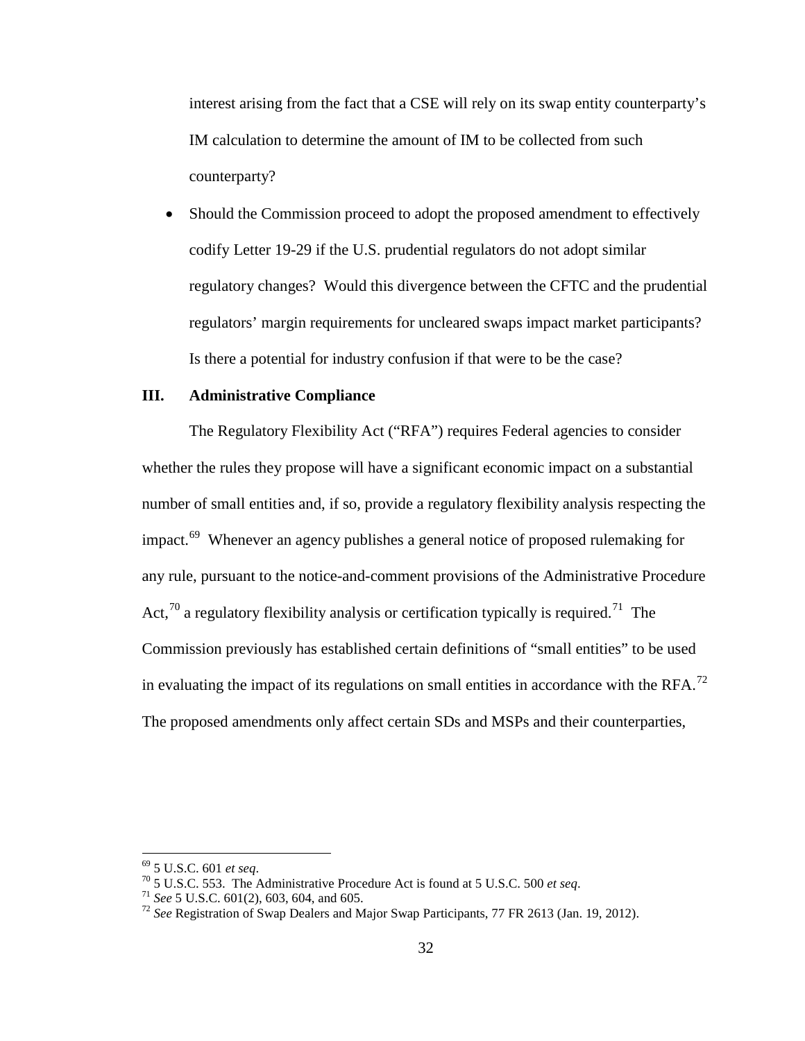interest arising from the fact that a CSE will rely on its swap entity counterparty's IM calculation to determine the amount of IM to be collected from such counterparty?

- Should the Commission proceed to adopt the proposed amendment to effectively codify Letter 19-29 if the U.S. prudential regulators do not adopt similar regulatory changes? Would this divergence between the CFTC and the prudential regulators' margin requirements for uncleared swaps impact market participants? Is there a potential for industry confusion if that were to be the case?

## III. Administrative Compliance

The Regulatory Flexibility Act ("RFA") requires Federal agencies to consider whether the rules they propose will have a significant economic impact on a substantial number of small entities and, if so, provide a regulatory flexibility analysis respecting the impact.[69] Whenever an agency publishes a general notice of proposed rulemaking for any rule, pursuant to the notice-and-comment provisions of the Administrative Procedure Act,[70] a regulatory flexibility analysis or certification typically is required.[71] The Commission previously has established certain definitions of "small entities" to be used in evaluating the impact of its regulations on small entities in accordance with the RFA.[72] The proposed amendments only affect certain SDs and MSPs and their counterparties,

---

[69] 5 U.S.C. 601 *et seq*.

[70] 5 U.S.C. 553. The Administrative Procedure Act is found at 5 U.S.C. 500 *et seq*.

[71] *See* 5 U.S.C. 601(2), 603, 604, and 605.

[72] *See* Registration of Swap Dealers and Major Swap Participants, 77 FR 2613 (Jan. 19, 2012).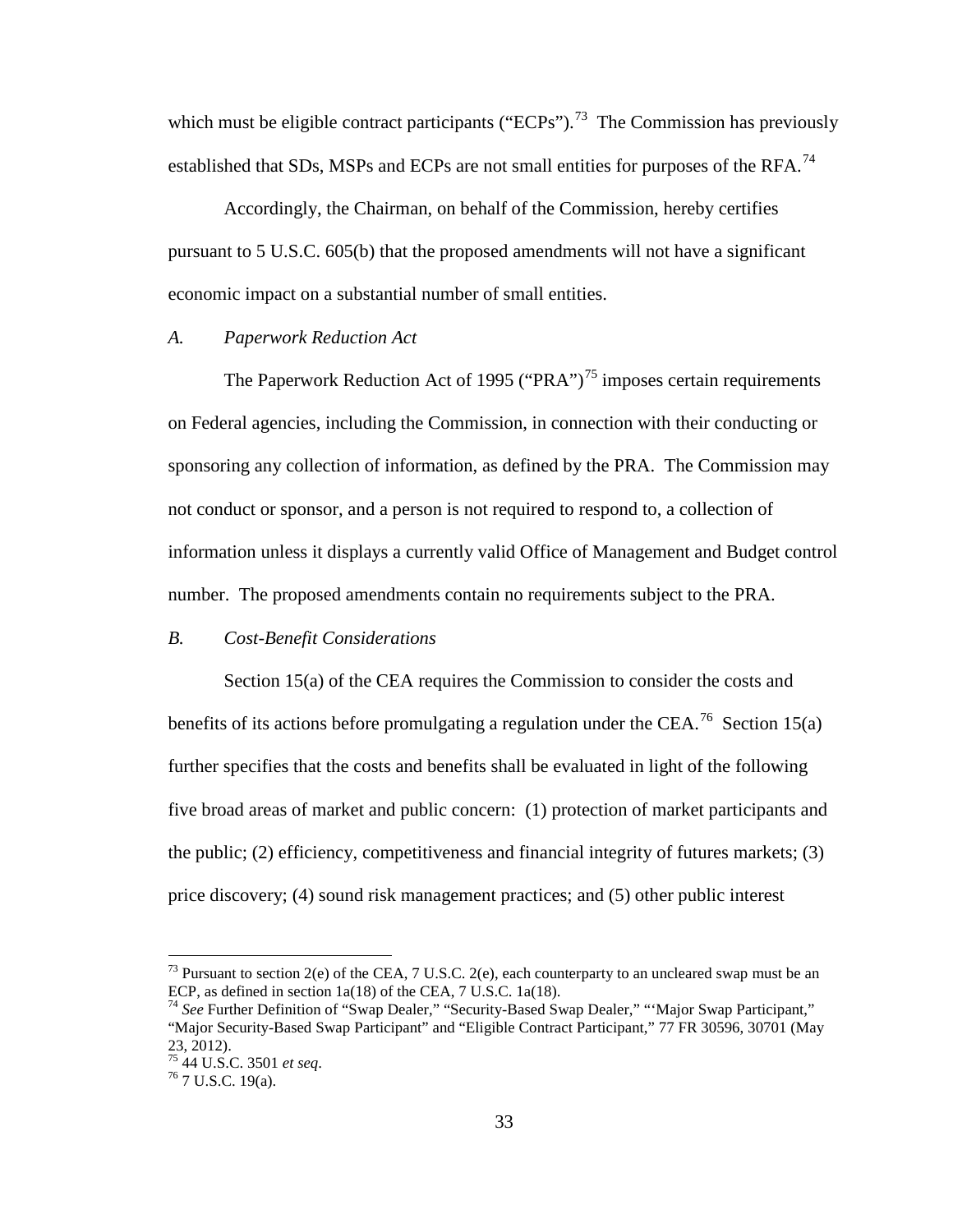which must be eligible contract participants ("ECPs").[73] The Commission has previously established that SDs, MSPs and ECPs are not small entities for purposes of the RFA.[74]

Accordingly, the Chairman, on behalf of the Commission, hereby certifies pursuant to 5 U.S.C. 605(b) that the proposed amendments will not have a significant economic impact on a substantial number of small entities.

*A. Paperwork Reduction Act*

The Paperwork Reduction Act of 1995 ("PRA")[75] imposes certain requirements on Federal agencies, including the Commission, in connection with their conducting or sponsoring any collection of information, as defined by the PRA. The Commission may not conduct or sponsor, and a person is not required to respond to, a collection of information unless it displays a currently valid Office of Management and Budget control number. The proposed amendments contain no requirements subject to the PRA.

*B. Cost-Benefit Considerations*

Section 15(a) of the CEA requires the Commission to consider the costs and benefits of its actions before promulgating a regulation under the CEA.[76] Section 15(a) further specifies that the costs and benefits shall be evaluated in light of the following five broad areas of market and public concern: (1) protection of market participants and the public; (2) efficiency, competitiveness and financial integrity of futures markets; (3) price discovery; (4) sound risk management practices; and (5) other public interest

---

[73] Pursuant to section 2(e) of the CEA, 7 U.S.C. 2(e), each counterparty to an uncleared swap must be an ECP, as defined in section 1a(18) of the CEA, 7 U.S.C. 1a(18).

[74] *See* Further Definition of "Swap Dealer," "Security-Based Swap Dealer," "'Major Swap Participant," "Major Security-Based Swap Participant" and "Eligible Contract Participant," 77 FR 30596, 30701 (May 23, 2012).

[75] 44 U.S.C. 3501 *et seq*.

[76] 7 U.S.C. 19(a).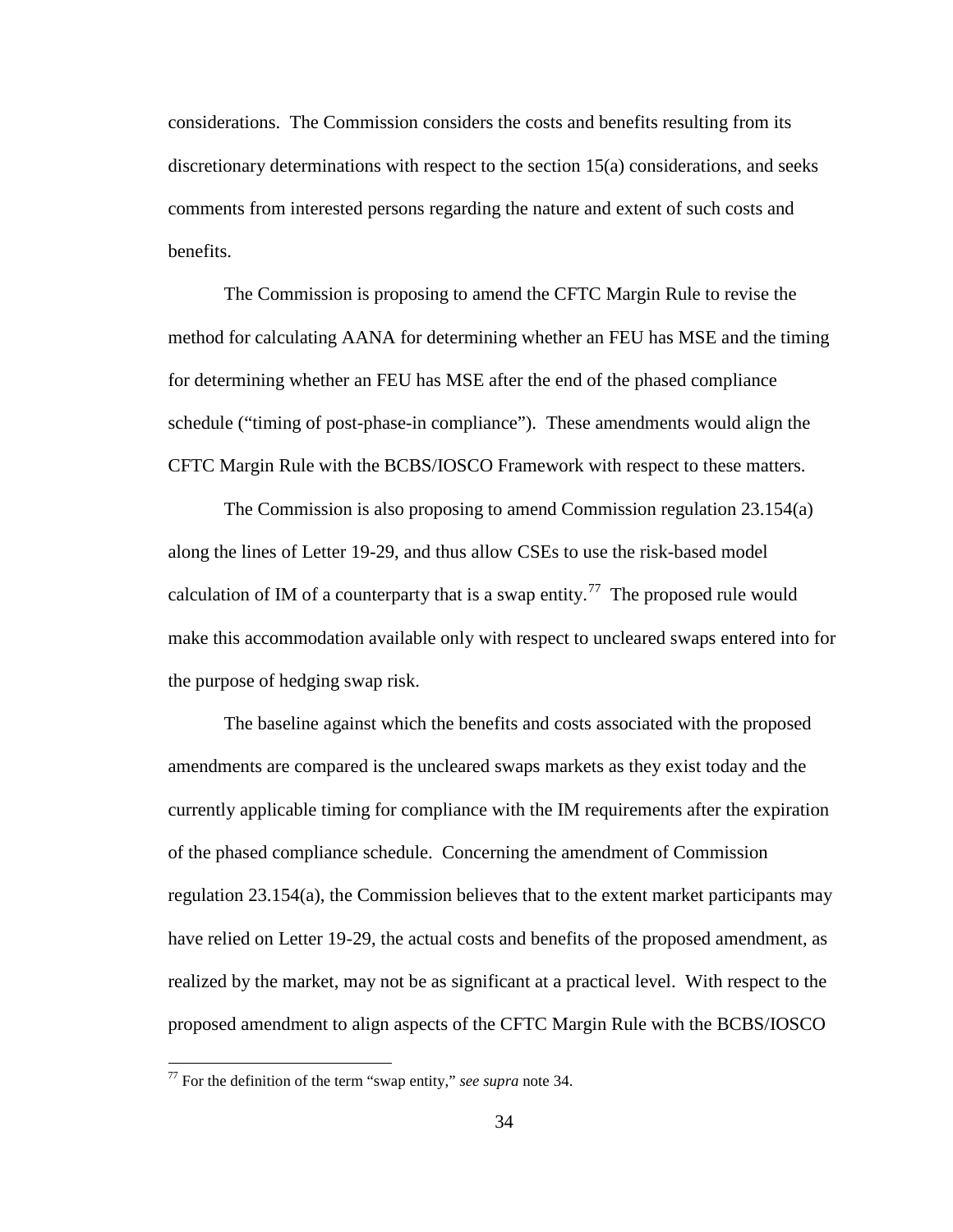considerations. The Commission considers the costs and benefits resulting from its discretionary determinations with respect to the section 15(a) considerations, and seeks comments from interested persons regarding the nature and extent of such costs and benefits.

The Commission is proposing to amend the CFTC Margin Rule to revise the method for calculating AANA for determining whether an FEU has MSE and the timing for determining whether an FEU has MSE after the end of the phased compliance schedule ("timing of post-phase-in compliance"). These amendments would align the CFTC Margin Rule with the BCBS/IOSCO Framework with respect to these matters.

The Commission is also proposing to amend Commission regulation 23.154(a) along the lines of Letter 19-29, and thus allow CSEs to use the risk-based model calculation of IM of a counterparty that is a swap entity.[77] The proposed rule would make this accommodation available only with respect to uncleared swaps entered into for the purpose of hedging swap risk.

The baseline against which the benefits and costs associated with the proposed amendments are compared is the uncleared swaps markets as they exist today and the currently applicable timing for compliance with the IM requirements after the expiration of the phased compliance schedule. Concerning the amendment of Commission regulation 23.154(a), the Commission believes that to the extent market participants may have relied on Letter 19-29, the actual costs and benefits of the proposed amendment, as realized by the market, may not be as significant at a practical level. With respect to the proposed amendment to align aspects of the CFTC Margin Rule with the BCBS/IOSCO

---

[77] For the definition of the term "swap entity," *see supra* note 34.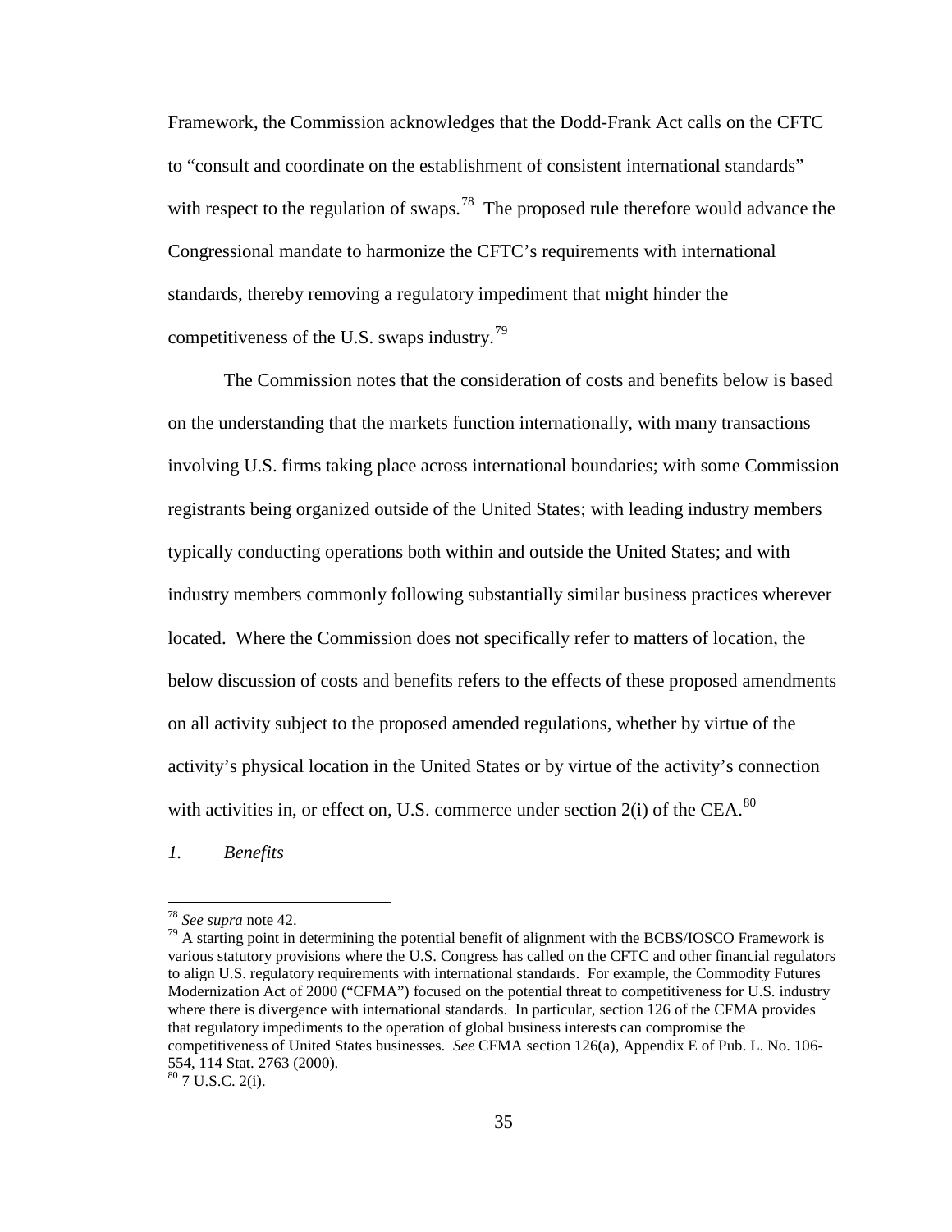Framework, the Commission acknowledges that the Dodd-Frank Act calls on the CFTC to "consult and coordinate on the establishment of consistent international standards" with respect to the regulation of swaps.[78] The proposed rule therefore would advance the Congressional mandate to harmonize the CFTC's requirements with international standards, thereby removing a regulatory impediment that might hinder the competitiveness of the U.S. swaps industry.[79]

The Commission notes that the consideration of costs and benefits below is based on the understanding that the markets function internationally, with many transactions involving U.S. firms taking place across international boundaries; with some Commission registrants being organized outside of the United States; with leading industry members typically conducting operations both within and outside the United States; and with industry members commonly following substantially similar business practices wherever located. Where the Commission does not specifically refer to matters of location, the below discussion of costs and benefits refers to the effects of these proposed amendments on all activity subject to the proposed amended regulations, whether by virtue of the activity's physical location in the United States or by virtue of the activity's connection with activities in, or effect on, U.S. commerce under section 2(i) of the CEA.[80]

*1. Benefits*

---

[78] *See supra* note 42.

[79] A starting point in determining the potential benefit of alignment with the BCBS/IOSCO Framework is various statutory provisions where the U.S. Congress has called on the CFTC and other financial regulators to align U.S. regulatory requirements with international standards. For example, the Commodity Futures Modernization Act of 2000 ("CFMA") focused on the potential threat to competitiveness for U.S. industry where there is divergence with international standards. In particular, section 126 of the CFMA provides that regulatory impediments to the operation of global business interests can compromise the competitiveness of United States businesses. *See* CFMA section 126(a), Appendix E of Pub. L. No. 106-554, 114 Stat. 2763 (2000).

[80] 7 U.S.C. 2(i).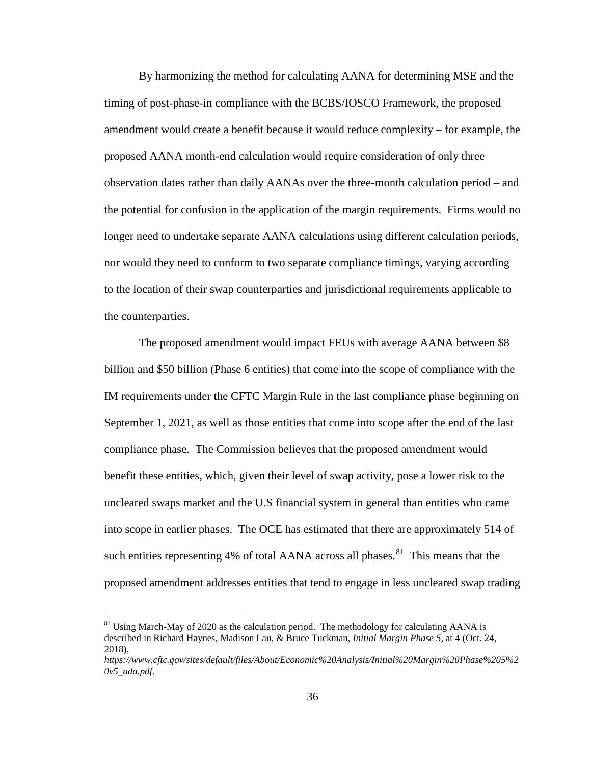By harmonizing the method for calculating AANA for determining MSE and the timing of post-phase-in compliance with the BCBS/IOSCO Framework, the proposed amendment would create a benefit because it would reduce complexity – for example, the proposed AANA month-end calculation would require consideration of only three observation dates rather than daily AANAs over the three-month calculation period – and the potential for confusion in the application of the margin requirements. Firms would no longer need to undertake separate AANA calculations using different calculation periods, nor would they need to conform to two separate compliance timings, varying according to the location of their swap counterparties and jurisdictional requirements applicable to the counterparties.

The proposed amendment would impact FEUs with average AANA between $8 billion and $50 billion (Phase 6 entities) that come into the scope of compliance with the IM requirements under the CFTC Margin Rule in the last compliance phase beginning on September 1, 2021, as well as those entities that come into scope after the end of the last compliance phase. The Commission believes that the proposed amendment would benefit these entities, which, given their level of swap activity, pose a lower risk to the uncleared swaps market and the U.S financial system in general than entities who came into scope in earlier phases. The OCE has estimated that there are approximately 514 of such entities representing 4% of total AANA across all phases.[81] This means that the proposed amendment addresses entities that tend to engage in less uncleared swap trading

[81] Using March-May of 2020 as the calculation period. The methodology for calculating AANA is described in Richard Haynes, Madison Lau, & Bruce Tuckman, *Initial Margin Phase 5*, at 4 (Oct. 24, 2018), *https://www.cftc.gov/sites/default/files/About/Economic%20Analysis/Initial%20Margin%20Phase%205%20v5_ada.pdf*.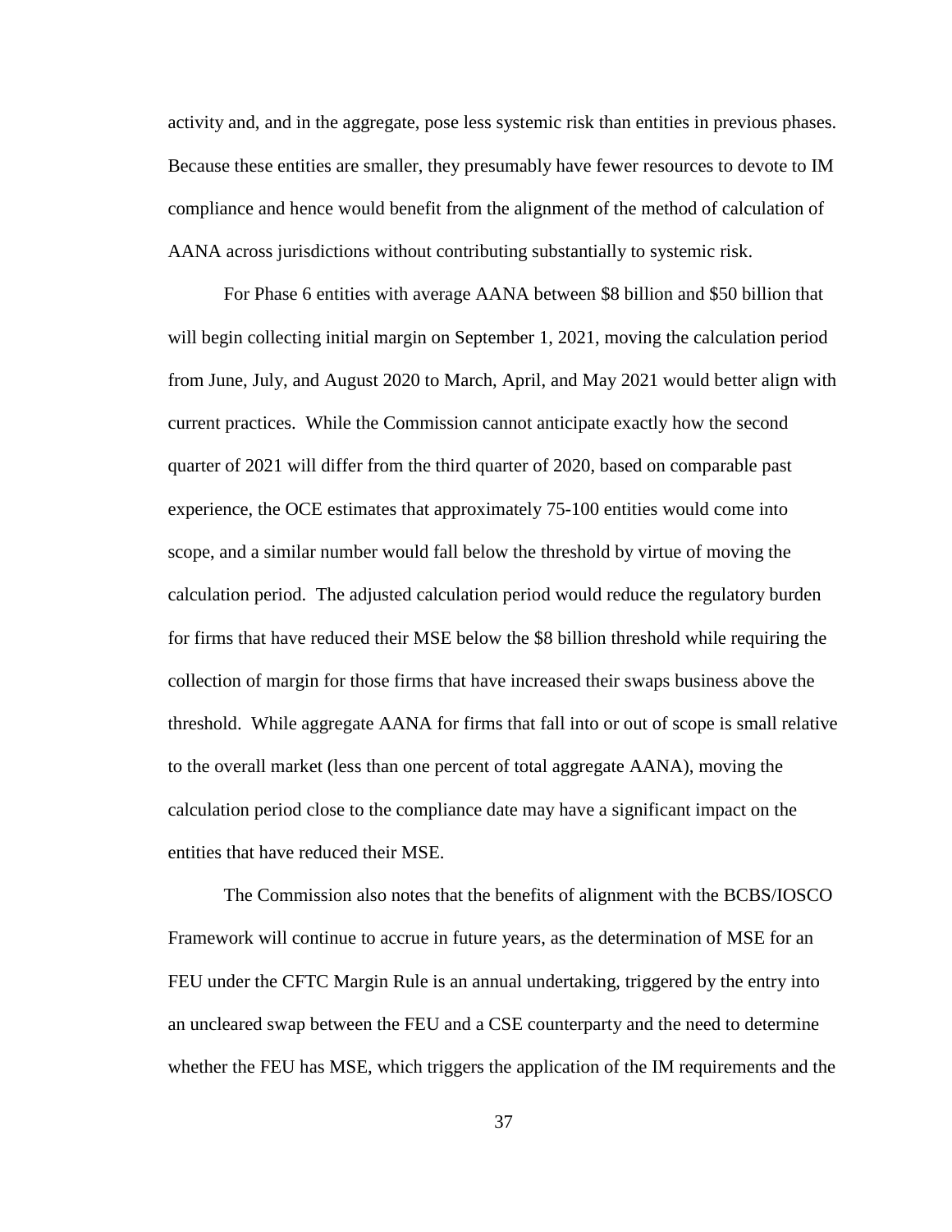activity and, and in the aggregate, pose less systemic risk than entities in previous phases. Because these entities are smaller, they presumably have fewer resources to devote to IM compliance and hence would benefit from the alignment of the method of calculation of AANA across jurisdictions without contributing substantially to systemic risk.

For Phase 6 entities with average AANA between $8 billion and $50 billion that will begin collecting initial margin on September 1, 2021, moving the calculation period from June, July, and August 2020 to March, April, and May 2021 would better align with current practices. While the Commission cannot anticipate exactly how the second quarter of 2021 will differ from the third quarter of 2020, based on comparable past experience, the OCE estimates that approximately 75-100 entities would come into scope, and a similar number would fall below the threshold by virtue of moving the calculation period. The adjusted calculation period would reduce the regulatory burden for firms that have reduced their MSE below the $8 billion threshold while requiring the collection of margin for those firms that have increased their swaps business above the threshold. While aggregate AANA for firms that fall into or out of scope is small relative to the overall market (less than one percent of total aggregate AANA), moving the calculation period close to the compliance date may have a significant impact on the entities that have reduced their MSE.

The Commission also notes that the benefits of alignment with the BCBS/IOSCO Framework will continue to accrue in future years, as the determination of MSE for an FEU under the CFTC Margin Rule is an annual undertaking, triggered by the entry into an uncleared swap between the FEU and a CSE counterparty and the need to determine whether the FEU has MSE, which triggers the application of the IM requirements and the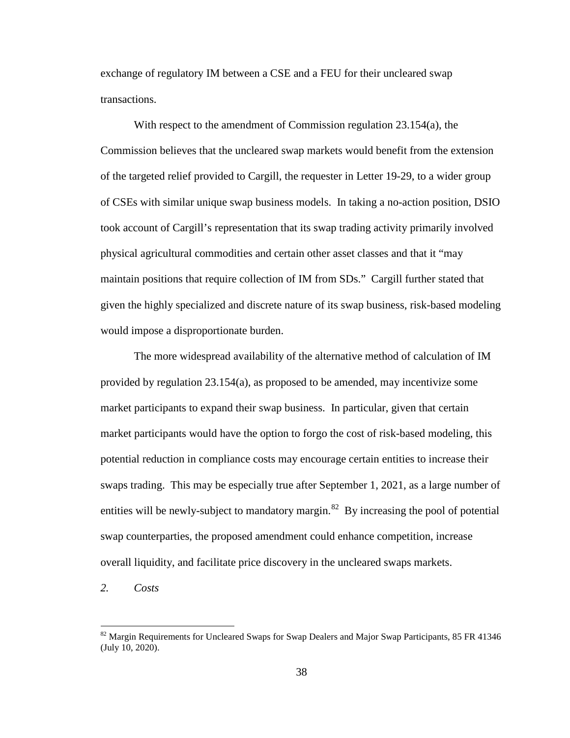exchange of regulatory IM between a CSE and a FEU for their uncleared swap transactions.

With respect to the amendment of Commission regulation 23.154(a), the Commission believes that the uncleared swap markets would benefit from the extension of the targeted relief provided to Cargill, the requester in Letter 19-29, to a wider group of CSEs with similar unique swap business models. In taking a no-action position, DSIO took account of Cargill's representation that its swap trading activity primarily involved physical agricultural commodities and certain other asset classes and that it "may maintain positions that require collection of IM from SDs." Cargill further stated that given the highly specialized and discrete nature of its swap business, risk-based modeling would impose a disproportionate burden.

The more widespread availability of the alternative method of calculation of IM provided by regulation 23.154(a), as proposed to be amended, may incentivize some market participants to expand their swap business. In particular, given that certain market participants would have the option to forgo the cost of risk-based modeling, this potential reduction in compliance costs may encourage certain entities to increase their swaps trading. This may be especially true after September 1, 2021, as a large number of entities will be newly-subject to mandatory margin.[82] By increasing the pool of potential swap counterparties, the proposed amendment could enhance competition, increase overall liquidity, and facilitate price discovery in the uncleared swaps markets.

*2. Costs*

[82] Margin Requirements for Uncleared Swaps for Swap Dealers and Major Swap Participants, 85 FR 41346 (July 10, 2020).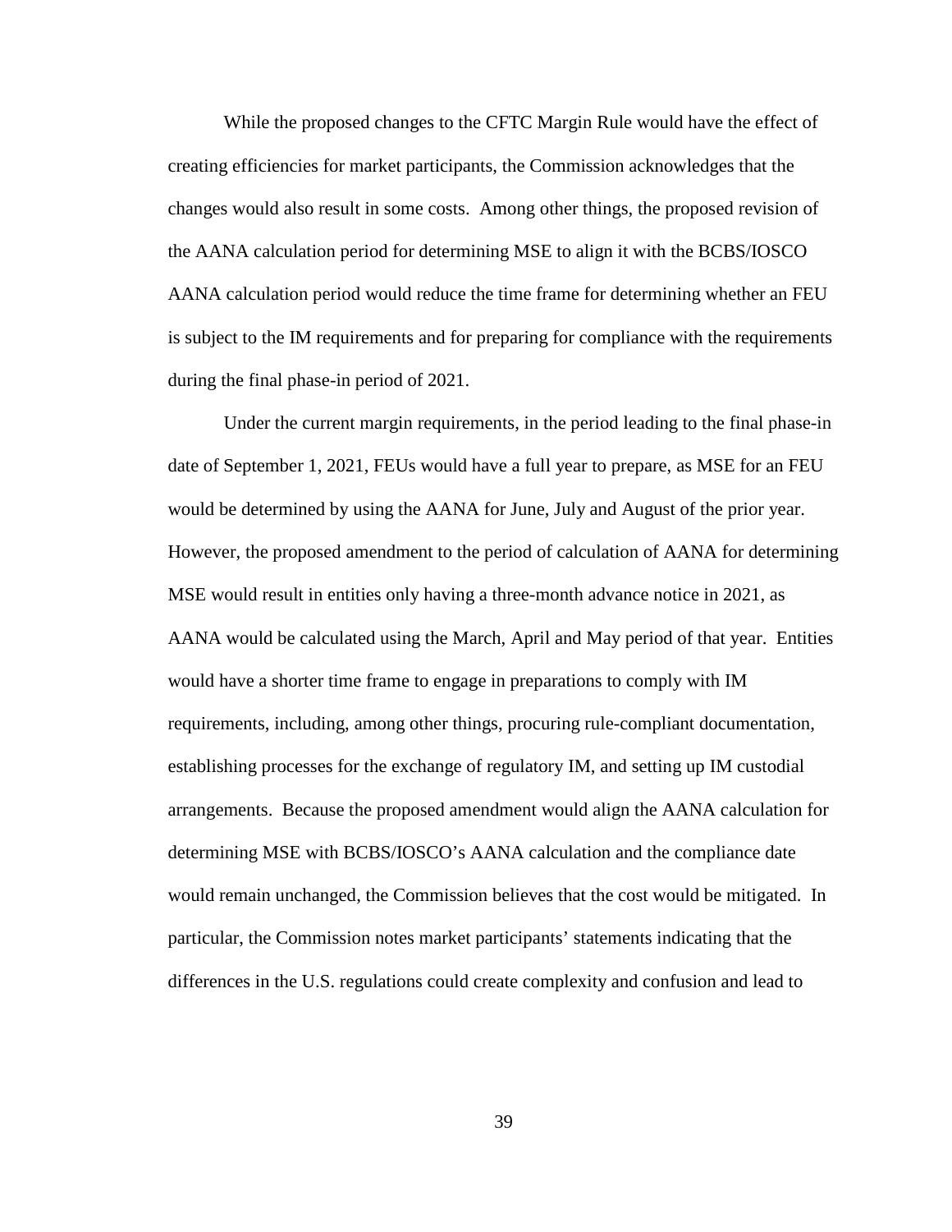While the proposed changes to the CFTC Margin Rule would have the effect of creating efficiencies for market participants, the Commission acknowledges that the changes would also result in some costs. Among other things, the proposed revision of the AANA calculation period for determining MSE to align it with the BCBS/IOSCO AANA calculation period would reduce the time frame for determining whether an FEU is subject to the IM requirements and for preparing for compliance with the requirements during the final phase-in period of 2021.

Under the current margin requirements, in the period leading to the final phase-in date of September 1, 2021, FEUs would have a full year to prepare, as MSE for an FEU would be determined by using the AANA for June, July and August of the prior year. However, the proposed amendment to the period of calculation of AANA for determining MSE would result in entities only having a three-month advance notice in 2021, as AANA would be calculated using the March, April and May period of that year. Entities would have a shorter time frame to engage in preparations to comply with IM requirements, including, among other things, procuring rule-compliant documentation, establishing processes for the exchange of regulatory IM, and setting up IM custodial arrangements. Because the proposed amendment would align the AANA calculation for determining MSE with BCBS/IOSCO's AANA calculation and the compliance date would remain unchanged, the Commission believes that the cost would be mitigated. In particular, the Commission notes market participants' statements indicating that the differences in the U.S. regulations could create complexity and confusion and lead to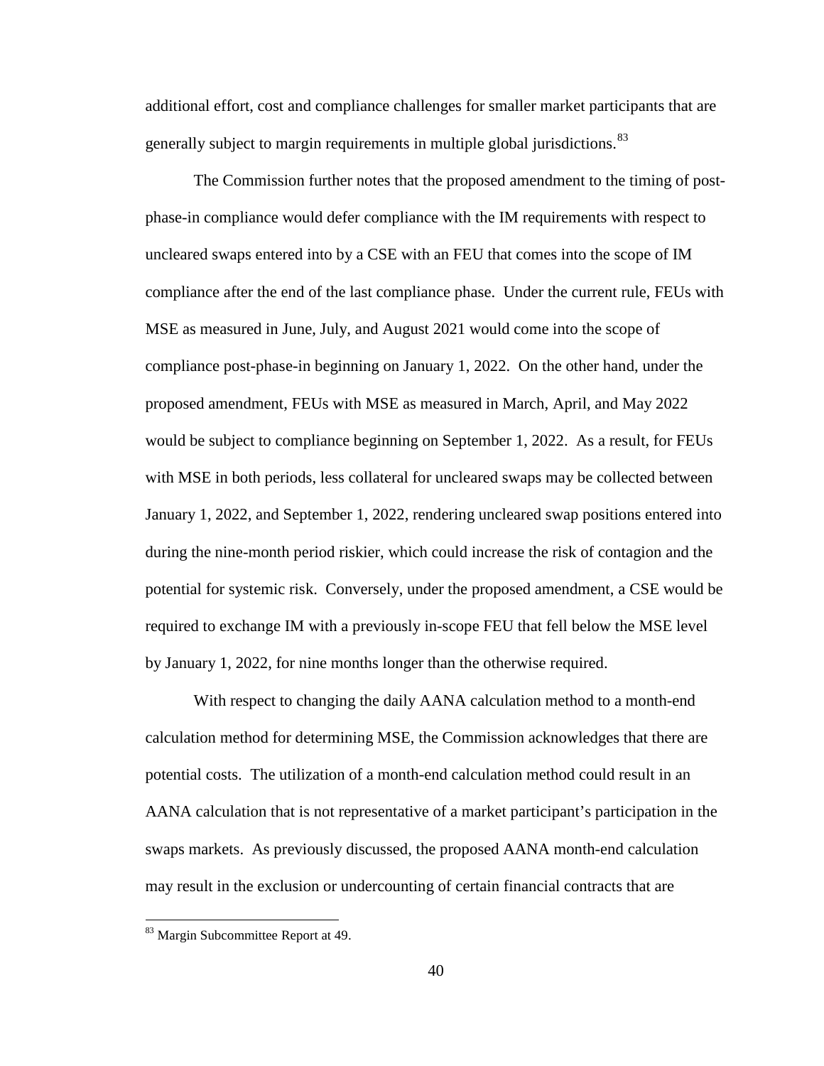additional effort, cost and compliance challenges for smaller market participants that are generally subject to margin requirements in multiple global jurisdictions.[83]

The Commission further notes that the proposed amendment to the timing of post-phase-in compliance would defer compliance with the IM requirements with respect to uncleared swaps entered into by a CSE with an FEU that comes into the scope of IM compliance after the end of the last compliance phase. Under the current rule, FEUs with MSE as measured in June, July, and August 2021 would come into the scope of compliance post-phase-in beginning on January 1, 2022. On the other hand, under the proposed amendment, FEUs with MSE as measured in March, April, and May 2022 would be subject to compliance beginning on September 1, 2022. As a result, for FEUs with MSE in both periods, less collateral for uncleared swaps may be collected between January 1, 2022, and September 1, 2022, rendering uncleared swap positions entered into during the nine-month period riskier, which could increase the risk of contagion and the potential for systemic risk. Conversely, under the proposed amendment, a CSE would be required to exchange IM with a previously in-scope FEU that fell below the MSE level by January 1, 2022, for nine months longer than the otherwise required.

With respect to changing the daily AANA calculation method to a month-end calculation method for determining MSE, the Commission acknowledges that there are potential costs. The utilization of a month-end calculation method could result in an AANA calculation that is not representative of a market participant's participation in the swaps markets. As previously discussed, the proposed AANA month-end calculation may result in the exclusion or undercounting of certain financial contracts that are

[83] Margin Subcommittee Report at 49.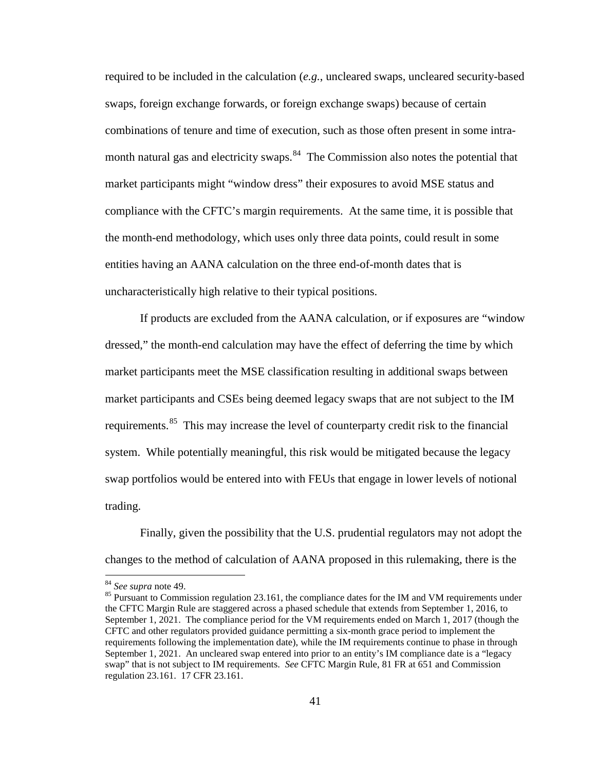required to be included in the calculation (*e.g.*, uncleared swaps, uncleared security-based swaps, foreign exchange forwards, or foreign exchange swaps) because of certain combinations of tenure and time of execution, such as those often present in some intra-month natural gas and electricity swaps.[84] The Commission also notes the potential that market participants might "window dress" their exposures to avoid MSE status and compliance with the CFTC's margin requirements. At the same time, it is possible that the month-end methodology, which uses only three data points, could result in some entities having an AANA calculation on the three end-of-month dates that is uncharacteristically high relative to their typical positions.

If products are excluded from the AANA calculation, or if exposures are "window dressed," the month-end calculation may have the effect of deferring the time by which market participants meet the MSE classification resulting in additional swaps between market participants and CSEs being deemed legacy swaps that are not subject to the IM requirements.[85] This may increase the level of counterparty credit risk to the financial system. While potentially meaningful, this risk would be mitigated because the legacy swap portfolios would be entered into with FEUs that engage in lower levels of notional trading.

Finally, given the possibility that the U.S. prudential regulators may not adopt the changes to the method of calculation of AANA proposed in this rulemaking, there is the

---

[84] *See supra* note 49.

[85] Pursuant to Commission regulation 23.161, the compliance dates for the IM and VM requirements under the CFTC Margin Rule are staggered across a phased schedule that extends from September 1, 2016, to September 1, 2021. The compliance period for the VM requirements ended on March 1, 2017 (though the CFTC and other regulators provided guidance permitting a six-month grace period to implement the requirements following the implementation date), while the IM requirements continue to phase in through September 1, 2021. An uncleared swap entered into prior to an entity's IM compliance date is a "legacy swap" that is not subject to IM requirements. *See* CFTC Margin Rule, 81 FR at 651 and Commission regulation 23.161. 17 CFR 23.161.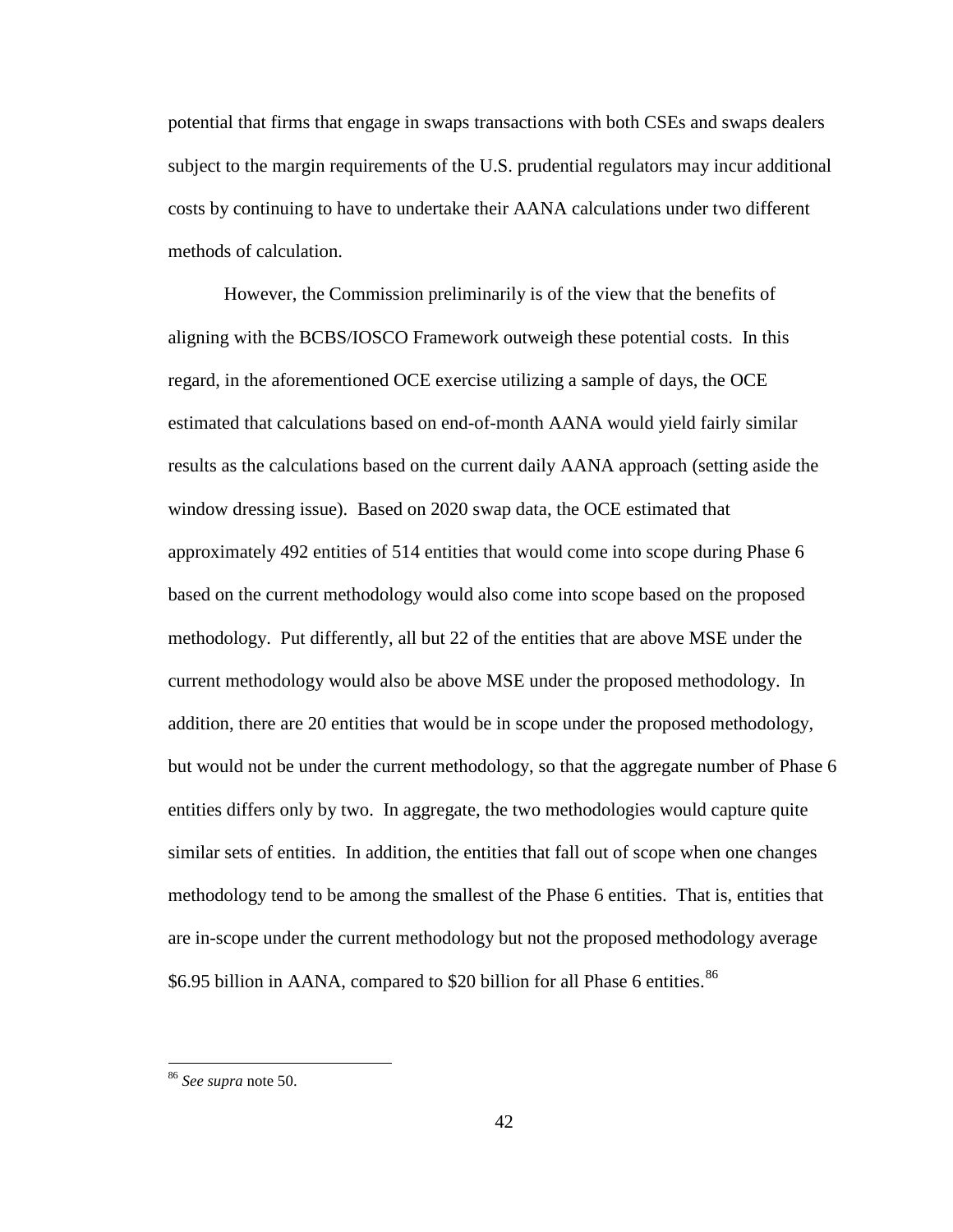potential that firms that engage in swaps transactions with both CSEs and swaps dealers subject to the margin requirements of the U.S. prudential regulators may incur additional costs by continuing to have to undertake their AANA calculations under two different methods of calculation.

However, the Commission preliminarily is of the view that the benefits of aligning with the BCBS/IOSCO Framework outweigh these potential costs. In this regard, in the aforementioned OCE exercise utilizing a sample of days, the OCE estimated that calculations based on end-of-month AANA would yield fairly similar results as the calculations based on the current daily AANA approach (setting aside the window dressing issue). Based on 2020 swap data, the OCE estimated that approximately 492 entities of 514 entities that would come into scope during Phase 6 based on the current methodology would also come into scope based on the proposed methodology. Put differently, all but 22 of the entities that are above MSE under the current methodology would also be above MSE under the proposed methodology. In addition, there are 20 entities that would be in scope under the proposed methodology, but would not be under the current methodology, so that the aggregate number of Phase 6 entities differs only by two. In aggregate, the two methodologies would capture quite similar sets of entities. In addition, the entities that fall out of scope when one changes methodology tend to be among the smallest of the Phase 6 entities. That is, entities that are in-scope under the current methodology but not the proposed methodology average \$6.95 billion in AANA, compared to \$20 billion for all Phase 6 entities.[86]

---

[86] *See supra* note 50.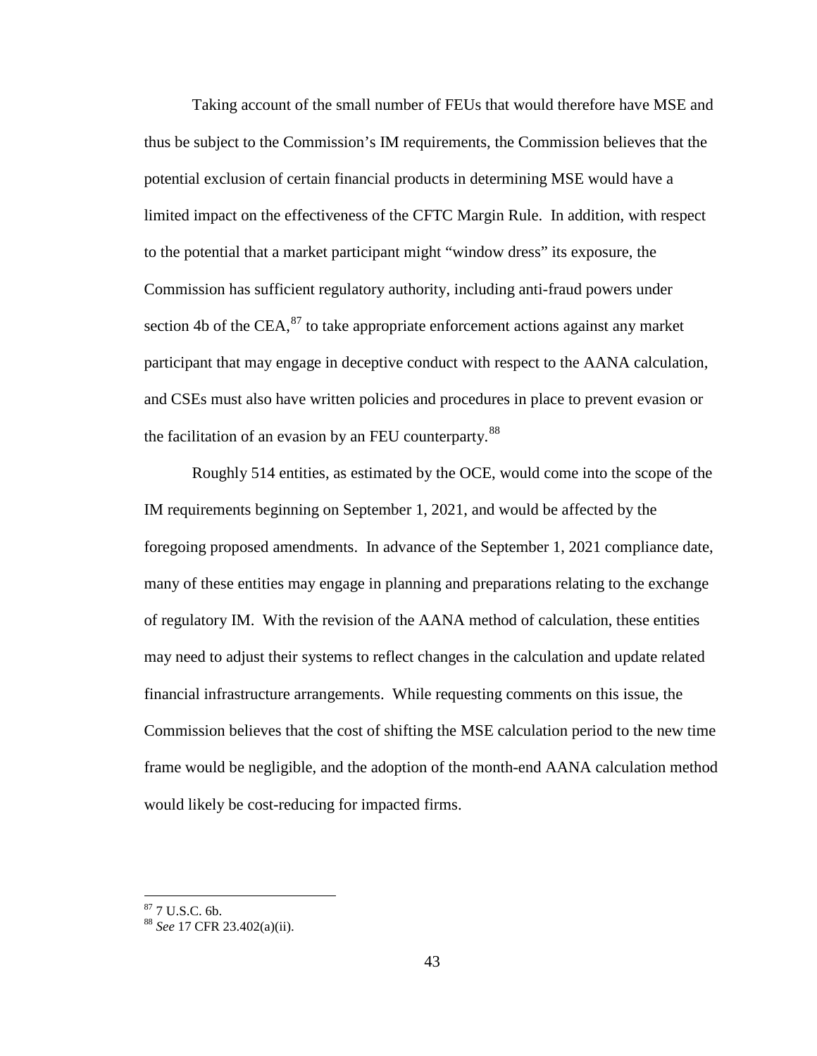Taking account of the small number of FEUs that would therefore have MSE and thus be subject to the Commission's IM requirements, the Commission believes that the potential exclusion of certain financial products in determining MSE would have a limited impact on the effectiveness of the CFTC Margin Rule. In addition, with respect to the potential that a market participant might "window dress" its exposure, the Commission has sufficient regulatory authority, including anti-fraud powers under section 4b of the CEA,[87] to take appropriate enforcement actions against any market participant that may engage in deceptive conduct with respect to the AANA calculation, and CSEs must also have written policies and procedures in place to prevent evasion or the facilitation of an evasion by an FEU counterparty.[88]

Roughly 514 entities, as estimated by the OCE, would come into the scope of the IM requirements beginning on September 1, 2021, and would be affected by the foregoing proposed amendments. In advance of the September 1, 2021 compliance date, many of these entities may engage in planning and preparations relating to the exchange of regulatory IM. With the revision of the AANA method of calculation, these entities may need to adjust their systems to reflect changes in the calculation and update related financial infrastructure arrangements. While requesting comments on this issue, the Commission believes that the cost of shifting the MSE calculation period to the new time frame would be negligible, and the adoption of the month-end AANA calculation method would likely be cost-reducing for impacted firms.

---

[87] 7 U.S.C. 6b.

[88] *See* 17 CFR 23.402(a)(ii).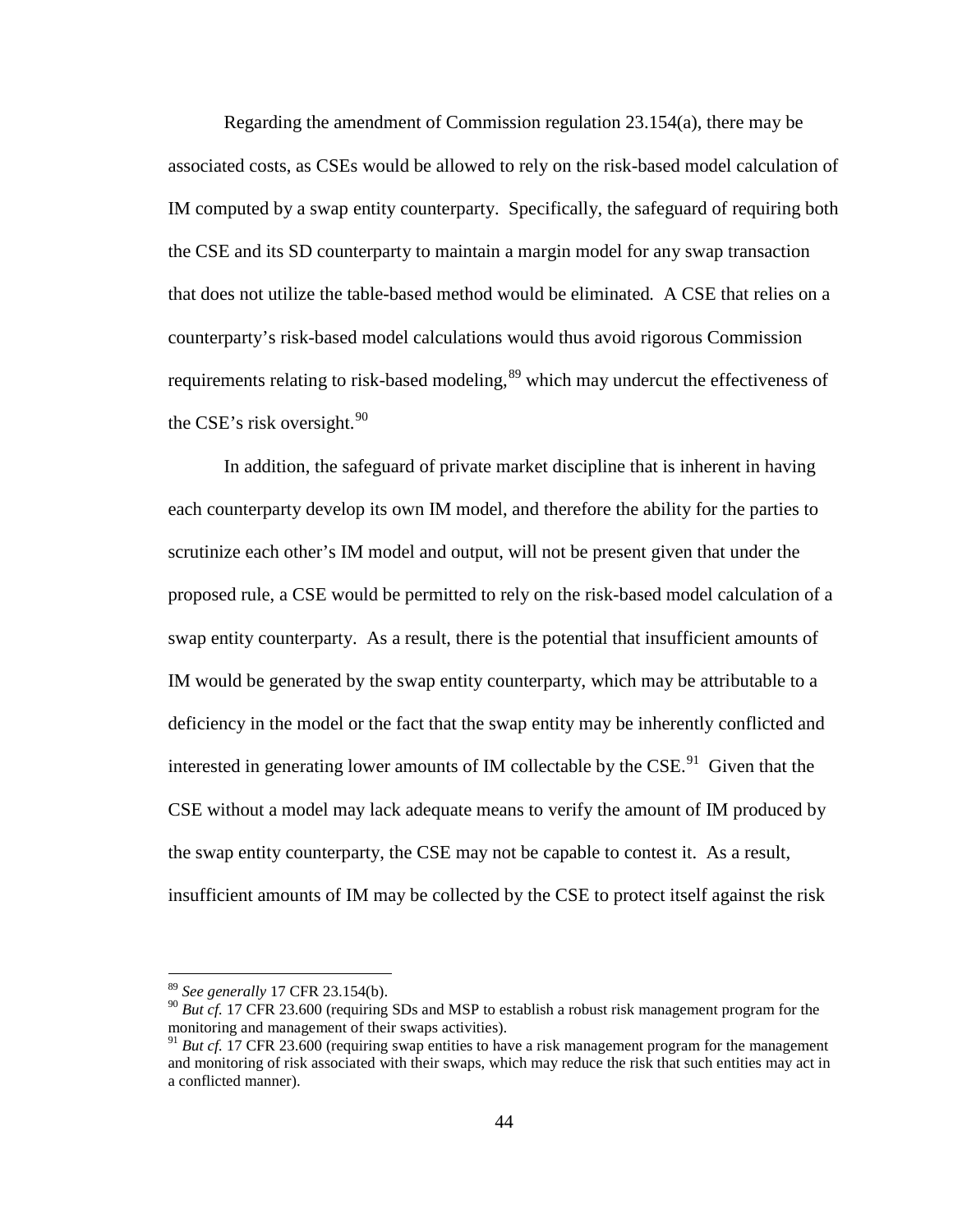Regarding the amendment of Commission regulation 23.154(a), there may be associated costs, as CSEs would be allowed to rely on the risk-based model calculation of IM computed by a swap entity counterparty. Specifically, the safeguard of requiring both the CSE and its SD counterparty to maintain a margin model for any swap transaction that does not utilize the table-based method would be eliminated. A CSE that relies on a counterparty's risk-based model calculations would thus avoid rigorous Commission requirements relating to risk-based modeling,[89] which may undercut the effectiveness of the CSE's risk oversight.[90]

In addition, the safeguard of private market discipline that is inherent in having each counterparty develop its own IM model, and therefore the ability for the parties to scrutinize each other's IM model and output, will not be present given that under the proposed rule, a CSE would be permitted to rely on the risk-based model calculation of a swap entity counterparty. As a result, there is the potential that insufficient amounts of IM would be generated by the swap entity counterparty, which may be attributable to a deficiency in the model or the fact that the swap entity may be inherently conflicted and interested in generating lower amounts of IM collectable by the CSE.[91] Given that the CSE without a model may lack adequate means to verify the amount of IM produced by the swap entity counterparty, the CSE may not be capable to contest it. As a result, insufficient amounts of IM may be collected by the CSE to protect itself against the risk

---

[89] *See generally* 17 CFR 23.154(b).

[90] *But cf.* 17 CFR 23.600 (requiring SDs and MSP to establish a robust risk management program for the monitoring and management of their swaps activities).

[91] *But cf.* 17 CFR 23.600 (requiring swap entities to have a risk management program for the management and monitoring of risk associated with their swaps, which may reduce the risk that such entities may act in a conflicted manner).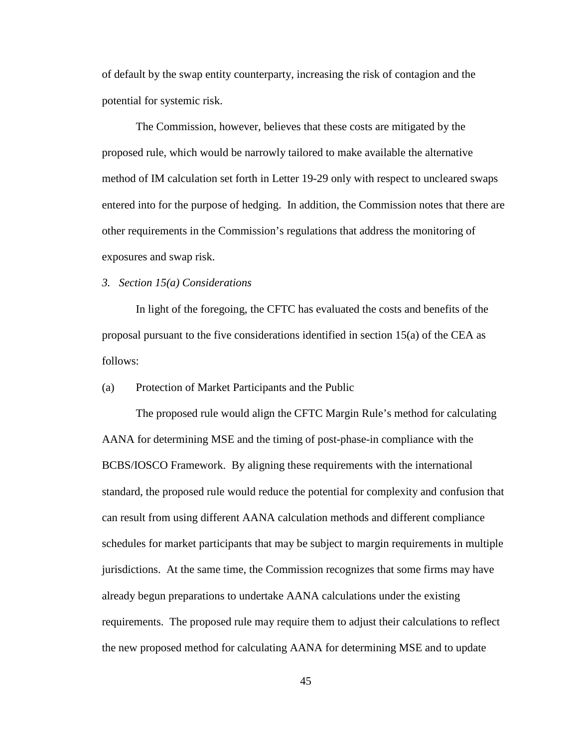of default by the swap entity counterparty, increasing the risk of contagion and the potential for systemic risk.

The Commission, however, believes that these costs are mitigated by the proposed rule, which would be narrowly tailored to make available the alternative method of IM calculation set forth in Letter 19-29 only with respect to uncleared swaps entered into for the purpose of hedging. In addition, the Commission notes that there are other requirements in the Commission's regulations that address the monitoring of exposures and swap risk.

*3. Section 15(a) Considerations*

In light of the foregoing, the CFTC has evaluated the costs and benefits of the proposal pursuant to the five considerations identified in section 15(a) of the CEA as follows:

(a) Protection of Market Participants and the Public

The proposed rule would align the CFTC Margin Rule's method for calculating AANA for determining MSE and the timing of post-phase-in compliance with the BCBS/IOSCO Framework. By aligning these requirements with the international standard, the proposed rule would reduce the potential for complexity and confusion that can result from using different AANA calculation methods and different compliance schedules for market participants that may be subject to margin requirements in multiple jurisdictions. At the same time, the Commission recognizes that some firms may have already begun preparations to undertake AANA calculations under the existing requirements. The proposed rule may require them to adjust their calculations to reflect the new proposed method for calculating AANA for determining MSE and to update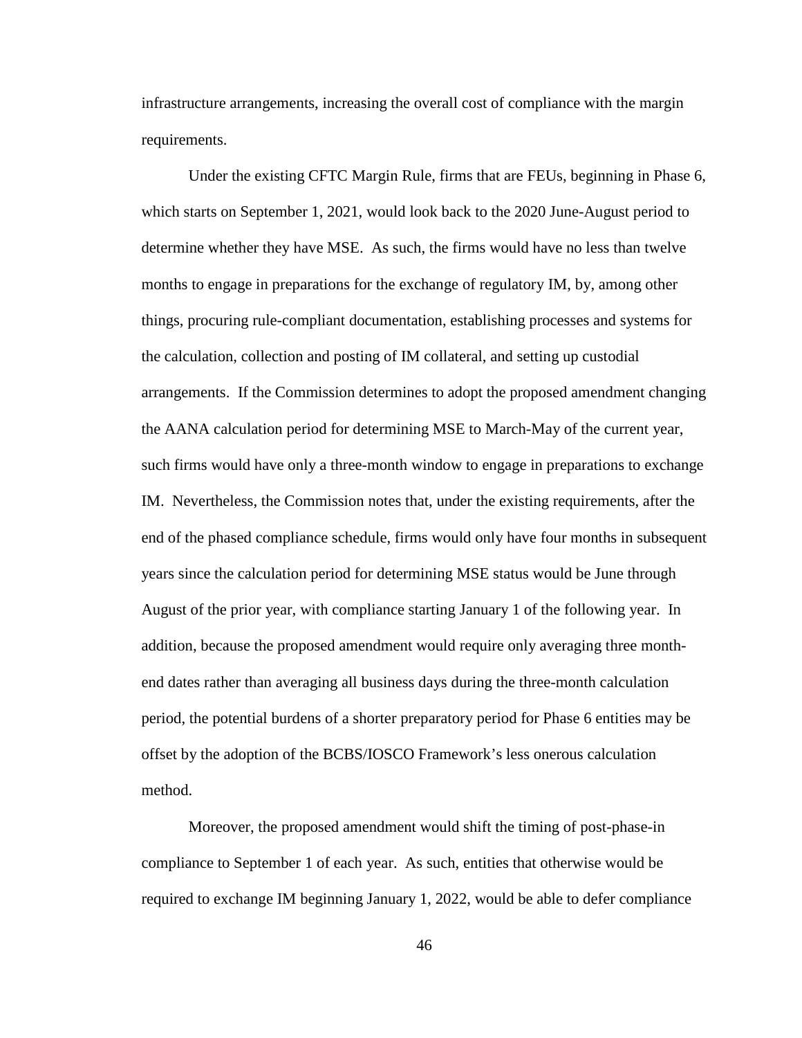infrastructure arrangements, increasing the overall cost of compliance with the margin requirements.

Under the existing CFTC Margin Rule, firms that are FEUs, beginning in Phase 6, which starts on September 1, 2021, would look back to the 2020 June-August period to determine whether they have MSE. As such, the firms would have no less than twelve months to engage in preparations for the exchange of regulatory IM, by, among other things, procuring rule-compliant documentation, establishing processes and systems for the calculation, collection and posting of IM collateral, and setting up custodial arrangements. If the Commission determines to adopt the proposed amendment changing the AANA calculation period for determining MSE to March-May of the current year, such firms would have only a three-month window to engage in preparations to exchange IM. Nevertheless, the Commission notes that, under the existing requirements, after the end of the phased compliance schedule, firms would only have four months in subsequent years since the calculation period for determining MSE status would be June through August of the prior year, with compliance starting January 1 of the following year. In addition, because the proposed amendment would require only averaging three month-end dates rather than averaging all business days during the three-month calculation period, the potential burdens of a shorter preparatory period for Phase 6 entities may be offset by the adoption of the BCBS/IOSCO Framework's less onerous calculation method.

Moreover, the proposed amendment would shift the timing of post-phase-in compliance to September 1 of each year. As such, entities that otherwise would be required to exchange IM beginning January 1, 2022, would be able to defer compliance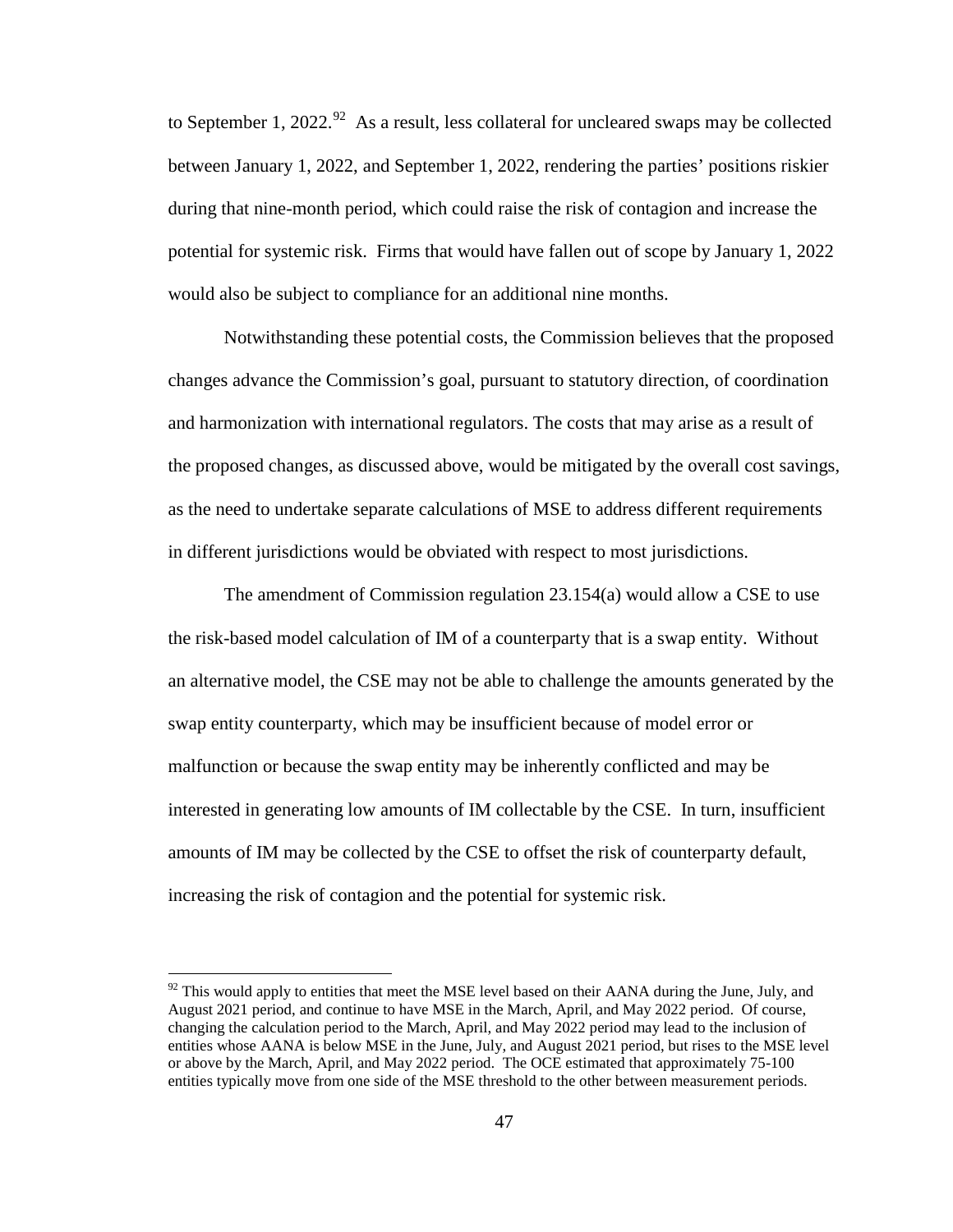to September 1, 2022.[92] As a result, less collateral for uncleared swaps may be collected between January 1, 2022, and September 1, 2022, rendering the parties' positions riskier during that nine-month period, which could raise the risk of contagion and increase the potential for systemic risk. Firms that would have fallen out of scope by January 1, 2022 would also be subject to compliance for an additional nine months.

Notwithstanding these potential costs, the Commission believes that the proposed changes advance the Commission's goal, pursuant to statutory direction, of coordination and harmonization with international regulators. The costs that may arise as a result of the proposed changes, as discussed above, would be mitigated by the overall cost savings, as the need to undertake separate calculations of MSE to address different requirements in different jurisdictions would be obviated with respect to most jurisdictions.

The amendment of Commission regulation 23.154(a) would allow a CSE to use the risk-based model calculation of IM of a counterparty that is a swap entity. Without an alternative model, the CSE may not be able to challenge the amounts generated by the swap entity counterparty, which may be insufficient because of model error or malfunction or because the swap entity may be inherently conflicted and may be interested in generating low amounts of IM collectable by the CSE. In turn, insufficient amounts of IM may be collected by the CSE to offset the risk of counterparty default, increasing the risk of contagion and the potential for systemic risk.

[92] This would apply to entities that meet the MSE level based on their AANA during the June, July, and August 2021 period, and continue to have MSE in the March, April, and May 2022 period. Of course, changing the calculation period to the March, April, and May 2022 period may lead to the inclusion of entities whose AANA is below MSE in the June, July, and August 2021 period, but rises to the MSE level or above by the March, April, and May 2022 period. The OCE estimated that approximately 75-100 entities typically move from one side of the MSE threshold to the other between measurement periods.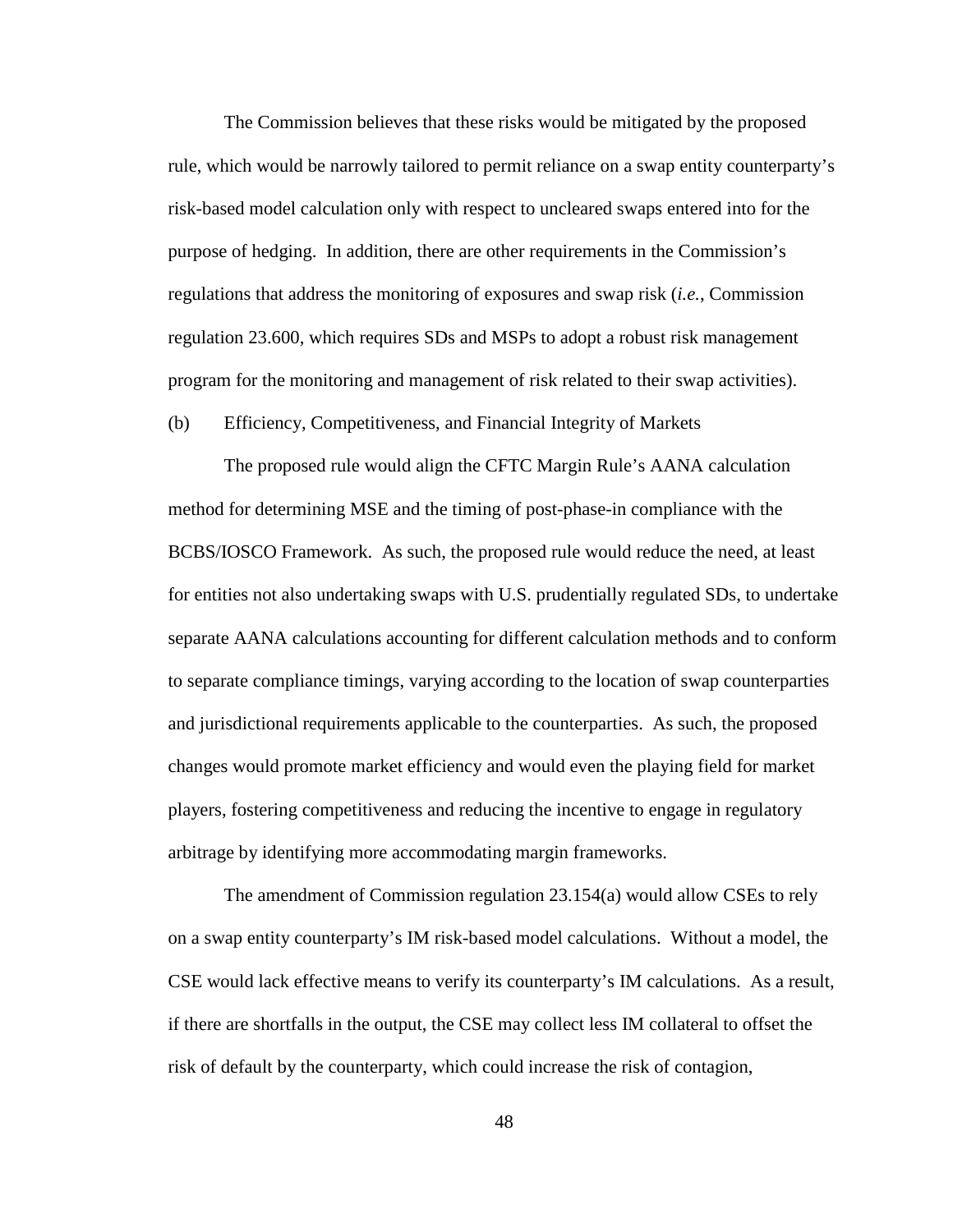The Commission believes that these risks would be mitigated by the proposed rule, which would be narrowly tailored to permit reliance on a swap entity counterparty's risk-based model calculation only with respect to uncleared swaps entered into for the purpose of hedging. In addition, there are other requirements in the Commission's regulations that address the monitoring of exposures and swap risk (*i.e.*, Commission regulation 23.600, which requires SDs and MSPs to adopt a robust risk management program for the monitoring and management of risk related to their swap activities).

(b) Efficiency, Competitiveness, and Financial Integrity of Markets

The proposed rule would align the CFTC Margin Rule's AANA calculation method for determining MSE and the timing of post-phase-in compliance with the BCBS/IOSCO Framework. As such, the proposed rule would reduce the need, at least for entities not also undertaking swaps with U.S. prudentially regulated SDs, to undertake separate AANA calculations accounting for different calculation methods and to conform to separate compliance timings, varying according to the location of swap counterparties and jurisdictional requirements applicable to the counterparties. As such, the proposed changes would promote market efficiency and would even the playing field for market players, fostering competitiveness and reducing the incentive to engage in regulatory arbitrage by identifying more accommodating margin frameworks.

The amendment of Commission regulation 23.154(a) would allow CSEs to rely on a swap entity counterparty's IM risk-based model calculations. Without a model, the CSE would lack effective means to verify its counterparty's IM calculations. As a result, if there are shortfalls in the output, the CSE may collect less IM collateral to offset the risk of default by the counterparty, which could increase the risk of contagion,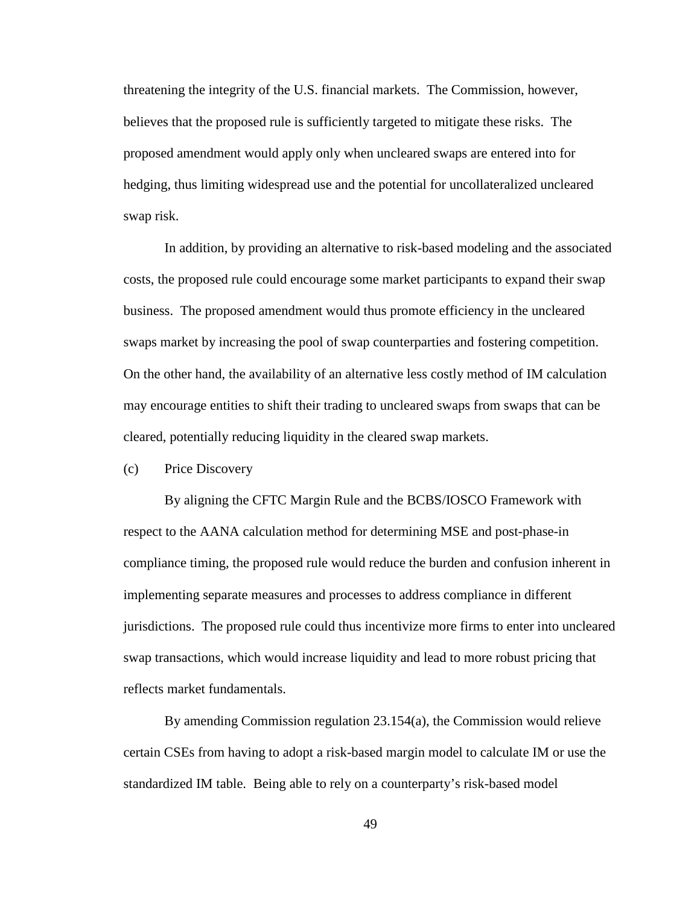threatening the integrity of the U.S. financial markets. The Commission, however, believes that the proposed rule is sufficiently targeted to mitigate these risks. The proposed amendment would apply only when uncleared swaps are entered into for hedging, thus limiting widespread use and the potential for uncollateralized uncleared swap risk.

In addition, by providing an alternative to risk-based modeling and the associated costs, the proposed rule could encourage some market participants to expand their swap business. The proposed amendment would thus promote efficiency in the uncleared swaps market by increasing the pool of swap counterparties and fostering competition. On the other hand, the availability of an alternative less costly method of IM calculation may encourage entities to shift their trading to uncleared swaps from swaps that can be cleared, potentially reducing liquidity in the cleared swap markets.

(c) Price Discovery

By aligning the CFTC Margin Rule and the BCBS/IOSCO Framework with respect to the AANA calculation method for determining MSE and post-phase-in compliance timing, the proposed rule would reduce the burden and confusion inherent in implementing separate measures and processes to address compliance in different jurisdictions. The proposed rule could thus incentivize more firms to enter into uncleared swap transactions, which would increase liquidity and lead to more robust pricing that reflects market fundamentals.

By amending Commission regulation 23.154(a), the Commission would relieve certain CSEs from having to adopt a risk-based margin model to calculate IM or use the standardized IM table. Being able to rely on a counterparty's risk-based model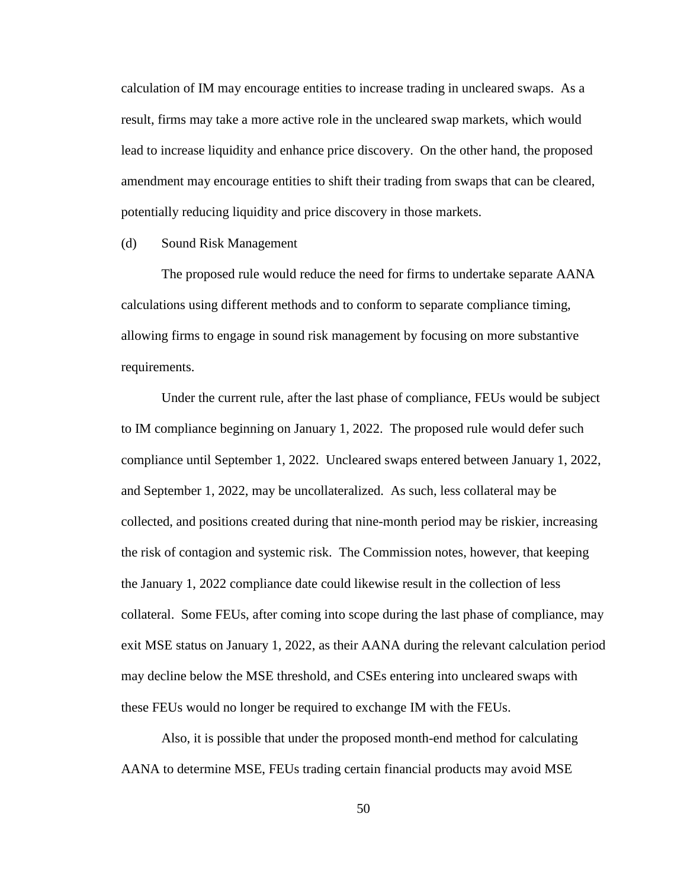calculation of IM may encourage entities to increase trading in uncleared swaps. As a result, firms may take a more active role in the uncleared swap markets, which would lead to increase liquidity and enhance price discovery. On the other hand, the proposed amendment may encourage entities to shift their trading from swaps that can be cleared, potentially reducing liquidity and price discovery in those markets.

(d) Sound Risk Management

The proposed rule would reduce the need for firms to undertake separate AANA calculations using different methods and to conform to separate compliance timing, allowing firms to engage in sound risk management by focusing on more substantive requirements.

Under the current rule, after the last phase of compliance, FEUs would be subject to IM compliance beginning on January 1, 2022. The proposed rule would defer such compliance until September 1, 2022. Uncleared swaps entered between January 1, 2022, and September 1, 2022, may be uncollateralized. As such, less collateral may be collected, and positions created during that nine-month period may be riskier, increasing the risk of contagion and systemic risk. The Commission notes, however, that keeping the January 1, 2022 compliance date could likewise result in the collection of less collateral. Some FEUs, after coming into scope during the last phase of compliance, may exit MSE status on January 1, 2022, as their AANA during the relevant calculation period may decline below the MSE threshold, and CSEs entering into uncleared swaps with these FEUs would no longer be required to exchange IM with the FEUs.

Also, it is possible that under the proposed month-end method for calculating AANA to determine MSE, FEUs trading certain financial products may avoid MSE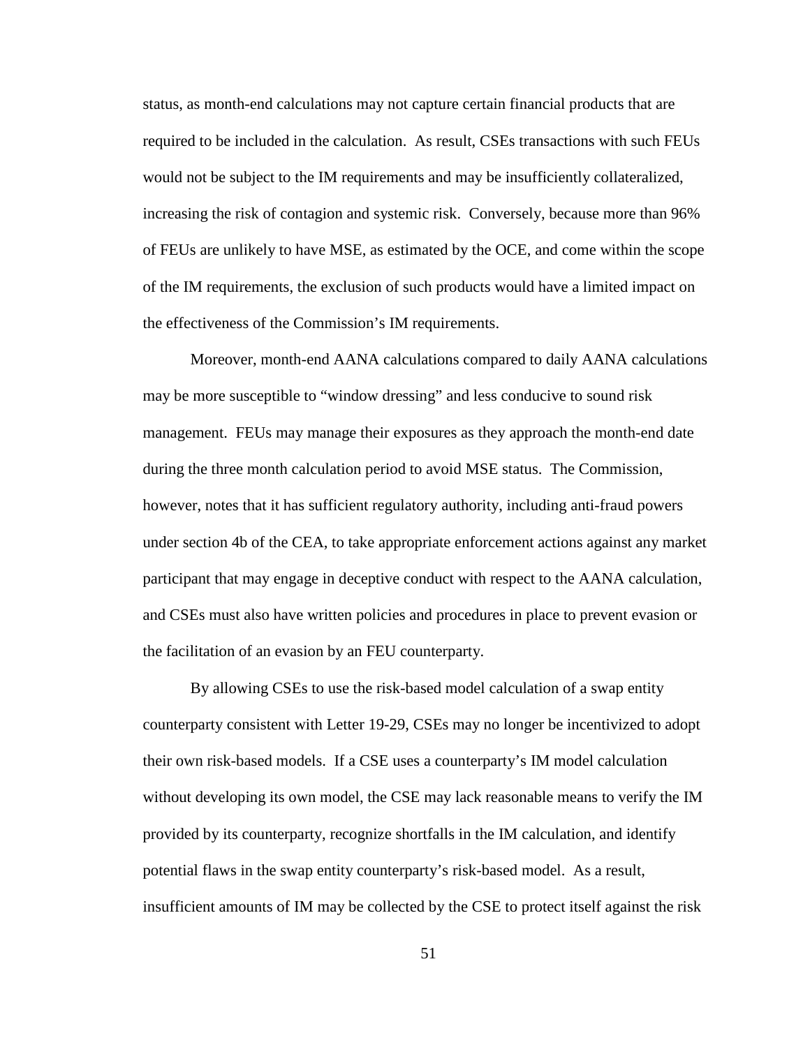status, as month-end calculations may not capture certain financial products that are required to be included in the calculation. As result, CSEs transactions with such FEUs would not be subject to the IM requirements and may be insufficiently collateralized, increasing the risk of contagion and systemic risk. Conversely, because more than 96% of FEUs are unlikely to have MSE, as estimated by the OCE, and come within the scope of the IM requirements, the exclusion of such products would have a limited impact on the effectiveness of the Commission's IM requirements.

Moreover, month-end AANA calculations compared to daily AANA calculations may be more susceptible to "window dressing" and less conducive to sound risk management. FEUs may manage their exposures as they approach the month-end date during the three month calculation period to avoid MSE status. The Commission, however, notes that it has sufficient regulatory authority, including anti-fraud powers under section 4b of the CEA, to take appropriate enforcement actions against any market participant that may engage in deceptive conduct with respect to the AANA calculation, and CSEs must also have written policies and procedures in place to prevent evasion or the facilitation of an evasion by an FEU counterparty.

By allowing CSEs to use the risk-based model calculation of a swap entity counterparty consistent with Letter 19-29, CSEs may no longer be incentivized to adopt their own risk-based models. If a CSE uses a counterparty's IM model calculation without developing its own model, the CSE may lack reasonable means to verify the IM provided by its counterparty, recognize shortfalls in the IM calculation, and identify potential flaws in the swap entity counterparty's risk-based model. As a result, insufficient amounts of IM may be collected by the CSE to protect itself against the risk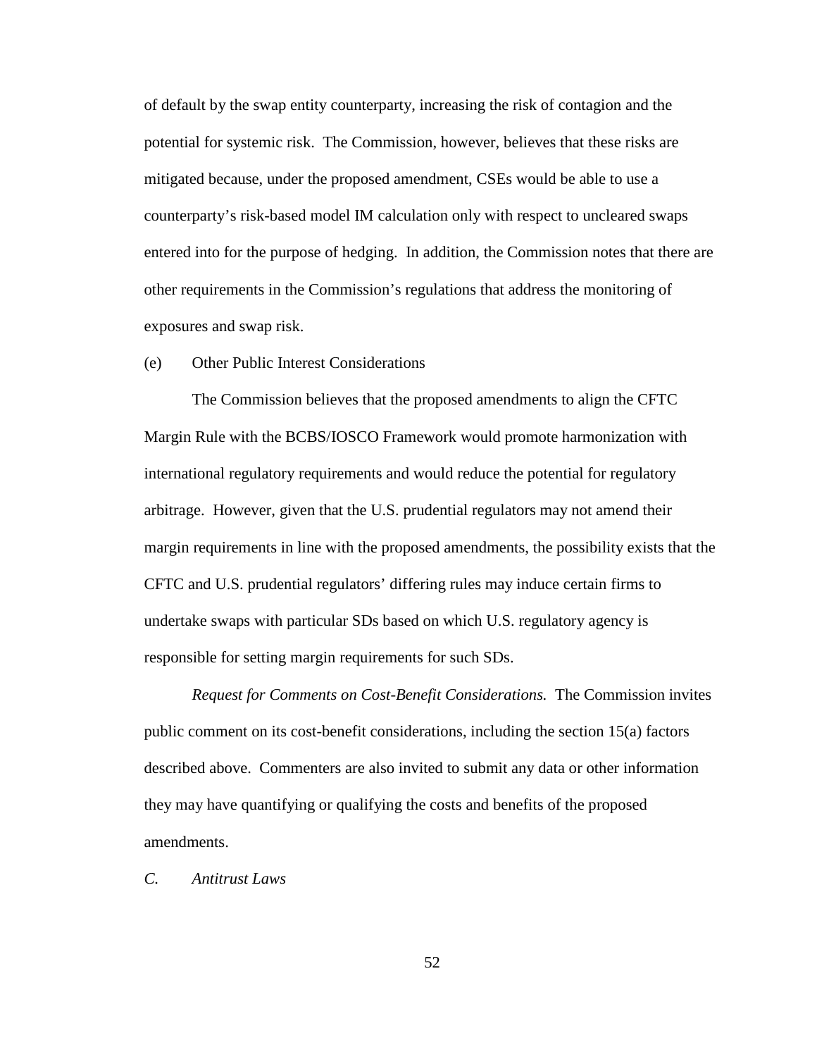of default by the swap entity counterparty, increasing the risk of contagion and the potential for systemic risk. The Commission, however, believes that these risks are mitigated because, under the proposed amendment, CSEs would be able to use a counterparty's risk-based model IM calculation only with respect to uncleared swaps entered into for the purpose of hedging. In addition, the Commission notes that there are other requirements in the Commission's regulations that address the monitoring of exposures and swap risk.

(e) Other Public Interest Considerations

The Commission believes that the proposed amendments to align the CFTC Margin Rule with the BCBS/IOSCO Framework would promote harmonization with international regulatory requirements and would reduce the potential for regulatory arbitrage. However, given that the U.S. prudential regulators may not amend their margin requirements in line with the proposed amendments, the possibility exists that the CFTC and U.S. prudential regulators' differing rules may induce certain firms to undertake swaps with particular SDs based on which U.S. regulatory agency is responsible for setting margin requirements for such SDs.

*Request for Comments on Cost-Benefit Considerations.* The Commission invites public comment on its cost-benefit considerations, including the section 15(a) factors described above. Commenters are also invited to submit any data or other information they may have quantifying or qualifying the costs and benefits of the proposed amendments.

*C. Antitrust Laws*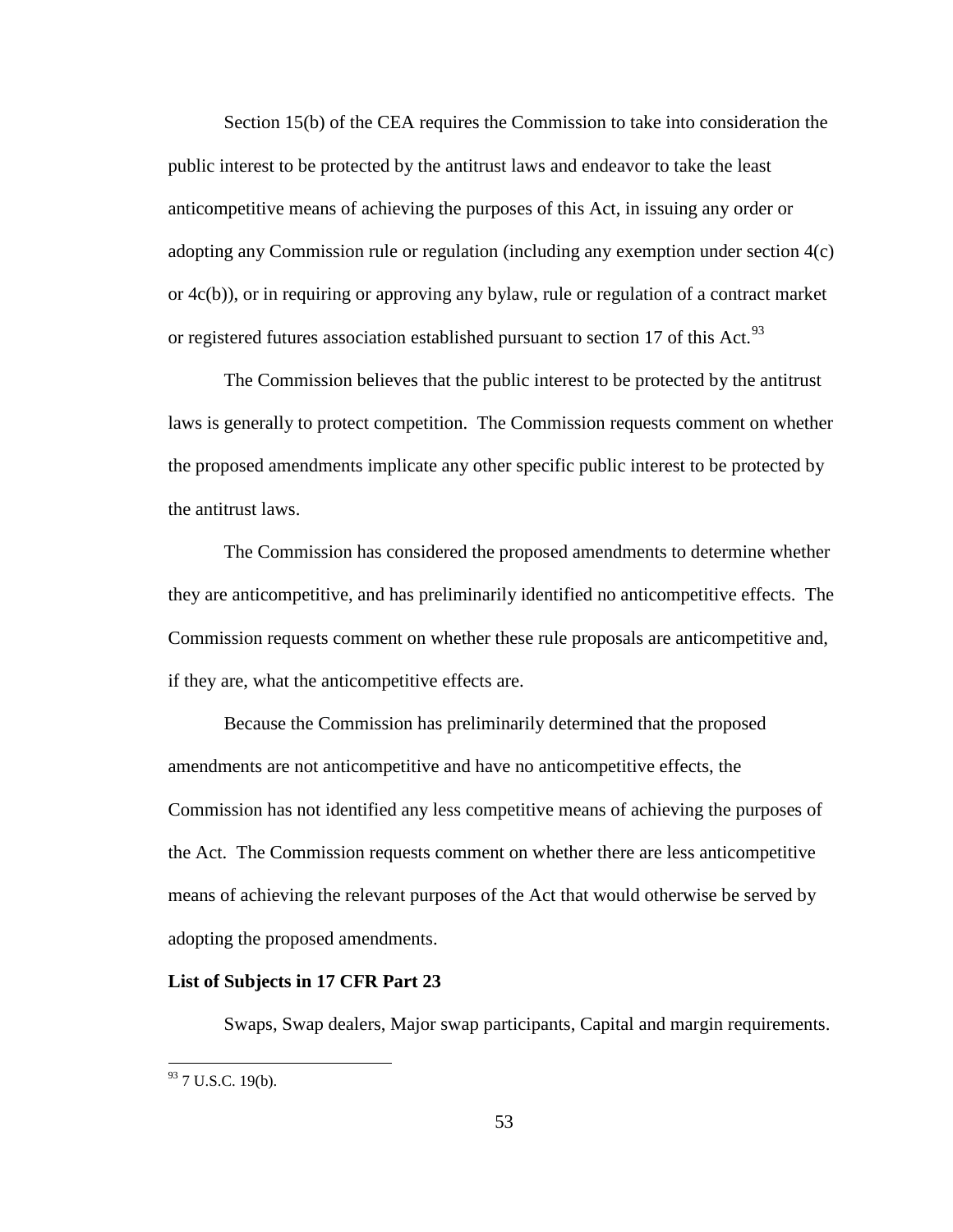Section 15(b) of the CEA requires the Commission to take into consideration the public interest to be protected by the antitrust laws and endeavor to take the least anticompetitive means of achieving the purposes of this Act, in issuing any order or adopting any Commission rule or regulation (including any exemption under section 4(c) or 4c(b)), or in requiring or approving any bylaw, rule or regulation of a contract market or registered futures association established pursuant to section 17 of this Act.[93]

The Commission believes that the public interest to be protected by the antitrust laws is generally to protect competition. The Commission requests comment on whether the proposed amendments implicate any other specific public interest to be protected by the antitrust laws.

The Commission has considered the proposed amendments to determine whether they are anticompetitive, and has preliminarily identified no anticompetitive effects. The Commission requests comment on whether these rule proposals are anticompetitive and, if they are, what the anticompetitive effects are.

Because the Commission has preliminarily determined that the proposed amendments are not anticompetitive and have no anticompetitive effects, the Commission has not identified any less competitive means of achieving the purposes of the Act. The Commission requests comment on whether there are less anticompetitive means of achieving the relevant purposes of the Act that would otherwise be served by adopting the proposed amendments.

**List of Subjects in 17 CFR Part 23**

Swaps, Swap dealers, Major swap participants, Capital and margin requirements.

[93] 7 U.S.C. 19(b).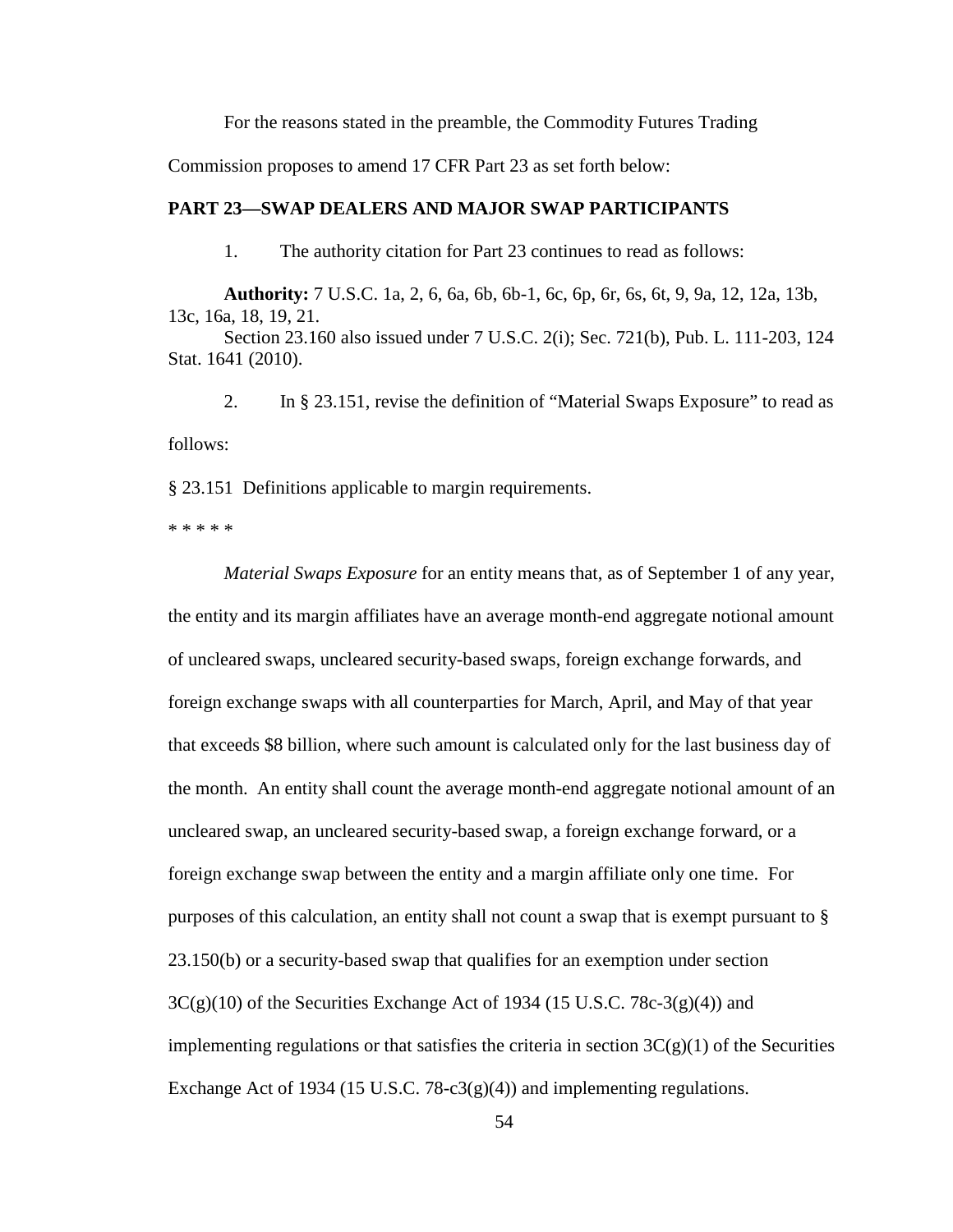For the reasons stated in the preamble, the Commodity Futures Trading Commission proposes to amend 17 CFR Part 23 as set forth below:

**PART 23—SWAP DEALERS AND MAJOR SWAP PARTICIPANTS**

1. The authority citation for Part 23 continues to read as follows:

**Authority:** 7 U.S.C. 1a, 2, 6, 6a, 6b, 6b-1, 6c, 6p, 6r, 6s, 6t, 9, 9a, 12, 12a, 13b, 13c, 16a, 18, 19, 21.

Section 23.160 also issued under 7 U.S.C. 2(i); Sec. 721(b), Pub. L. 111-203, 124 Stat. 1641 (2010).

2. In § 23.151, revise the definition of "Material Swaps Exposure" to read as follows:

§ 23.151 Definitions applicable to margin requirements.

* * * * *

*Material Swaps Exposure* for an entity means that, as of September 1 of any year, the entity and its margin affiliates have an average month-end aggregate notional amount of uncleared swaps, uncleared security-based swaps, foreign exchange forwards, and foreign exchange swaps with all counterparties for March, April, and May of that year that exceeds $8 billion, where such amount is calculated only for the last business day of the month. An entity shall count the average month-end aggregate notional amount of an uncleared swap, an uncleared security-based swap, a foreign exchange forward, or a foreign exchange swap between the entity and a margin affiliate only one time. For purposes of this calculation, an entity shall not count a swap that is exempt pursuant to § 23.150(b) or a security-based swap that qualifies for an exemption under section 3C(g)(10) of the Securities Exchange Act of 1934 (15 U.S.C. 78c-3(g)(4)) and implementing regulations or that satisfies the criteria in section 3C(g)(1) of the Securities Exchange Act of 1934 (15 U.S.C. 78-c3(g)(4)) and implementing regulations.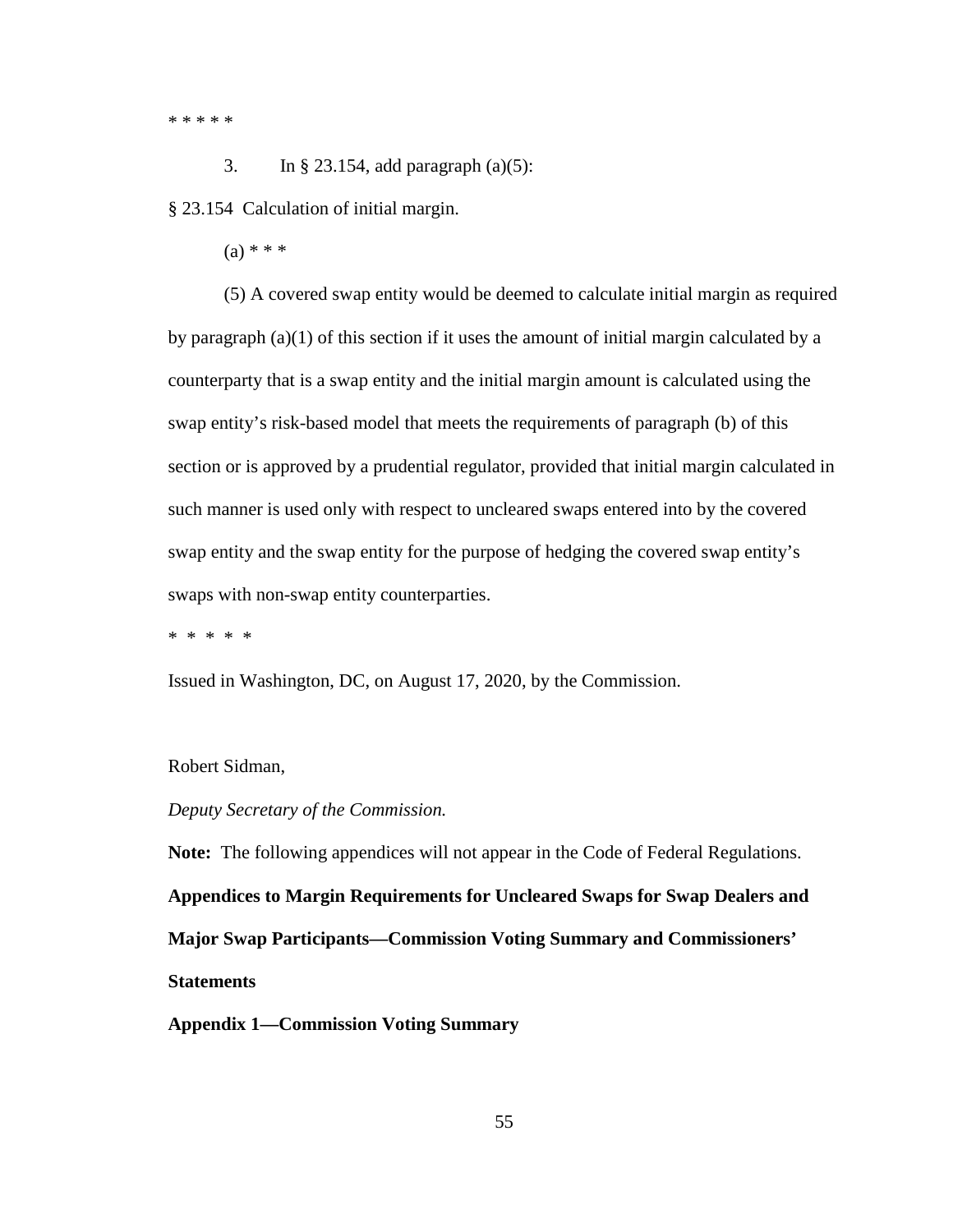* * * * *

3. In § 23.154, add paragraph (a)(5):

§ 23.154 Calculation of initial margin.

(a) * * *

(5) A covered swap entity would be deemed to calculate initial margin as required by paragraph (a)(1) of this section if it uses the amount of initial margin calculated by a counterparty that is a swap entity and the initial margin amount is calculated using the swap entity's risk-based model that meets the requirements of paragraph (b) of this section or is approved by a prudential regulator, provided that initial margin calculated in such manner is used only with respect to uncleared swaps entered into by the covered swap entity and the swap entity for the purpose of hedging the covered swap entity's swaps with non-swap entity counterparties.

* * * * *

Issued in Washington, DC, on August 17, 2020, by the Commission.

Robert Sidman,

*Deputy Secretary of the Commission.*

**Note:** The following appendices will not appear in the Code of Federal Regulations.

**Appendices to Margin Requirements for Uncleared Swaps for Swap Dealers and Major Swap Participants—Commission Voting Summary and Commissioners' Statements**

**Appendix 1—Commission Voting Summary**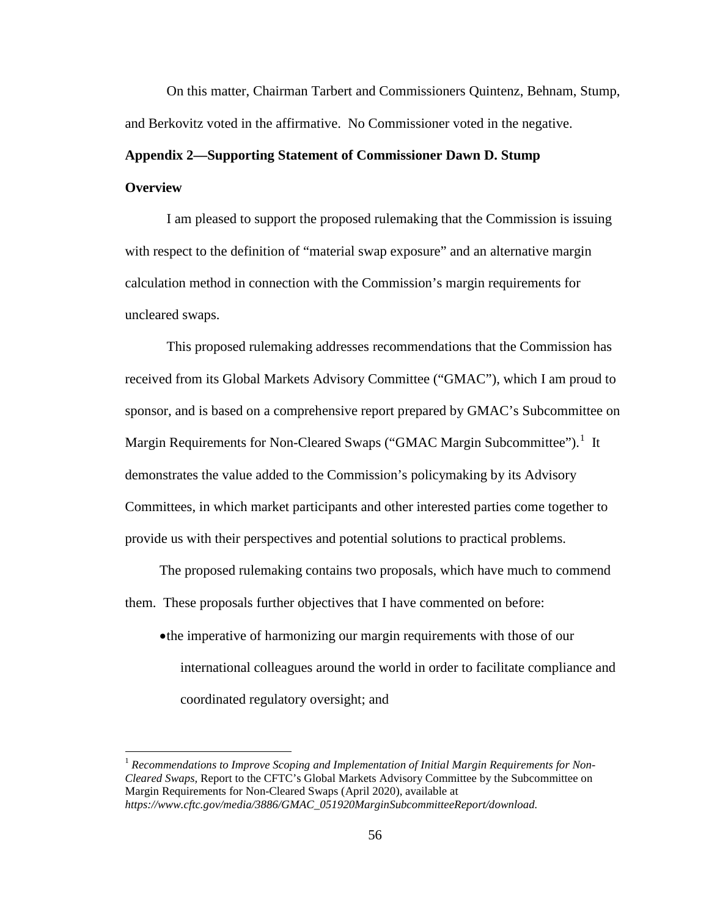On this matter, Chairman Tarbert and Commissioners Quintenz, Behnam, Stump, and Berkovitz voted in the affirmative. No Commissioner voted in the negative.

**Appendix 2—Supporting Statement of Commissioner Dawn D. Stump**

**Overview**

I am pleased to support the proposed rulemaking that the Commission is issuing with respect to the definition of "material swap exposure" and an alternative margin calculation method in connection with the Commission's margin requirements for uncleared swaps.

This proposed rulemaking addresses recommendations that the Commission has received from its Global Markets Advisory Committee ("GMAC"), which I am proud to sponsor, and is based on a comprehensive report prepared by GMAC's Subcommittee on Margin Requirements for Non-Cleared Swaps ("GMAC Margin Subcommittee").[1] It demonstrates the value added to the Commission's policymaking by its Advisory Committees, in which market participants and other interested parties come together to provide us with their perspectives and potential solutions to practical problems.

The proposed rulemaking contains two proposals, which have much to commend them. These proposals further objectives that I have commented on before:

- the imperative of harmonizing our margin requirements with those of our international colleagues around the world in order to facilitate compliance and coordinated regulatory oversight; and

[1] *Recommendations to Improve Scoping and Implementation of Initial Margin Requirements for Non-Cleared Swaps,* Report to the CFTC's Global Markets Advisory Committee by the Subcommittee on Margin Requirements for Non-Cleared Swaps (April 2020), available at *https://www.cftc.gov/media/3886/GMAC_051920MarginSubcommitteeReport/download.*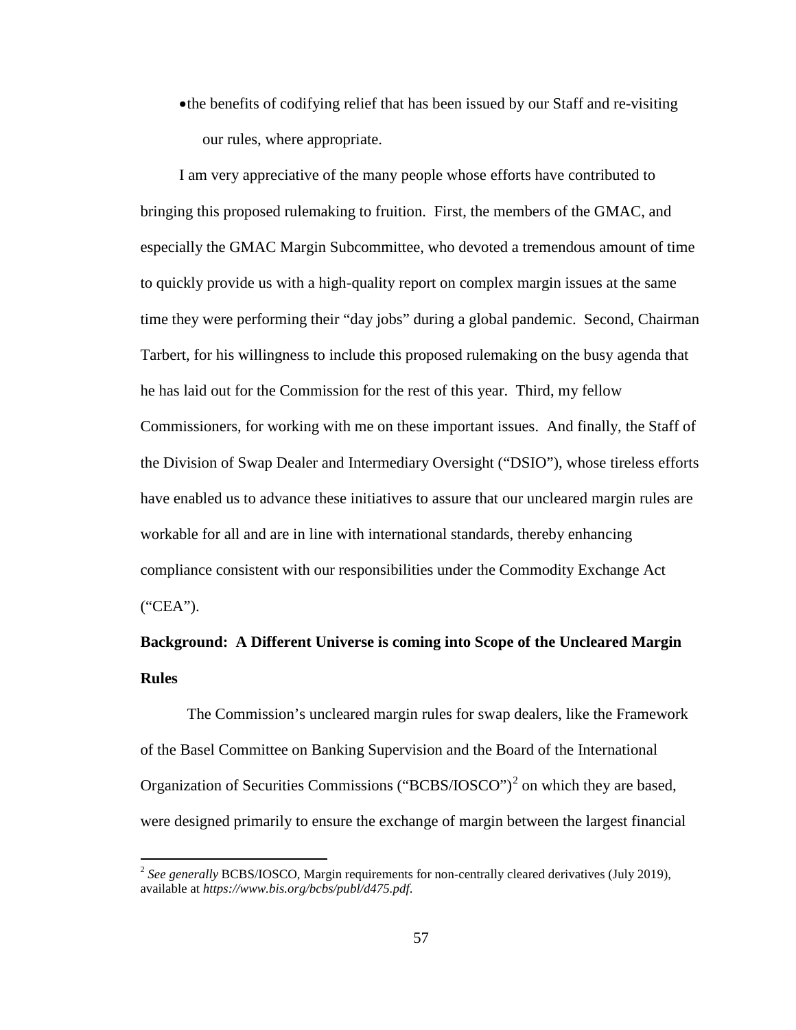- the benefits of codifying relief that has been issued by our Staff and re-visiting our rules, where appropriate.

I am very appreciative of the many people whose efforts have contributed to bringing this proposed rulemaking to fruition. First, the members of the GMAC, and especially the GMAC Margin Subcommittee, who devoted a tremendous amount of time to quickly provide us with a high-quality report on complex margin issues at the same time they were performing their "day jobs" during a global pandemic. Second, Chairman Tarbert, for his willingness to include this proposed rulemaking on the busy agenda that he has laid out for the Commission for the rest of this year. Third, my fellow Commissioners, for working with me on these important issues. And finally, the Staff of the Division of Swap Dealer and Intermediary Oversight ("DSIO"), whose tireless efforts have enabled us to advance these initiatives to assure that our uncleared margin rules are workable for all and are in line with international standards, thereby enhancing compliance consistent with our responsibilities under the Commodity Exchange Act ("CEA").

**Background: A Different Universe is coming into Scope of the Uncleared Margin Rules**

The Commission's uncleared margin rules for swap dealers, like the Framework of the Basel Committee on Banking Supervision and the Board of the International Organization of Securities Commissions ("BCBS/IOSCO")[2] on which they are based, were designed primarily to ensure the exchange of margin between the largest financial

[2] *See generally* BCBS/IOSCO, Margin requirements for non-centrally cleared derivatives (July 2019), available at *https://www.bis.org/bcbs/publ/d475.pdf*.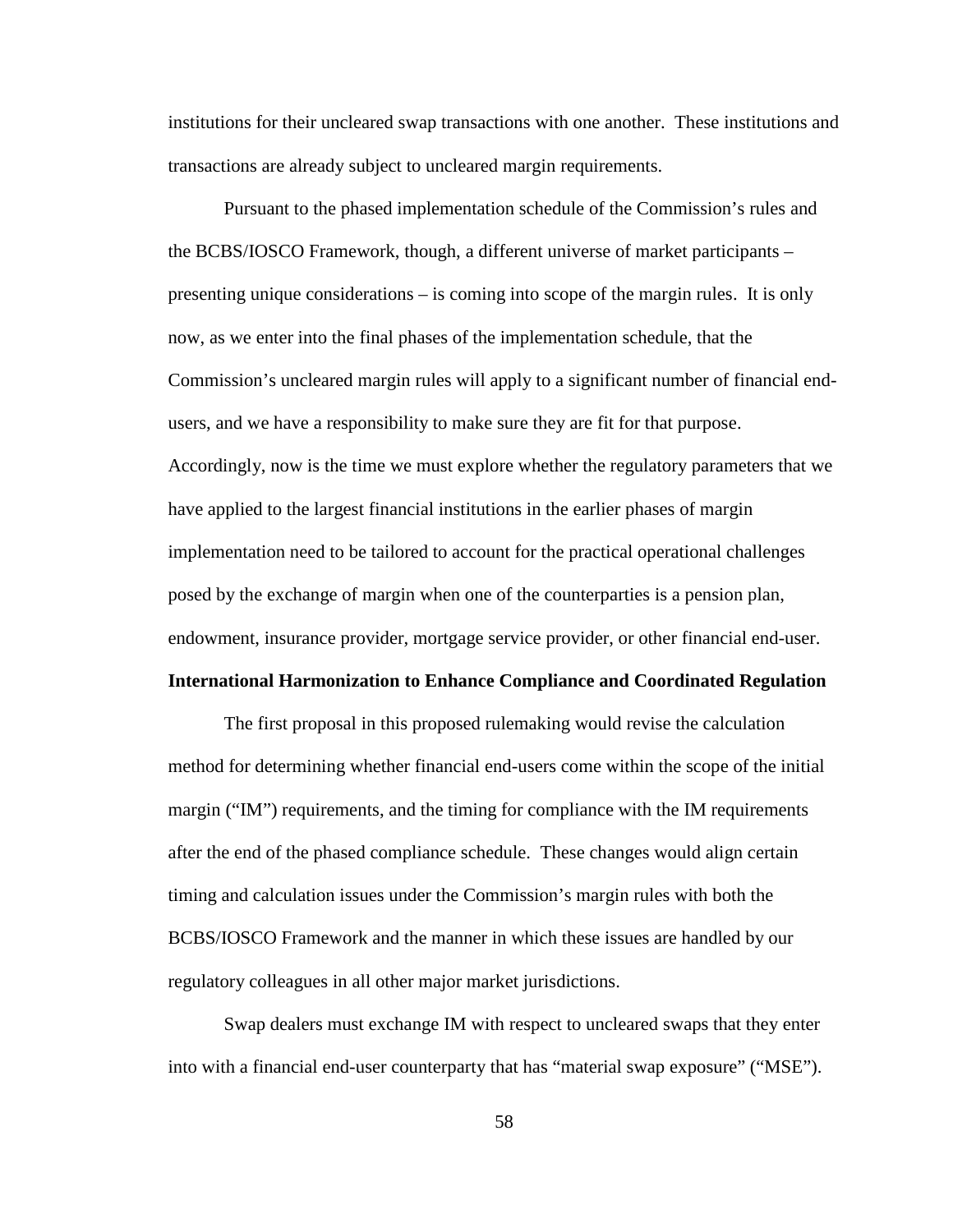institutions for their uncleared swap transactions with one another. These institutions and transactions are already subject to uncleared margin requirements.

Pursuant to the phased implementation schedule of the Commission's rules and the BCBS/IOSCO Framework, though, a different universe of market participants – presenting unique considerations – is coming into scope of the margin rules. It is only now, as we enter into the final phases of the implementation schedule, that the Commission's uncleared margin rules will apply to a significant number of financial end-users, and we have a responsibility to make sure they are fit for that purpose. Accordingly, now is the time we must explore whether the regulatory parameters that we have applied to the largest financial institutions in the earlier phases of margin implementation need to be tailored to account for the practical operational challenges posed by the exchange of margin when one of the counterparties is a pension plan, endowment, insurance provider, mortgage service provider, or other financial end-user.

**International Harmonization to Enhance Compliance and Coordinated Regulation**

The first proposal in this proposed rulemaking would revise the calculation method for determining whether financial end-users come within the scope of the initial margin ("IM") requirements, and the timing for compliance with the IM requirements after the end of the phased compliance schedule. These changes would align certain timing and calculation issues under the Commission's margin rules with both the BCBS/IOSCO Framework and the manner in which these issues are handled by our regulatory colleagues in all other major market jurisdictions.

Swap dealers must exchange IM with respect to uncleared swaps that they enter into with a financial end-user counterparty that has "material swap exposure" ("MSE").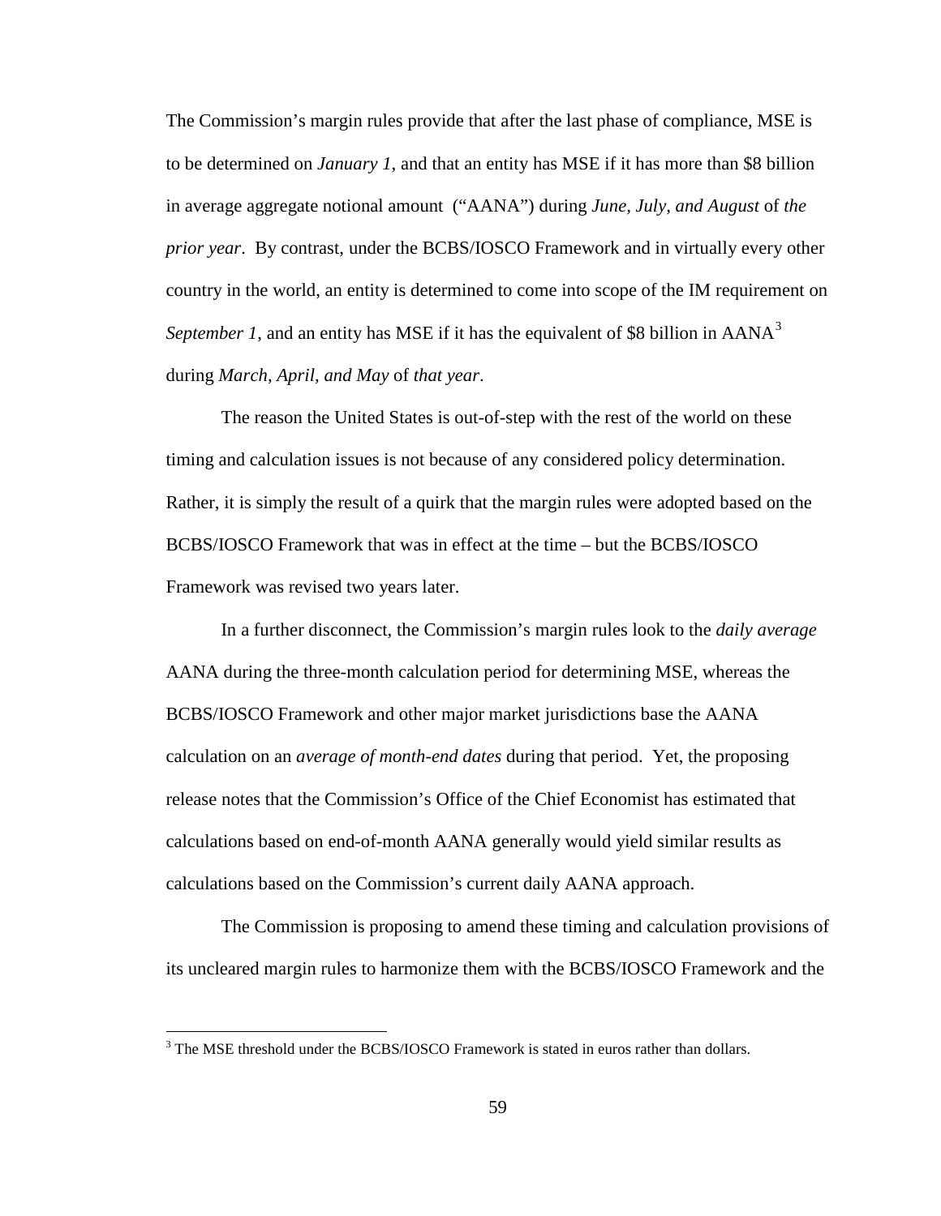The Commission's margin rules provide that after the last phase of compliance, MSE is to be determined on *January 1*, and that an entity has MSE if it has more than $8 billion in average aggregate notional amount ("AANA") during *June, July, and August* of *the prior year*. By contrast, under the BCBS/IOSCO Framework and in virtually every other country in the world, an entity is determined to come into scope of the IM requirement on *September 1*, and an entity has MSE if it has the equivalent of $8 billion in AANA[3] during *March, April, and May* of *that year*.

The reason the United States is out-of-step with the rest of the world on these timing and calculation issues is not because of any considered policy determination. Rather, it is simply the result of a quirk that the margin rules were adopted based on the BCBS/IOSCO Framework that was in effect at the time – but the BCBS/IOSCO Framework was revised two years later.

In a further disconnect, the Commission's margin rules look to the *daily average* AANA during the three-month calculation period for determining MSE, whereas the BCBS/IOSCO Framework and other major market jurisdictions base the AANA calculation on an *average of month-end dates* during that period. Yet, the proposing release notes that the Commission's Office of the Chief Economist has estimated that calculations based on end-of-month AANA generally would yield similar results as calculations based on the Commission's current daily AANA approach.

The Commission is proposing to amend these timing and calculation provisions of its uncleared margin rules to harmonize them with the BCBS/IOSCO Framework and the

[3] The MSE threshold under the BCBS/IOSCO Framework is stated in euros rather than dollars.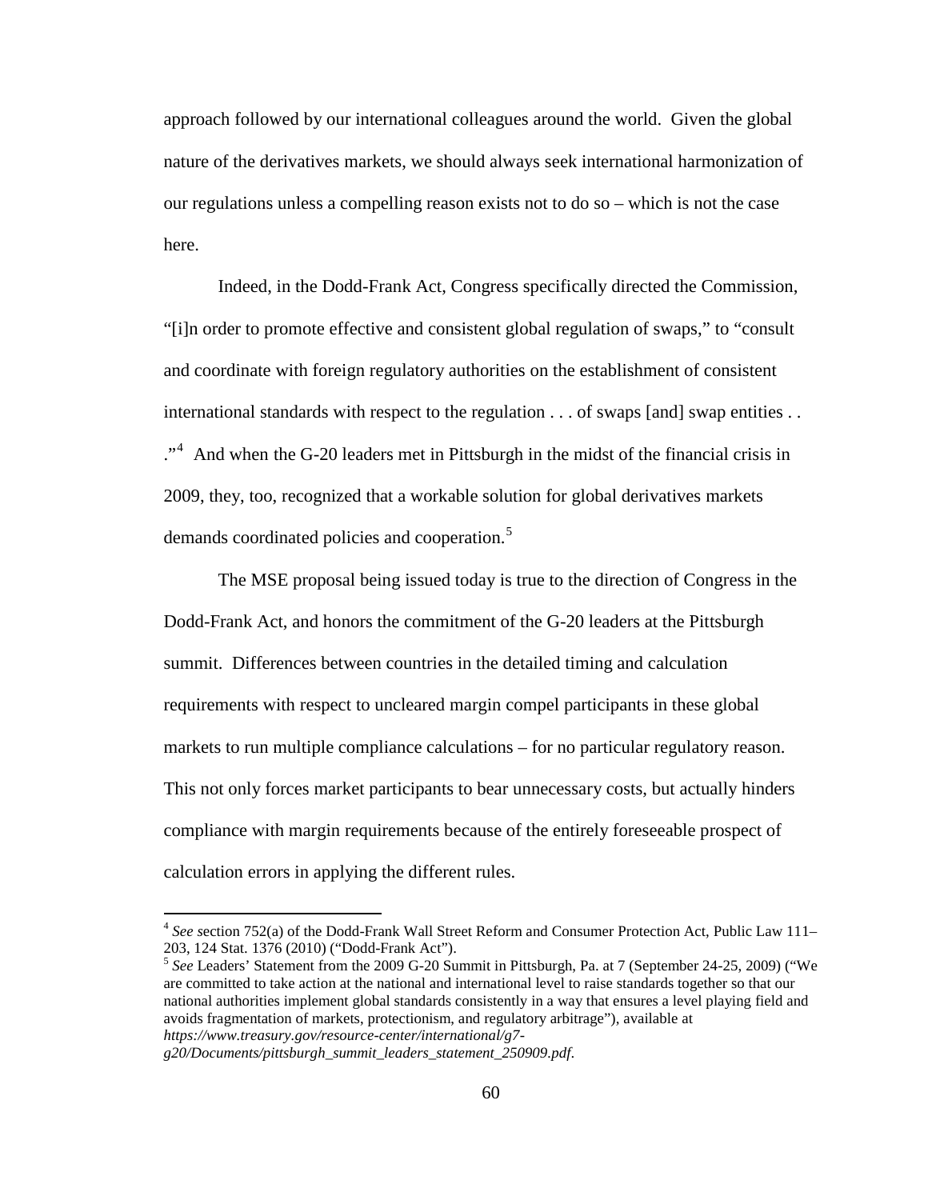approach followed by our international colleagues around the world. Given the global nature of the derivatives markets, we should always seek international harmonization of our regulations unless a compelling reason exists not to do so – which is not the case here.

Indeed, in the Dodd-Frank Act, Congress specifically directed the Commission, "[i]n order to promote effective and consistent global regulation of swaps," to "consult and coordinate with foreign regulatory authorities on the establishment of consistent international standards with respect to the regulation . . . of swaps [and] swap entities . . ."[4] And when the G-20 leaders met in Pittsburgh in the midst of the financial crisis in 2009, they, too, recognized that a workable solution for global derivatives markets demands coordinated policies and cooperation.[5]

The MSE proposal being issued today is true to the direction of Congress in the Dodd-Frank Act, and honors the commitment of the G-20 leaders at the Pittsburgh summit. Differences between countries in the detailed timing and calculation requirements with respect to uncleared margin compel participants in these global markets to run multiple compliance calculations – for no particular regulatory reason. This not only forces market participants to bear unnecessary costs, but actually hinders compliance with margin requirements because of the entirely foreseeable prospect of calculation errors in applying the different rules.

---

[4] *See s*ection 752(a) of the Dodd-Frank Wall Street Reform and Consumer Protection Act, Public Law 111–203, 124 Stat. 1376 (2010) ("Dodd-Frank Act").

[5] *See* Leaders' Statement from the 2009 G-20 Summit in Pittsburgh, Pa. at 7 (September 24-25, 2009) ("We are committed to take action at the national and international level to raise standards together so that our national authorities implement global standards consistently in a way that ensures a level playing field and avoids fragmentation of markets, protectionism, and regulatory arbitrage"), available at *https://www.treasury.gov/resource-center/international/g7-g20/Documents/pittsburgh_summit_leaders_statement_250909.pdf*.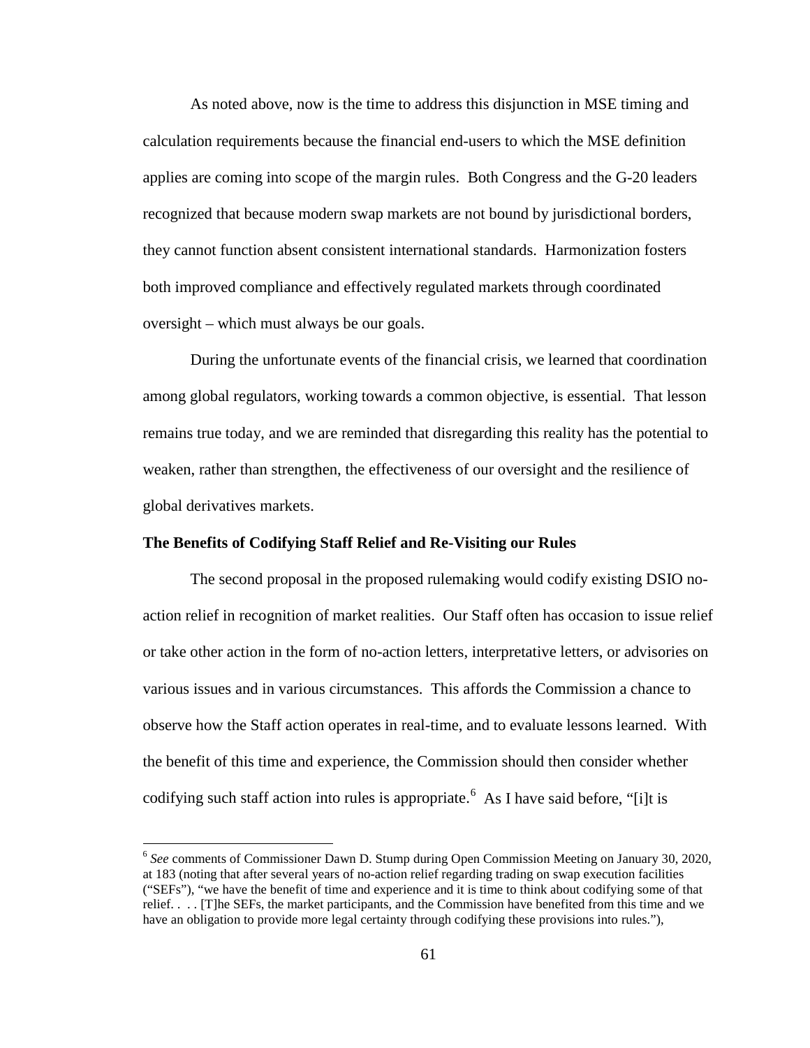As noted above, now is the time to address this disjunction in MSE timing and calculation requirements because the financial end-users to which the MSE definition applies are coming into scope of the margin rules. Both Congress and the G-20 leaders recognized that because modern swap markets are not bound by jurisdictional borders, they cannot function absent consistent international standards. Harmonization fosters both improved compliance and effectively regulated markets through coordinated oversight – which must always be our goals.

During the unfortunate events of the financial crisis, we learned that coordination among global regulators, working towards a common objective, is essential. That lesson remains true today, and we are reminded that disregarding this reality has the potential to weaken, rather than strengthen, the effectiveness of our oversight and the resilience of global derivatives markets.

**The Benefits of Codifying Staff Relief and Re-Visiting our Rules**

The second proposal in the proposed rulemaking would codify existing DSIO no-action relief in recognition of market realities. Our Staff often has occasion to issue relief or take other action in the form of no-action letters, interpretative letters, or advisories on various issues and in various circumstances. This affords the Commission a chance to observe how the Staff action operates in real-time, and to evaluate lessons learned. With the benefit of this time and experience, the Commission should then consider whether codifying such staff action into rules is appropriate.[6] As I have said before, "[i]t is

[6] *See* comments of Commissioner Dawn D. Stump during Open Commission Meeting on January 30, 2020, at 183 (noting that after several years of no-action relief regarding trading on swap execution facilities ("SEFs"), "we have the benefit of time and experience and it is time to think about codifying some of that relief. . . . [T]he SEFs, the market participants, and the Commission have benefited from this time and we have an obligation to provide more legal certainty through codifying these provisions into rules."),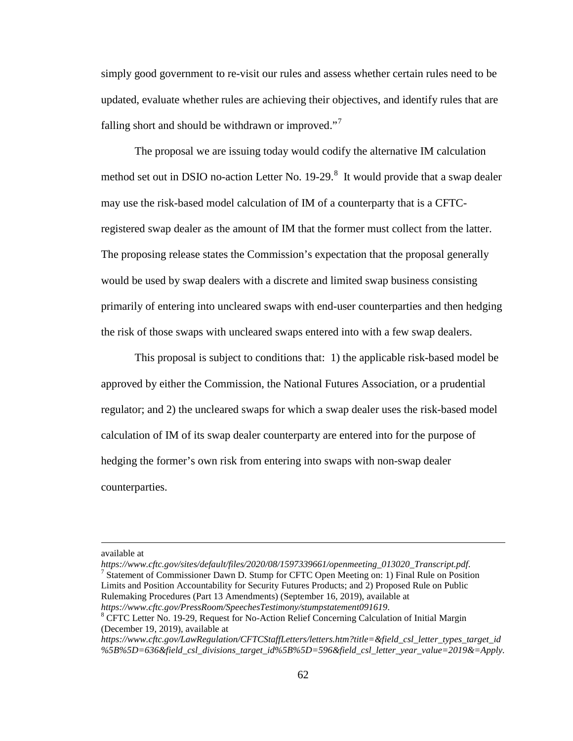simply good government to re-visit our rules and assess whether certain rules need to be updated, evaluate whether rules are achieving their objectives, and identify rules that are falling short and should be withdrawn or improved."[7]

The proposal we are issuing today would codify the alternative IM calculation method set out in DSIO no-action Letter No. 19-29.[8] It would provide that a swap dealer may use the risk-based model calculation of IM of a counterparty that is a CFTC-registered swap dealer as the amount of IM that the former must collect from the latter. The proposing release states the Commission's expectation that the proposal generally would be used by swap dealers with a discrete and limited swap business consisting primarily of entering into uncleared swaps with end-user counterparties and then hedging the risk of those swaps with uncleared swaps entered into with a few swap dealers.

This proposal is subject to conditions that: 1) the applicable risk-based model be approved by either the Commission, the National Futures Association, or a prudential regulator; and 2) the uncleared swaps for which a swap dealer uses the risk-based model calculation of IM of its swap dealer counterparty are entered into for the purpose of hedging the former's own risk from entering into swaps with non-swap dealer counterparties.

---

available at *https://www.cftc.gov/sites/default/files/2020/08/1597339661/openmeeting_013020_Transcript.pdf*.

[7] Statement of Commissioner Dawn D. Stump for CFTC Open Meeting on: 1) Final Rule on Position Limits and Position Accountability for Security Futures Products; and 2) Proposed Rule on Public Rulemaking Procedures (Part 13 Amendments) (September 16, 2019), available at *https://www.cftc.gov/PressRoom/SpeechesTestimony/stumpstatement091619*.

[8] CFTC Letter No. 19-29, Request for No-Action Relief Concerning Calculation of Initial Margin (December 19, 2019), available at *https://www.cftc.gov/LawRegulation/CFTCStaffLetters/letters.htm?title=&field_csl_letter_types_target_id%5B%5D=636&field_csl_divisions_target_id%5B%5D=596&field_csl_letter_year_value=2019&=Apply*.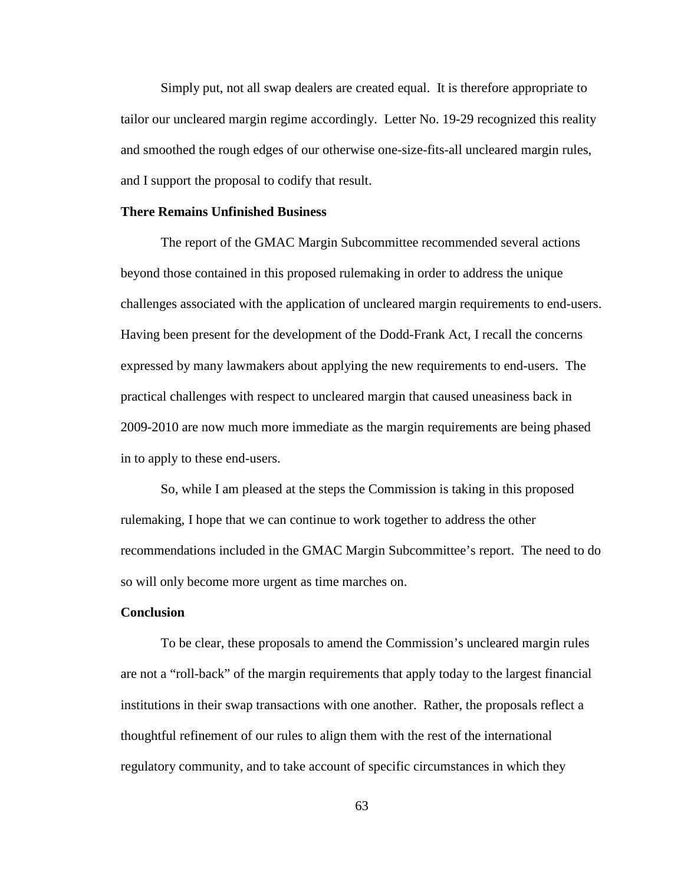Simply put, not all swap dealers are created equal. It is therefore appropriate to tailor our uncleared margin regime accordingly. Letter No. 19-29 recognized this reality and smoothed the rough edges of our otherwise one-size-fits-all uncleared margin rules, and I support the proposal to codify that result.

**There Remains Unfinished Business**

The report of the GMAC Margin Subcommittee recommended several actions beyond those contained in this proposed rulemaking in order to address the unique challenges associated with the application of uncleared margin requirements to end-users. Having been present for the development of the Dodd-Frank Act, I recall the concerns expressed by many lawmakers about applying the new requirements to end-users. The practical challenges with respect to uncleared margin that caused uneasiness back in 2009-2010 are now much more immediate as the margin requirements are being phased in to apply to these end-users.

So, while I am pleased at the steps the Commission is taking in this proposed rulemaking, I hope that we can continue to work together to address the other recommendations included in the GMAC Margin Subcommittee's report. The need to do so will only become more urgent as time marches on.

**Conclusion**

To be clear, these proposals to amend the Commission's uncleared margin rules are not a "roll-back" of the margin requirements that apply today to the largest financial institutions in their swap transactions with one another. Rather, the proposals reflect a thoughtful refinement of our rules to align them with the rest of the international regulatory community, and to take account of specific circumstances in which they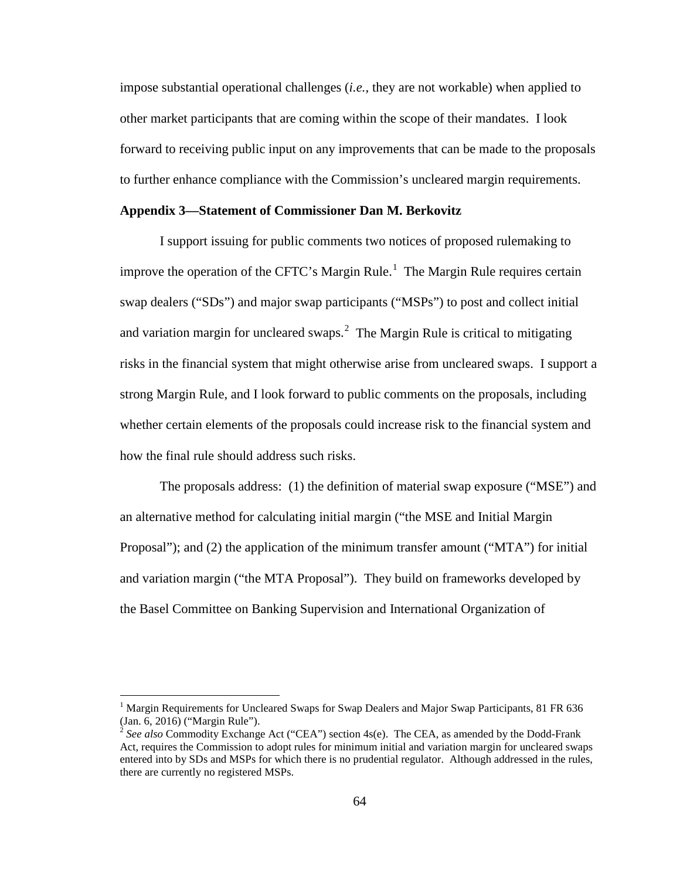impose substantial operational challenges (*i.e.*, they are not workable) when applied to other market participants that are coming within the scope of their mandates. I look forward to receiving public input on any improvements that can be made to the proposals to further enhance compliance with the Commission's uncleared margin requirements.

**Appendix 3—Statement of Commissioner Dan M. Berkovitz**

I support issuing for public comments two notices of proposed rulemaking to improve the operation of the CFTC's Margin Rule.[1] The Margin Rule requires certain swap dealers ("SDs") and major swap participants ("MSPs") to post and collect initial and variation margin for uncleared swaps.[2] The Margin Rule is critical to mitigating risks in the financial system that might otherwise arise from uncleared swaps. I support a strong Margin Rule, and I look forward to public comments on the proposals, including whether certain elements of the proposals could increase risk to the financial system and how the final rule should address such risks.

The proposals address: (1) the definition of material swap exposure ("MSE") and an alternative method for calculating initial margin ("the MSE and Initial Margin Proposal"); and (2) the application of the minimum transfer amount ("MTA") for initial and variation margin ("the MTA Proposal"). They build on frameworks developed by the Basel Committee on Banking Supervision and International Organization of

---

[1] Margin Requirements for Uncleared Swaps for Swap Dealers and Major Swap Participants, 81 FR 636 (Jan. 6, 2016) ("Margin Rule").

[2] *See also* Commodity Exchange Act ("CEA") section 4s(e). The CEA, as amended by the Dodd-Frank Act, requires the Commission to adopt rules for minimum initial and variation margin for uncleared swaps entered into by SDs and MSPs for which there is no prudential regulator. Although addressed in the rules, there are currently no registered MSPs.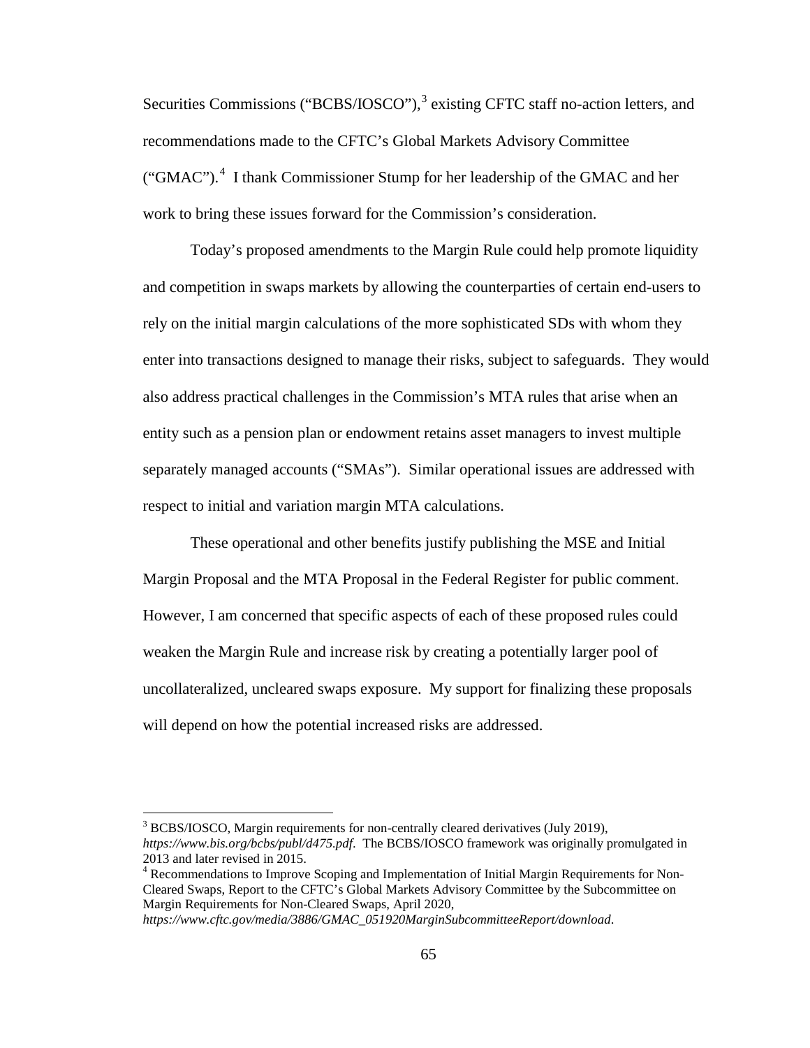Securities Commissions ("BCBS/IOSCO"),[3] existing CFTC staff no-action letters, and recommendations made to the CFTC's Global Markets Advisory Committee ("GMAC").[4] I thank Commissioner Stump for her leadership of the GMAC and her work to bring these issues forward for the Commission's consideration.

Today's proposed amendments to the Margin Rule could help promote liquidity and competition in swaps markets by allowing the counterparties of certain end-users to rely on the initial margin calculations of the more sophisticated SDs with whom they enter into transactions designed to manage their risks, subject to safeguards. They would also address practical challenges in the Commission's MTA rules that arise when an entity such as a pension plan or endowment retains asset managers to invest multiple separately managed accounts ("SMAs"). Similar operational issues are addressed with respect to initial and variation margin MTA calculations.

These operational and other benefits justify publishing the MSE and Initial Margin Proposal and the MTA Proposal in the Federal Register for public comment. However, I am concerned that specific aspects of each of these proposed rules could weaken the Margin Rule and increase risk by creating a potentially larger pool of uncollateralized, uncleared swaps exposure. My support for finalizing these proposals will depend on how the potential increased risks are addressed.

---

[3] BCBS/IOSCO, Margin requirements for non-centrally cleared derivatives (July 2019), *https://www.bis.org/bcbs/publ/d475.pdf*. The BCBS/IOSCO framework was originally promulgated in 2013 and later revised in 2015.

[4] Recommendations to Improve Scoping and Implementation of Initial Margin Requirements for Non-Cleared Swaps, Report to the CFTC's Global Markets Advisory Committee by the Subcommittee on Margin Requirements for Non-Cleared Swaps, April 2020, *https://www.cftc.gov/media/3886/GMAC_051920MarginSubcommitteeReport/download*.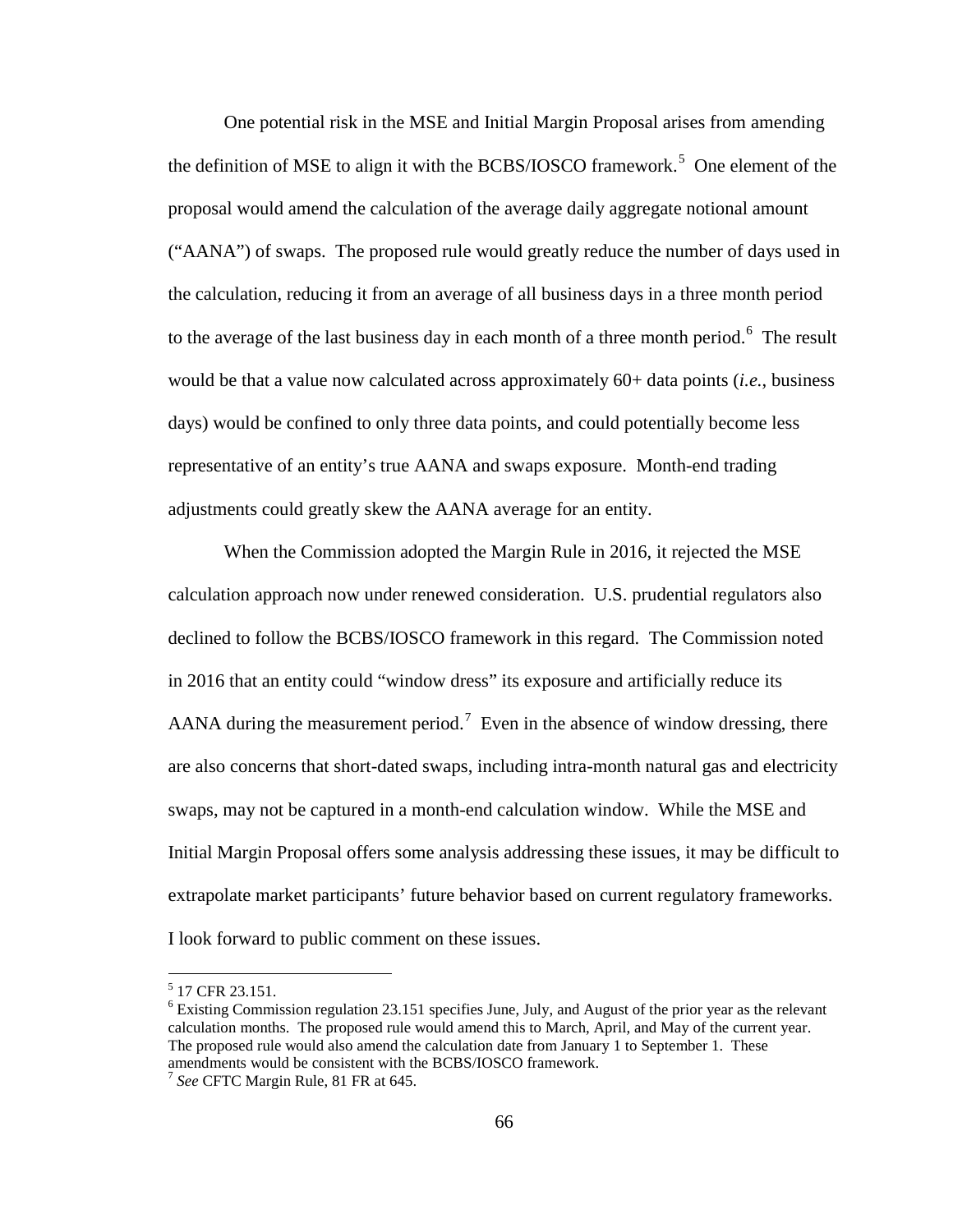One potential risk in the MSE and Initial Margin Proposal arises from amending the definition of MSE to align it with the BCBS/IOSCO framework.[5] One element of the proposal would amend the calculation of the average daily aggregate notional amount ("AANA") of swaps. The proposed rule would greatly reduce the number of days used in the calculation, reducing it from an average of all business days in a three month period to the average of the last business day in each month of a three month period.[6] The result would be that a value now calculated across approximately 60+ data points (*i.e.*, business days) would be confined to only three data points, and could potentially become less representative of an entity's true AANA and swaps exposure. Month-end trading adjustments could greatly skew the AANA average for an entity.

When the Commission adopted the Margin Rule in 2016, it rejected the MSE calculation approach now under renewed consideration. U.S. prudential regulators also declined to follow the BCBS/IOSCO framework in this regard. The Commission noted in 2016 that an entity could "window dress" its exposure and artificially reduce its AANA during the measurement period.[7] Even in the absence of window dressing, there are also concerns that short-dated swaps, including intra-month natural gas and electricity swaps, may not be captured in a month-end calculation window. While the MSE and Initial Margin Proposal offers some analysis addressing these issues, it may be difficult to extrapolate market participants' future behavior based on current regulatory frameworks. I look forward to public comment on these issues.

---

[5] 17 CFR 23.151.

[6] Existing Commission regulation 23.151 specifies June, July, and August of the prior year as the relevant calculation months. The proposed rule would amend this to March, April, and May of the current year. The proposed rule would also amend the calculation date from January 1 to September 1. These amendments would be consistent with the BCBS/IOSCO framework.

[7] *See* CFTC Margin Rule, 81 FR at 645.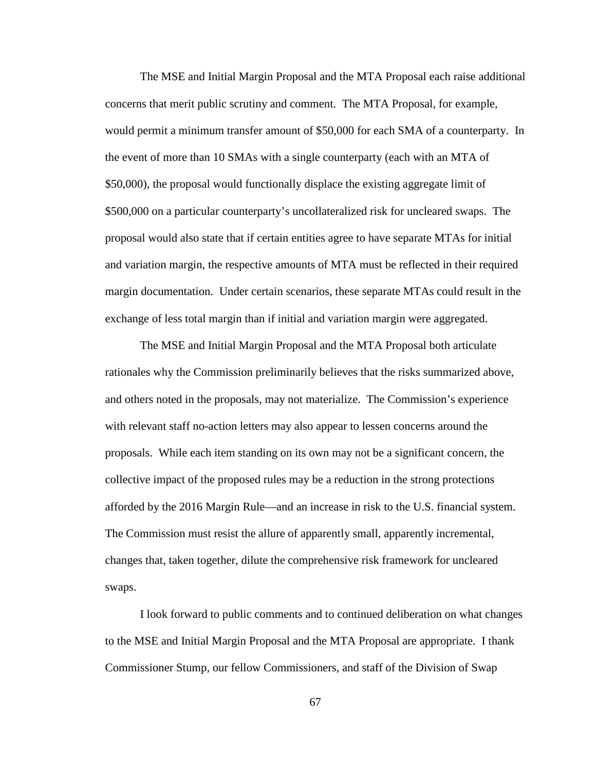The MSE and Initial Margin Proposal and the MTA Proposal each raise additional concerns that merit public scrutiny and comment. The MTA Proposal, for example, would permit a minimum transfer amount of $50,000 for each SMA of a counterparty. In the event of more than 10 SMAs with a single counterparty (each with an MTA of $50,000), the proposal would functionally displace the existing aggregate limit of $500,000 on a particular counterparty's uncollateralized risk for uncleared swaps. The proposal would also state that if certain entities agree to have separate MTAs for initial and variation margin, the respective amounts of MTA must be reflected in their required margin documentation. Under certain scenarios, these separate MTAs could result in the exchange of less total margin than if initial and variation margin were aggregated.

The MSE and Initial Margin Proposal and the MTA Proposal both articulate rationales why the Commission preliminarily believes that the risks summarized above, and others noted in the proposals, may not materialize. The Commission's experience with relevant staff no-action letters may also appear to lessen concerns around the proposals. While each item standing on its own may not be a significant concern, the collective impact of the proposed rules may be a reduction in the strong protections afforded by the 2016 Margin Rule—and an increase in risk to the U.S. financial system. The Commission must resist the allure of apparently small, apparently incremental, changes that, taken together, dilute the comprehensive risk framework for uncleared swaps.

I look forward to public comments and to continued deliberation on what changes to the MSE and Initial Margin Proposal and the MTA Proposal are appropriate. I thank Commissioner Stump, our fellow Commissioners, and staff of the Division of Swap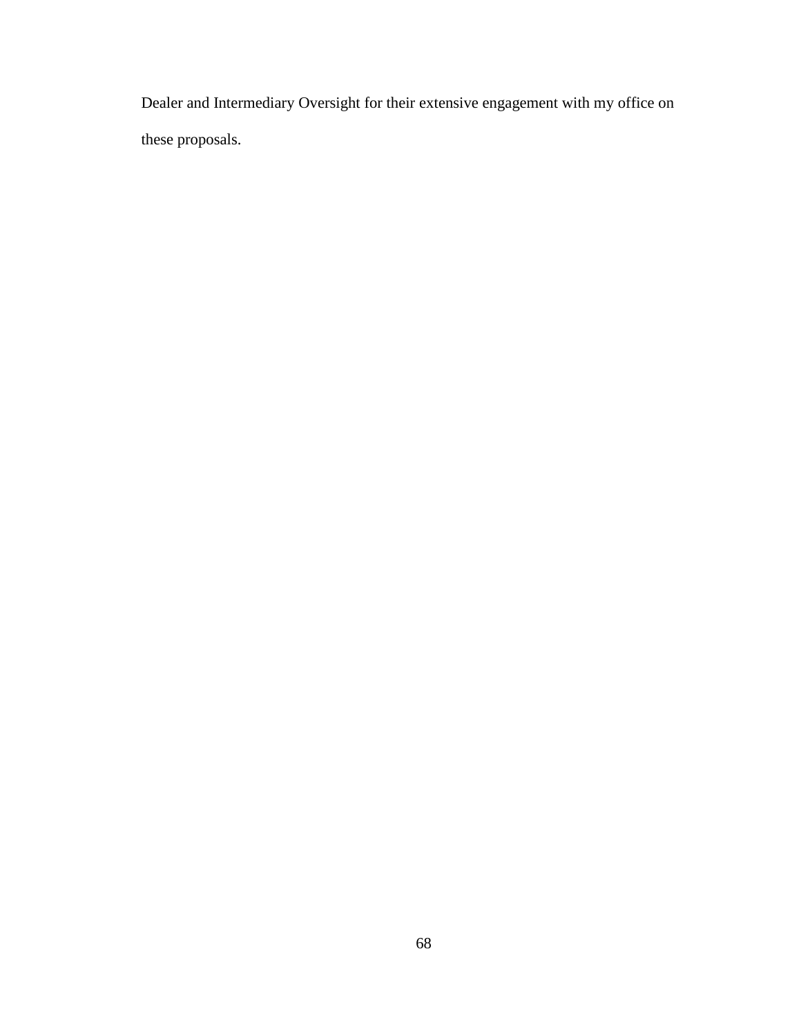Dealer and Intermediary Oversight for their extensive engagement with my office on these proposals.